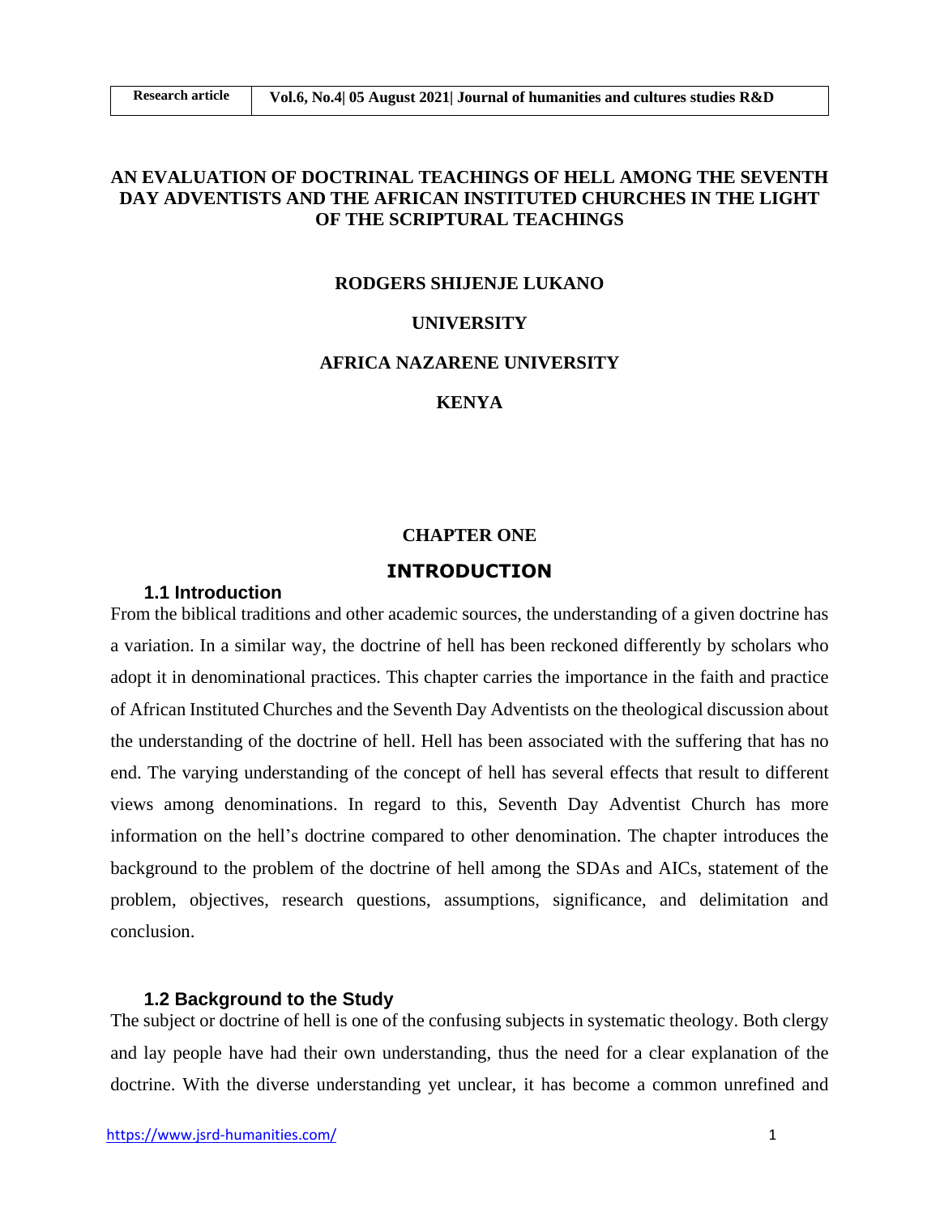# AN EVALUATION OF DOCTRINAL TEACHINGS OF HELL AMONG THE SEVENTH DAY ADVENTISTS AND THE AFRICAN INSTITUTED CHURCHES IN THE LIGHT OF THE SCRIPTURAL TEACHINGS

**RODGERS SHIJENJE LUKANO**

**UNIVERSITY**

**AFRICA NAZARENE UNIVERSITY**

**KENYA**

## CHAPTER ONE

## INTRODUCTION

### 1.1 Introduction

From the biblical traditions and other academic sources, the understanding of a given doctrine has a variation. In a similar way, the doctrine of hell has been reckoned differently by scholars who adopt it in denominational practices. This chapter carries the importance in the faith and practice of African Instituted Churches and the Seventh Day Adventists on the theological discussion about the understanding of the doctrine of hell. Hell has been associated with the suffering that has no end. The varying understanding of the concept of hell has several effects that result to different views among denominations. In regard to this, Seventh Day Adventist Church has more information on the hell's doctrine compared to other denomination. The chapter introduces the background to the problem of the doctrine of hell among the SDAs and AICs, statement of the problem, objectives, research questions, assumptions, significance, and delimitation and conclusion.

### 1.2 Background to the Study

The subject or doctrine of hell is one of the confusing subjects in systematic theology. Both clergy and lay people have had their own understanding, thus the need for a clear explanation of the doctrine. With the diverse understanding yet unclear, it has become a common unrefined and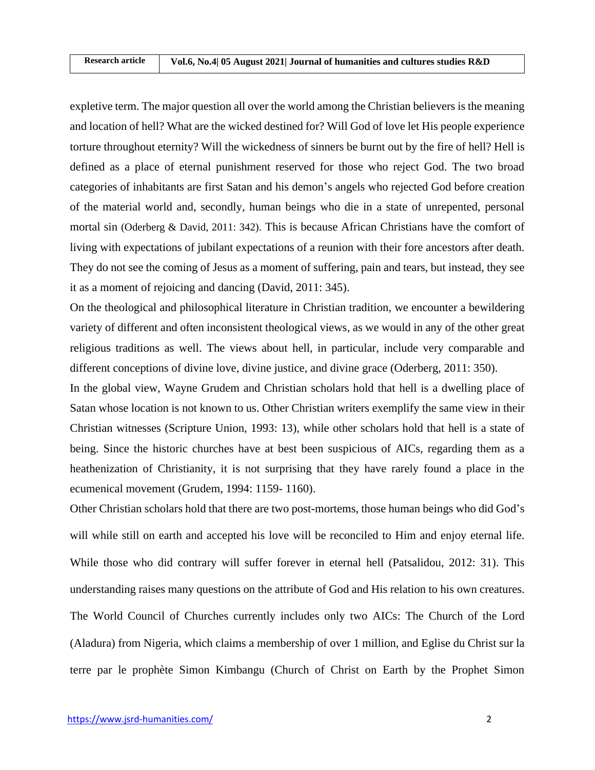expletive term. The major question all over the world among the Christian believers is the meaning and location of hell? What are the wicked destined for? Will God of love let His people experience torture throughout eternity? Will the wickedness of sinners be burnt out by the fire of hell? Hell is defined as a place of eternal punishment reserved for those who reject God. The two broad categories of inhabitants are first Satan and his demon's angels who rejected God before creation of the material world and, secondly, human beings who die in a state of unrepented, personal mortal sin (Oderberg & David, 2011: 342). This is because African Christians have the comfort of living with expectations of jubilant expectations of a reunion with their fore ancestors after death. They do not see the coming of Jesus as a moment of suffering, pain and tears, but instead, they see it as a moment of rejoicing and dancing (David, 2011: 345).

On the theological and philosophical literature in Christian tradition, we encounter a bewildering variety of different and often inconsistent theological views, as we would in any of the other great religious traditions as well. The views about hell, in particular, include very comparable and different conceptions of divine love, divine justice, and divine grace (Oderberg, 2011: 350).

In the global view, Wayne Grudem and Christian scholars hold that hell is a dwelling place of Satan whose location is not known to us. Other Christian writers exemplify the same view in their Christian witnesses (Scripture Union, 1993: 13), while other scholars hold that hell is a state of being. Since the historic churches have at best been suspicious of AICs, regarding them as a heathenization of Christianity, it is not surprising that they have rarely found a place in the ecumenical movement (Grudem, 1994: 1159- 1160).

Other Christian scholars hold that there are two post-mortems, those human beings who did God's will while still on earth and accepted his love will be reconciled to Him and enjoy eternal life. While those who did contrary will suffer forever in eternal hell (Patsalidou, 2012: 31). This understanding raises many questions on the attribute of God and His relation to his own creatures. The World Council of Churches currently includes only two AICs: The Church of the Lord (Aladura) from Nigeria, which claims a membership of over 1 million, and Eglise du Christ sur la terre par le prophète Simon Kimbangu (Church of Christ on Earth by the Prophet Simon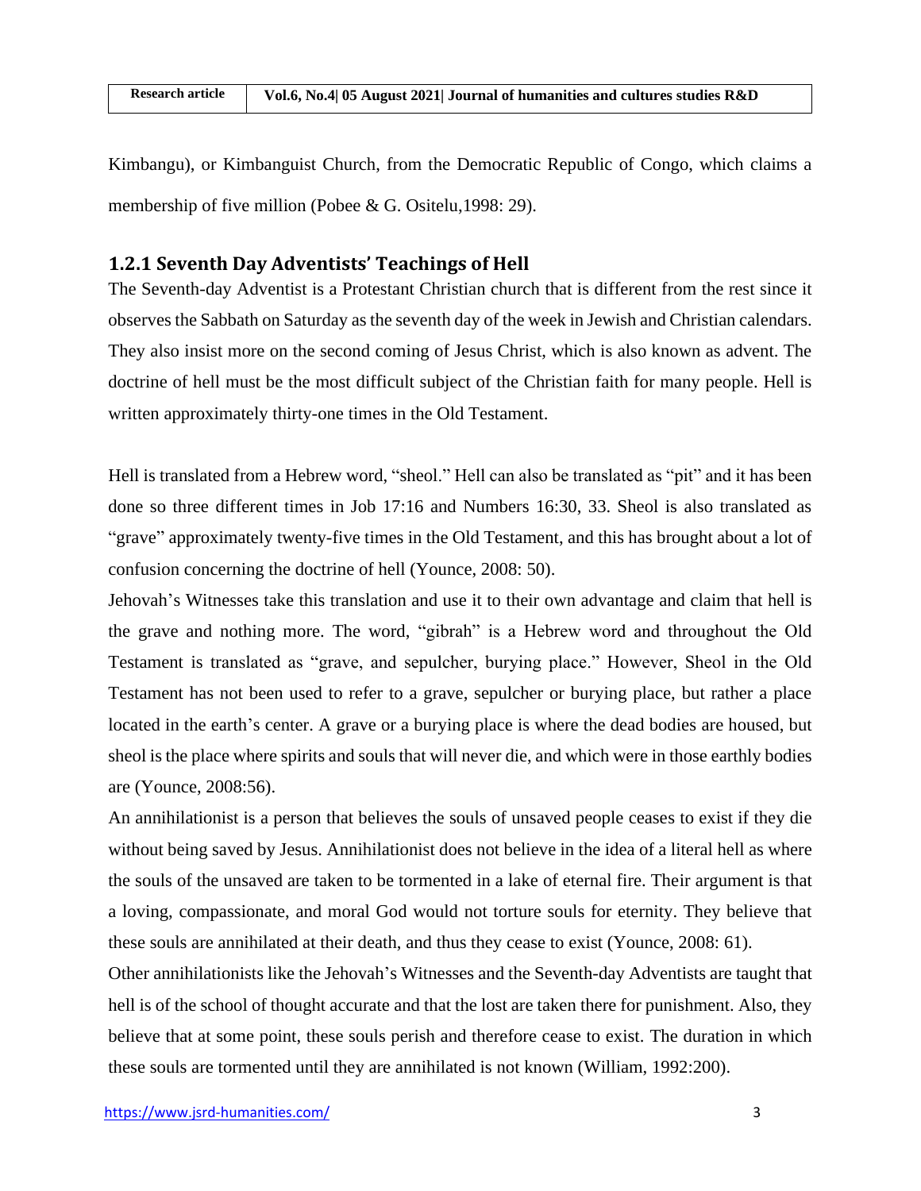Kimbangu), or Kimbanguist Church, from the Democratic Republic of Congo, which claims a membership of five million (Pobee & G. Ositelu,1998: 29).

### 1.2.1 Seventh Day Adventists' Teachings of Hell

The Seventh-day Adventist is a Protestant Christian church that is different from the rest since it observes the Sabbath on Saturday as the seventh day of the week in Jewish and Christian calendars. They also insist more on the second coming of Jesus Christ, which is also known as advent. The doctrine of hell must be the most difficult subject of the Christian faith for many people. Hell is written approximately thirty-one times in the Old Testament.

Hell is translated from a Hebrew word, "sheol." Hell can also be translated as "pit" and it has been done so three different times in Job 17:16 and Numbers 16:30, 33. Sheol is also translated as "grave" approximately twenty-five times in the Old Testament, and this has brought about a lot of confusion concerning the doctrine of hell (Younce, 2008: 50).

Jehovah's Witnesses take this translation and use it to their own advantage and claim that hell is the grave and nothing more. The word, "gibrah" is a Hebrew word and throughout the Old Testament is translated as "grave, and sepulcher, burying place." However, Sheol in the Old Testament has not been used to refer to a grave, sepulcher or burying place, but rather a place located in the earth's center. A grave or a burying place is where the dead bodies are housed, but sheol is the place where spirits and souls that will never die, and which were in those earthly bodies are (Younce, 2008:56).

An annihilationist is a person that believes the souls of unsaved people ceases to exist if they die without being saved by Jesus. Annihilationist does not believe in the idea of a literal hell as where the souls of the unsaved are taken to be tormented in a lake of eternal fire. Their argument is that a loving, compassionate, and moral God would not torture souls for eternity. They believe that these souls are annihilated at their death, and thus they cease to exist (Younce, 2008: 61).

Other annihilationists like the Jehovah's Witnesses and the Seventh-day Adventists are taught that hell is of the school of thought accurate and that the lost are taken there for punishment. Also, they believe that at some point, these souls perish and therefore cease to exist. The duration in which these souls are tormented until they are annihilated is not known (William, 1992:200).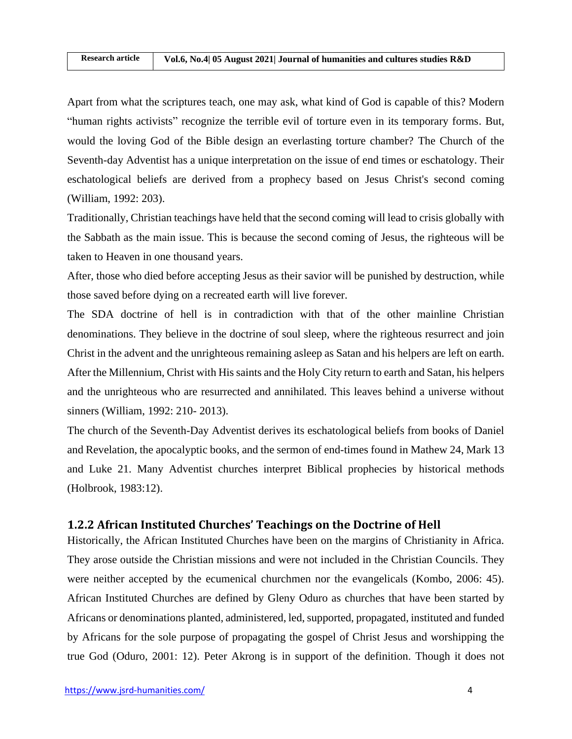Apart from what the scriptures teach, one may ask, what kind of God is capable of this? Modern "human rights activists" recognize the terrible evil of torture even in its temporary forms. But, would the loving God of the Bible design an everlasting torture chamber? The Church of the Seventh-day Adventist has a unique interpretation on the issue of end times or eschatology. Their eschatological beliefs are derived from a prophecy based on Jesus Christ's second coming (William, 1992: 203).

Traditionally, Christian teachings have held that the second coming will lead to crisis globally with the Sabbath as the main issue. This is because the second coming of Jesus, the righteous will be taken to Heaven in one thousand years.

After, those who died before accepting Jesus as their savior will be punished by destruction, while those saved before dying on a recreated earth will live forever.

The SDA doctrine of hell is in contradiction with that of the other mainline Christian denominations. They believe in the doctrine of soul sleep, where the righteous resurrect and join Christ in the advent and the unrighteous remaining asleep as Satan and his helpers are left on earth. After the Millennium, Christ with His saints and the Holy City return to earth and Satan, his helpers and the unrighteous who are resurrected and annihilated. This leaves behind a universe without sinners (William, 1992: 210- 2013).

The church of the Seventh-Day Adventist derives its eschatological beliefs from books of Daniel and Revelation, the apocalyptic books, and the sermon of end-times found in Mathew 24, Mark 13 and Luke 21. Many Adventist churches interpret Biblical prophecies by historical methods (Holbrook, 1983:12).

### 1.2.2 African Instituted Churches' Teachings on the Doctrine of Hell

Historically, the African Instituted Churches have been on the margins of Christianity in Africa. They arose outside the Christian missions and were not included in the Christian Councils. They were neither accepted by the ecumenical churchmen nor the evangelicals (Kombo, 2006: 45). African Instituted Churches are defined by Gleny Oduro as churches that have been started by Africans or denominations planted, administered, led, supported, propagated, instituted and funded by Africans for the sole purpose of propagating the gospel of Christ Jesus and worshipping the true God (Oduro, 2001: 12). Peter Akrong is in support of the definition. Though it does not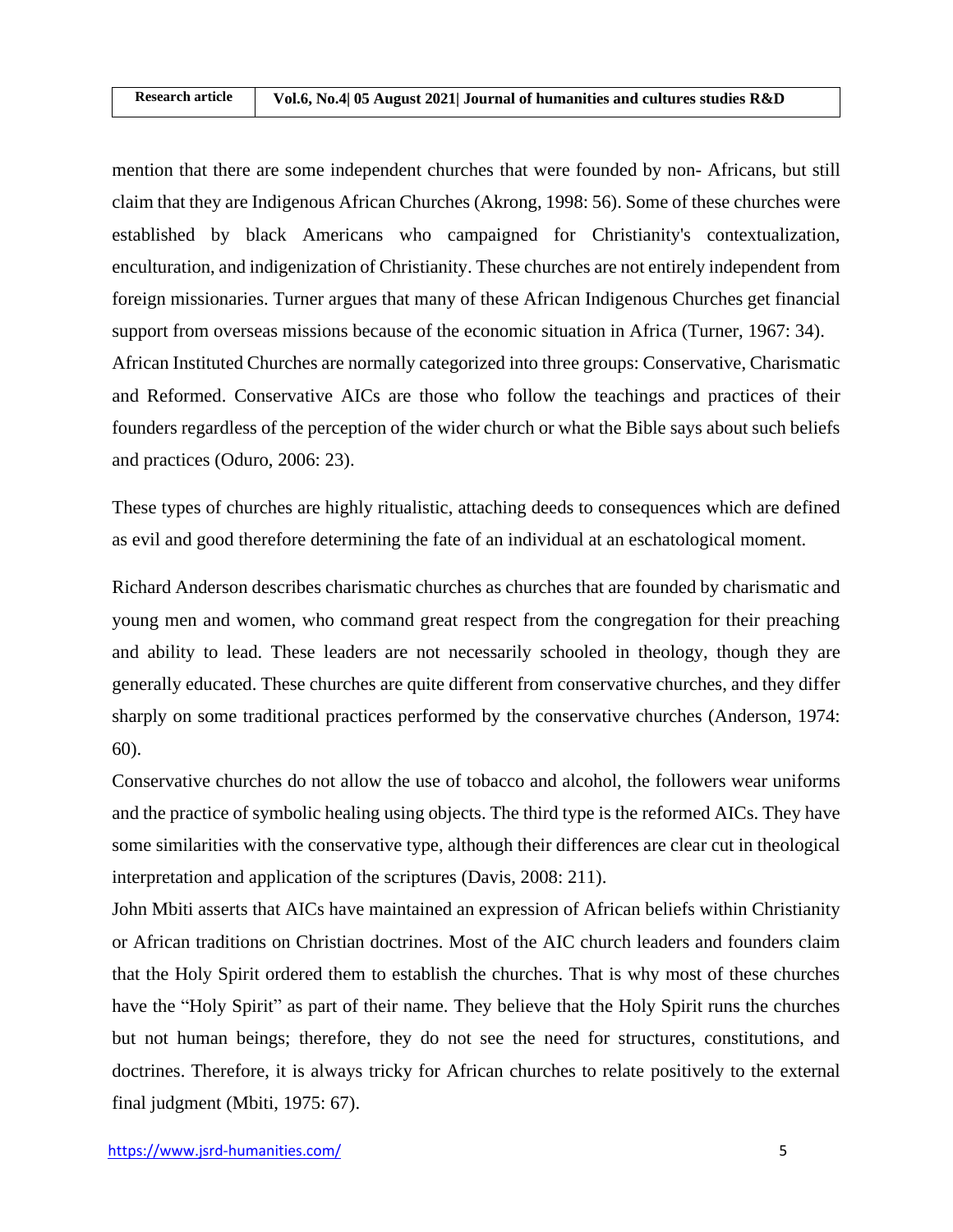mention that there are some independent churches that were founded by non- Africans, but still claim that they are Indigenous African Churches (Akrong, 1998: 56). Some of these churches were established by black Americans who campaigned for Christianity's contextualization, enculturation, and indigenization of Christianity. These churches are not entirely independent from foreign missionaries. Turner argues that many of these African Indigenous Churches get financial support from overseas missions because of the economic situation in Africa (Turner, 1967: 34).

African Instituted Churches are normally categorized into three groups: Conservative, Charismatic and Reformed. Conservative AICs are those who follow the teachings and practices of their founders regardless of the perception of the wider church or what the Bible says about such beliefs and practices (Oduro, 2006: 23).

These types of churches are highly ritualistic, attaching deeds to consequences which are defined as evil and good therefore determining the fate of an individual at an eschatological moment.

Richard Anderson describes charismatic churches as churches that are founded by charismatic and young men and women, who command great respect from the congregation for their preaching and ability to lead. These leaders are not necessarily schooled in theology, though they are generally educated. These churches are quite different from conservative churches, and they differ sharply on some traditional practices performed by the conservative churches (Anderson, 1974: 60).

Conservative churches do not allow the use of tobacco and alcohol, the followers wear uniforms and the practice of symbolic healing using objects. The third type is the reformed AICs. They have some similarities with the conservative type, although their differences are clear cut in theological interpretation and application of the scriptures (Davis, 2008: 211).

John Mbiti asserts that AICs have maintained an expression of African beliefs within Christianity or African traditions on Christian doctrines. Most of the AIC church leaders and founders claim that the Holy Spirit ordered them to establish the churches. That is why most of these churches have the "Holy Spirit" as part of their name. They believe that the Holy Spirit runs the churches but not human beings; therefore, they do not see the need for structures, constitutions, and doctrines. Therefore, it is always tricky for African churches to relate positively to the external final judgment (Mbiti, 1975: 67).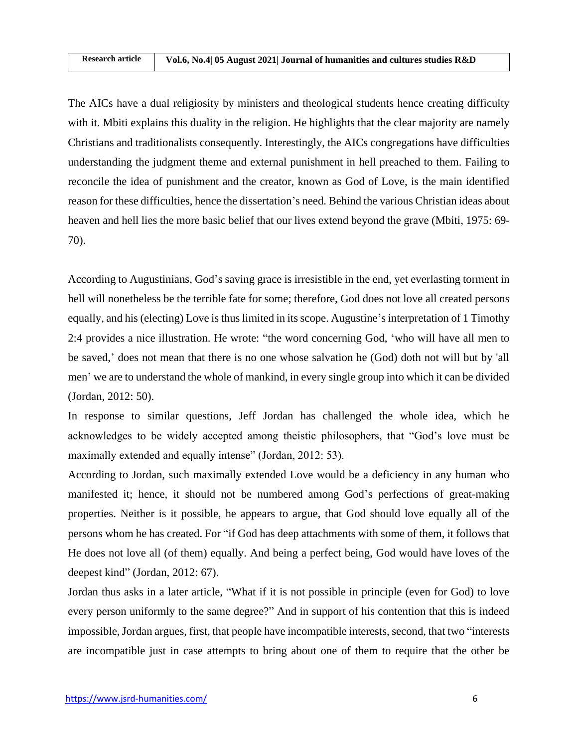The AICs have a dual religiosity by ministers and theological students hence creating difficulty with it. Mbiti explains this duality in the religion. He highlights that the clear majority are namely Christians and traditionalists consequently. Interestingly, the AICs congregations have difficulties understanding the judgment theme and external punishment in hell preached to them. Failing to reconcile the idea of punishment and the creator, known as God of Love, is the main identified reason for these difficulties, hence the dissertation's need. Behind the various Christian ideas about heaven and hell lies the more basic belief that our lives extend beyond the grave (Mbiti, 1975: 69-70).

According to Augustinians, God's saving grace is irresistible in the end, yet everlasting torment in hell will nonetheless be the terrible fate for some; therefore, God does not love all created persons equally, and his (electing) Love is thus limited in its scope. Augustine's interpretation of 1 Timothy 2:4 provides a nice illustration. He wrote: "the word concerning God, 'who will have all men to be saved,' does not mean that there is no one whose salvation he (God) doth not will but by 'all men' we are to understand the whole of mankind, in every single group into which it can be divided (Jordan, 2012: 50).

In response to similar questions, Jeff Jordan has challenged the whole idea, which he acknowledges to be widely accepted among theistic philosophers, that "God's love must be maximally extended and equally intense" (Jordan, 2012: 53).

According to Jordan, such maximally extended Love would be a deficiency in any human who manifested it; hence, it should not be numbered among God's perfections of great-making properties. Neither is it possible, he appears to argue, that God should love equally all of the persons whom he has created. For "if God has deep attachments with some of them, it follows that He does not love all (of them) equally. And being a perfect being, God would have loves of the deepest kind" (Jordan, 2012: 67).

Jordan thus asks in a later article, "What if it is not possible in principle (even for God) to love every person uniformly to the same degree?" And in support of his contention that this is indeed impossible, Jordan argues, first, that people have incompatible interests, second, that two "interests are incompatible just in case attempts to bring about one of them to require that the other be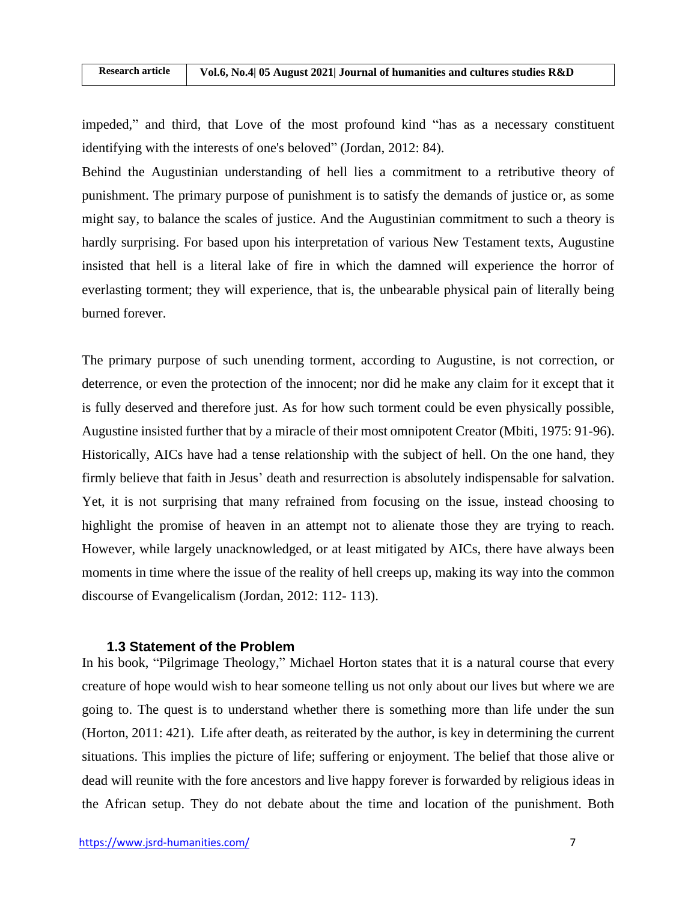impeded," and third, that Love of the most profound kind "has as a necessary constituent identifying with the interests of one's beloved" (Jordan, 2012: 84).

Behind the Augustinian understanding of hell lies a commitment to a retributive theory of punishment. The primary purpose of punishment is to satisfy the demands of justice or, as some might say, to balance the scales of justice. And the Augustinian commitment to such a theory is hardly surprising. For based upon his interpretation of various New Testament texts, Augustine insisted that hell is a literal lake of fire in which the damned will experience the horror of everlasting torment; they will experience, that is, the unbearable physical pain of literally being burned forever.

The primary purpose of such unending torment, according to Augustine, is not correction, or deterrence, or even the protection of the innocent; nor did he make any claim for it except that it is fully deserved and therefore just. As for how such torment could be even physically possible, Augustine insisted further that by a miracle of their most omnipotent Creator (Mbiti, 1975: 91-96).

Historically, AICs have had a tense relationship with the subject of hell. On the one hand, they firmly believe that faith in Jesus' death and resurrection is absolutely indispensable for salvation. Yet, it is not surprising that many refrained from focusing on the issue, instead choosing to highlight the promise of heaven in an attempt not to alienate those they are trying to reach. However, while largely unacknowledged, or at least mitigated by AICs, there have always been moments in time where the issue of the reality of hell creeps up, making its way into the common discourse of Evangelicalism (Jordan, 2012: 112- 113).

### 1.3 Statement of the Problem

In his book, "Pilgrimage Theology," Michael Horton states that it is a natural course that every creature of hope would wish to hear someone telling us not only about our lives but where we are going to. The quest is to understand whether there is something more than life under the sun (Horton, 2011: 421). Life after death, as reiterated by the author, is key in determining the current situations. This implies the picture of life; suffering or enjoyment. The belief that those alive or dead will reunite with the fore ancestors and live happy forever is forwarded by religious ideas in the African setup. They do not debate about the time and location of the punishment. Both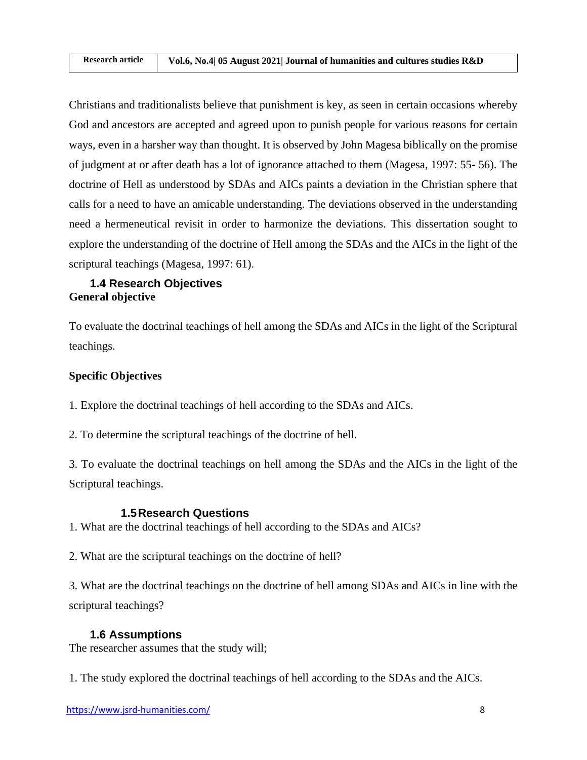Christians and traditionalists believe that punishment is key, as seen in certain occasions whereby God and ancestors are accepted and agreed upon to punish people for various reasons for certain ways, even in a harsher way than thought. It is observed by John Magesa biblically on the promise of judgment at or after death has a lot of ignorance attached to them (Magesa, 1997: 55- 56). The doctrine of Hell as understood by SDAs and AICs paints a deviation in the Christian sphere that calls for a need to have an amicable understanding. The deviations observed in the understanding need a hermeneutical revisit in order to harmonize the deviations. This dissertation sought to explore the understanding of the doctrine of Hell among the SDAs and the AICs in the light of the scriptural teachings (Magesa, 1997: 61).

## 1.4 Research Objectives

**General objective**

To evaluate the doctrinal teachings of hell among the SDAs and AICs in the light of the Scriptural teachings.

**Specific Objectives**

1. Explore the doctrinal teachings of hell according to the SDAs and AICs.

2. To determine the scriptural teachings of the doctrine of hell.

3. To evaluate the doctrinal teachings on hell among the SDAs and the AICs in the light of the Scriptural teachings.

## 1.5 Research Questions

1. What are the doctrinal teachings of hell according to the SDAs and AICs?

2. What are the scriptural teachings on the doctrine of hell?

3. What are the doctrinal teachings on the doctrine of hell among SDAs and AICs in line with the scriptural teachings?

## 1.6 Assumptions

The researcher assumes that the study will;

1. The study explored the doctrinal teachings of hell according to the SDAs and the AICs.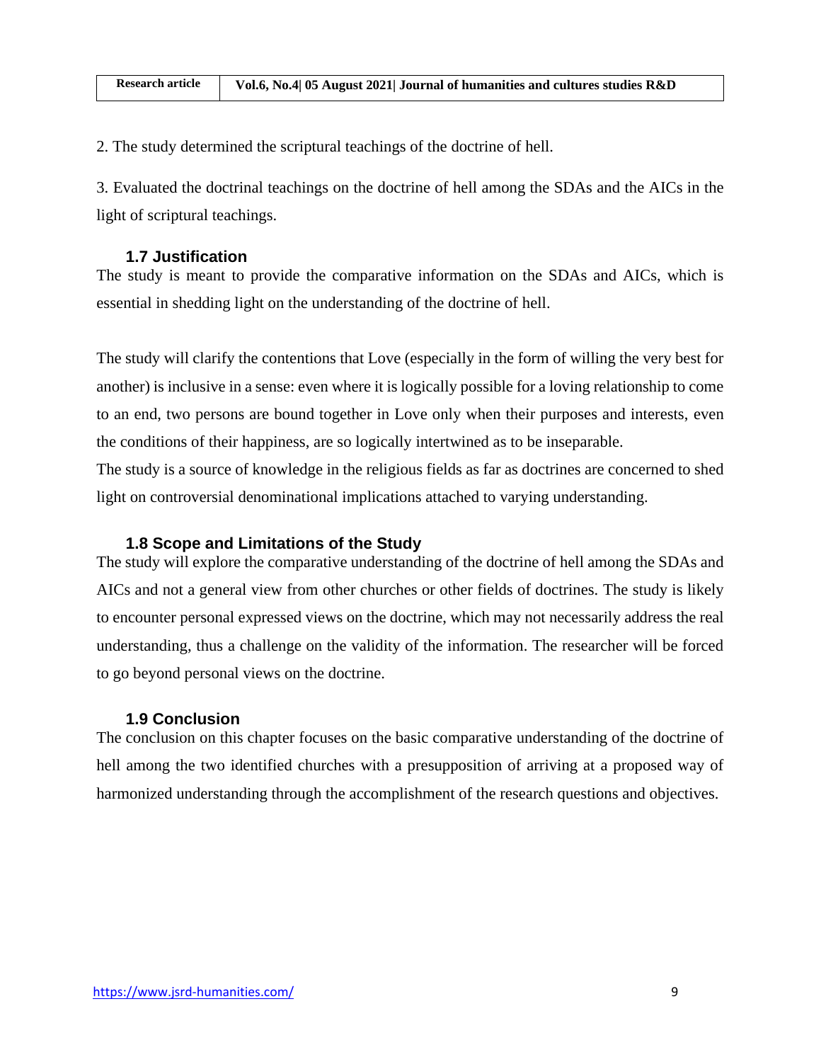2. The study determined the scriptural teachings of the doctrine of hell.

3. Evaluated the doctrinal teachings on the doctrine of hell among the SDAs and the AICs in the light of scriptural teachings.

### 1.7 Justification

The study is meant to provide the comparative information on the SDAs and AICs, which is essential in shedding light on the understanding of the doctrine of hell.

The study will clarify the contentions that Love (especially in the form of willing the very best for another) is inclusive in a sense: even where it is logically possible for a loving relationship to come to an end, two persons are bound together in Love only when their purposes and interests, even the conditions of their happiness, are so logically intertwined as to be inseparable.

The study is a source of knowledge in the religious fields as far as doctrines are concerned to shed light on controversial denominational implications attached to varying understanding.

### 1.8 Scope and Limitations of the Study

The study will explore the comparative understanding of the doctrine of hell among the SDAs and AICs and not a general view from other churches or other fields of doctrines. The study is likely to encounter personal expressed views on the doctrine, which may not necessarily address the real understanding, thus a challenge on the validity of the information. The researcher will be forced to go beyond personal views on the doctrine.

### 1.9 Conclusion

The conclusion on this chapter focuses on the basic comparative understanding of the doctrine of hell among the two identified churches with a presupposition of arriving at a proposed way of harmonized understanding through the accomplishment of the research questions and objectives.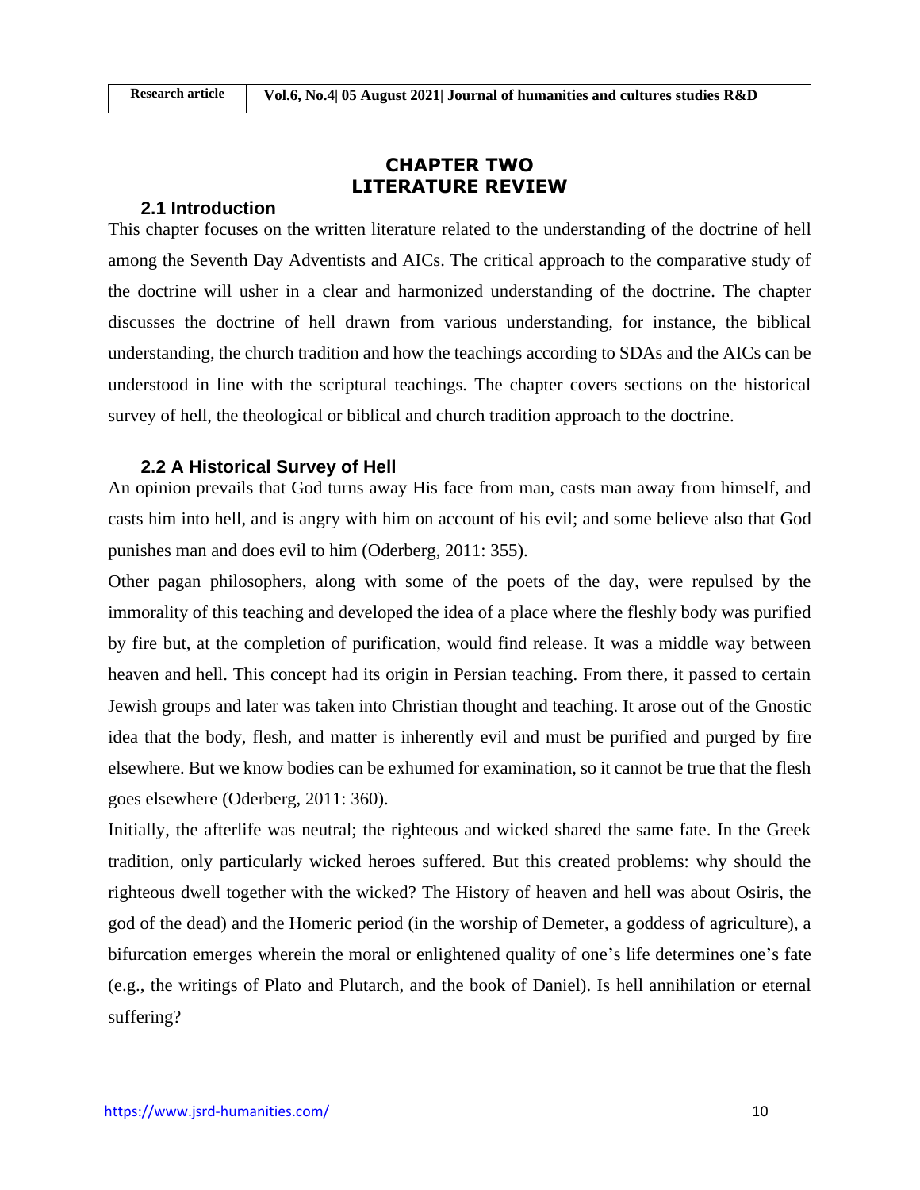# CHAPTER TWO
# LITERATURE REVIEW

## 2.1 Introduction

This chapter focuses on the written literature related to the understanding of the doctrine of hell among the Seventh Day Adventists and AICs. The critical approach to the comparative study of the doctrine will usher in a clear and harmonized understanding of the doctrine. The chapter discusses the doctrine of hell drawn from various understanding, for instance, the biblical understanding, the church tradition and how the teachings according to SDAs and the AICs can be understood in line with the scriptural teachings. The chapter covers sections on the historical survey of hell, the theological or biblical and church tradition approach to the doctrine.

## 2.2 A Historical Survey of Hell

An opinion prevails that God turns away His face from man, casts man away from himself, and casts him into hell, and is angry with him on account of his evil; and some believe also that God punishes man and does evil to him (Oderberg, 2011: 355).

Other pagan philosophers, along with some of the poets of the day, were repulsed by the immorality of this teaching and developed the idea of a place where the fleshly body was purified by fire but, at the completion of purification, would find release. It was a middle way between heaven and hell. This concept had its origin in Persian teaching. From there, it passed to certain Jewish groups and later was taken into Christian thought and teaching. It arose out of the Gnostic idea that the body, flesh, and matter is inherently evil and must be purified and purged by fire elsewhere. But we know bodies can be exhumed for examination, so it cannot be true that the flesh goes elsewhere (Oderberg, 2011: 360).

Initially, the afterlife was neutral; the righteous and wicked shared the same fate. In the Greek tradition, only particularly wicked heroes suffered. But this created problems: why should the righteous dwell together with the wicked? The History of heaven and hell was about Osiris, the god of the dead) and the Homeric period (in the worship of Demeter, a goddess of agriculture), a bifurcation emerges wherein the moral or enlightened quality of one's life determines one's fate (e.g., the writings of Plato and Plutarch, and the book of Daniel). Is hell annihilation or eternal suffering?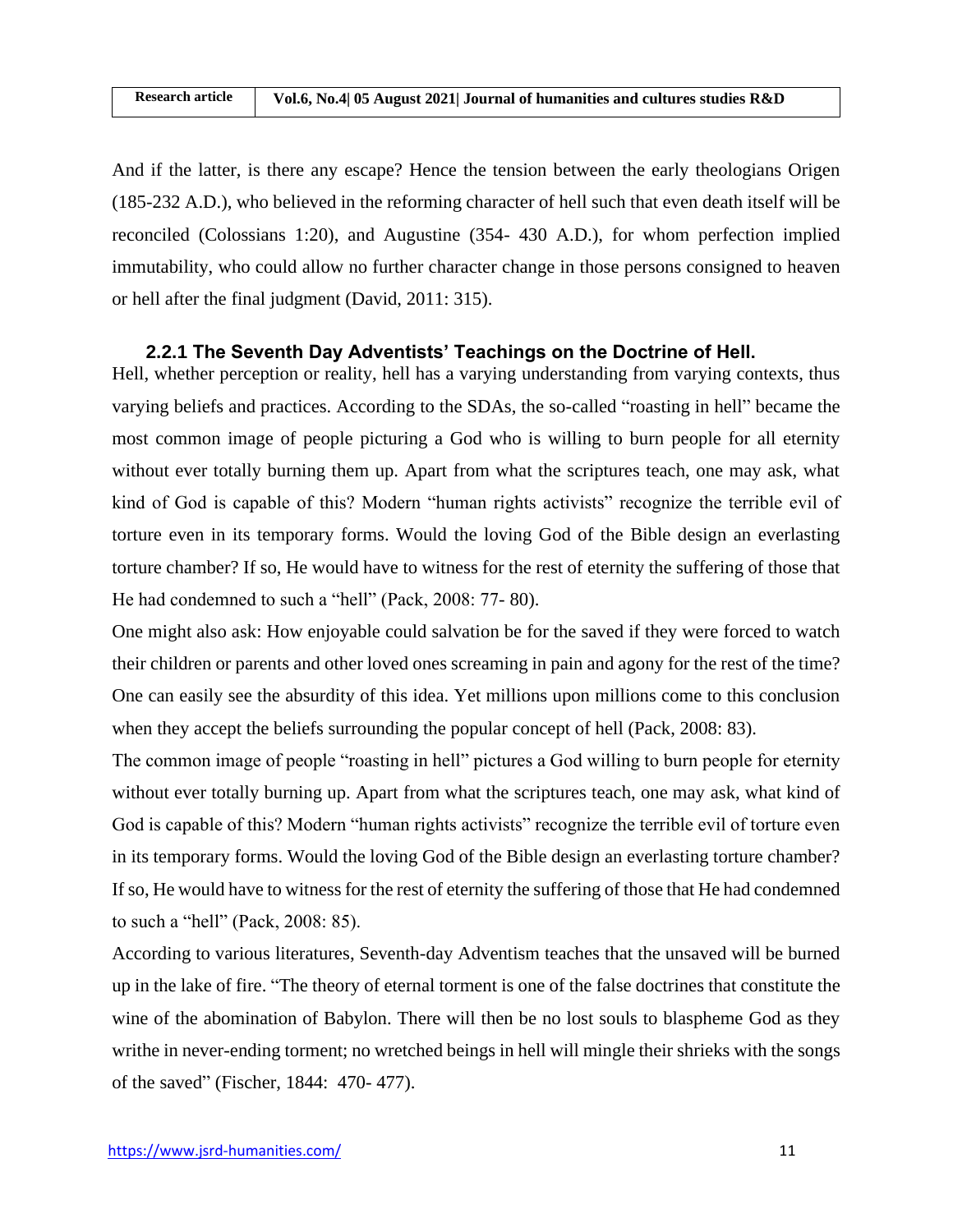And if the latter, is there any escape? Hence the tension between the early theologians Origen (185-232 A.D.), who believed in the reforming character of hell such that even death itself will be reconciled (Colossians 1:20), and Augustine (354- 430 A.D.), for whom perfection implied immutability, who could allow no further character change in those persons consigned to heaven or hell after the final judgment (David, 2011: 315).

### 2.2.1 The Seventh Day Adventists' Teachings on the Doctrine of Hell.

Hell, whether perception or reality, hell has a varying understanding from varying contexts, thus varying beliefs and practices. According to the SDAs, the so-called "roasting in hell" became the most common image of people picturing a God who is willing to burn people for all eternity without ever totally burning them up. Apart from what the scriptures teach, one may ask, what kind of God is capable of this? Modern "human rights activists" recognize the terrible evil of torture even in its temporary forms. Would the loving God of the Bible design an everlasting torture chamber? If so, He would have to witness for the rest of eternity the suffering of those that He had condemned to such a "hell" (Pack, 2008: 77- 80).

One might also ask: How enjoyable could salvation be for the saved if they were forced to watch their children or parents and other loved ones screaming in pain and agony for the rest of the time? One can easily see the absurdity of this idea. Yet millions upon millions come to this conclusion when they accept the beliefs surrounding the popular concept of hell (Pack, 2008: 83).

The common image of people "roasting in hell" pictures a God willing to burn people for eternity without ever totally burning up. Apart from what the scriptures teach, one may ask, what kind of God is capable of this? Modern "human rights activists" recognize the terrible evil of torture even in its temporary forms. Would the loving God of the Bible design an everlasting torture chamber? If so, He would have to witness for the rest of eternity the suffering of those that He had condemned to such a "hell" (Pack, 2008: 85).

According to various literatures, Seventh-day Adventism teaches that the unsaved will be burned up in the lake of fire. "The theory of eternal torment is one of the false doctrines that constitute the wine of the abomination of Babylon. There will then be no lost souls to blaspheme God as they writhe in never-ending torment; no wretched beings in hell will mingle their shrieks with the songs of the saved" (Fischer, 1844: 470- 477).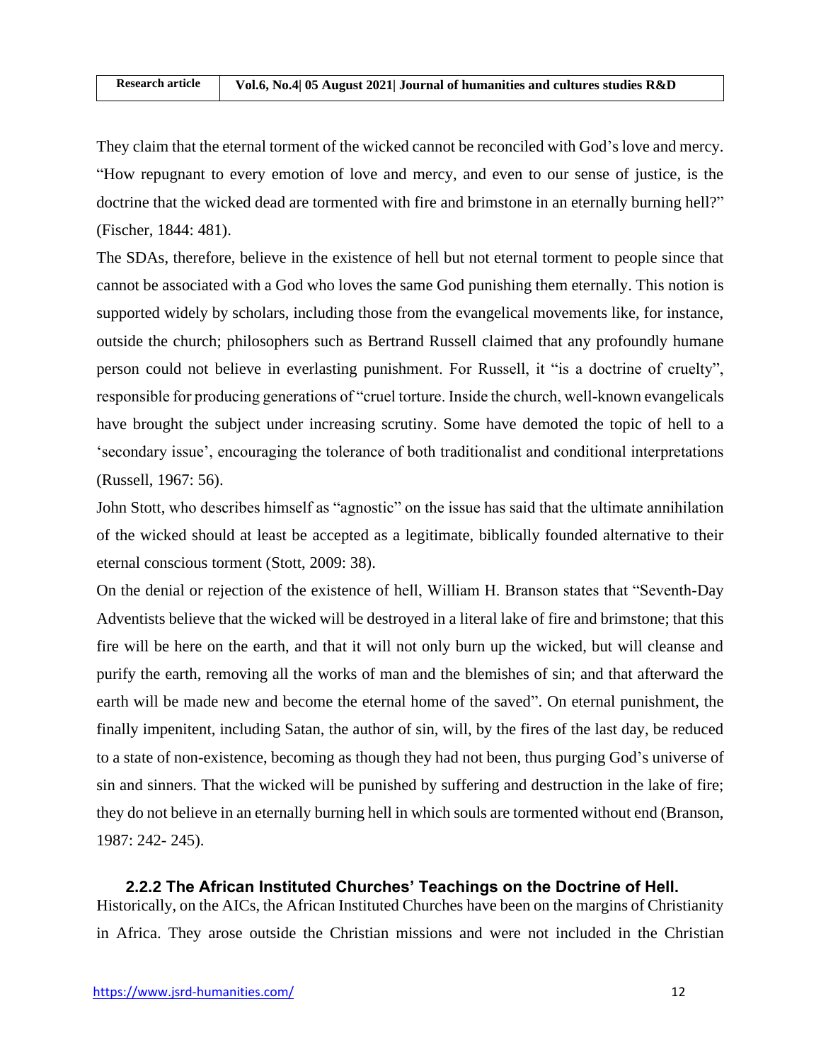They claim that the eternal torment of the wicked cannot be reconciled with God's love and mercy. "How repugnant to every emotion of love and mercy, and even to our sense of justice, is the doctrine that the wicked dead are tormented with fire and brimstone in an eternally burning hell?" (Fischer, 1844: 481).

The SDAs, therefore, believe in the existence of hell but not eternal torment to people since that cannot be associated with a God who loves the same God punishing them eternally. This notion is supported widely by scholars, including those from the evangelical movements like, for instance, outside the church; philosophers such as Bertrand Russell claimed that any profoundly humane person could not believe in everlasting punishment. For Russell, it "is a doctrine of cruelty", responsible for producing generations of "cruel torture. Inside the church, well-known evangelicals have brought the subject under increasing scrutiny. Some have demoted the topic of hell to a 'secondary issue', encouraging the tolerance of both traditionalist and conditional interpretations (Russell, 1967: 56).

John Stott, who describes himself as "agnostic" on the issue has said that the ultimate annihilation of the wicked should at least be accepted as a legitimate, biblically founded alternative to their eternal conscious torment (Stott, 2009: 38).

On the denial or rejection of the existence of hell, William H. Branson states that "Seventh-Day Adventists believe that the wicked will be destroyed in a literal lake of fire and brimstone; that this fire will be here on the earth, and that it will not only burn up the wicked, but will cleanse and purify the earth, removing all the works of man and the blemishes of sin; and that afterward the earth will be made new and become the eternal home of the saved". On eternal punishment, the finally impenitent, including Satan, the author of sin, will, by the fires of the last day, be reduced to a state of non-existence, becoming as though they had not been, thus purging God's universe of sin and sinners. That the wicked will be punished by suffering and destruction in the lake of fire; they do not believe in an eternally burning hell in which souls are tormented without end (Branson, 1987: 242- 245).

### 2.2.2 The African Instituted Churches' Teachings on the Doctrine of Hell.

Historically, on the AICs, the African Instituted Churches have been on the margins of Christianity in Africa. They arose outside the Christian missions and were not included in the Christian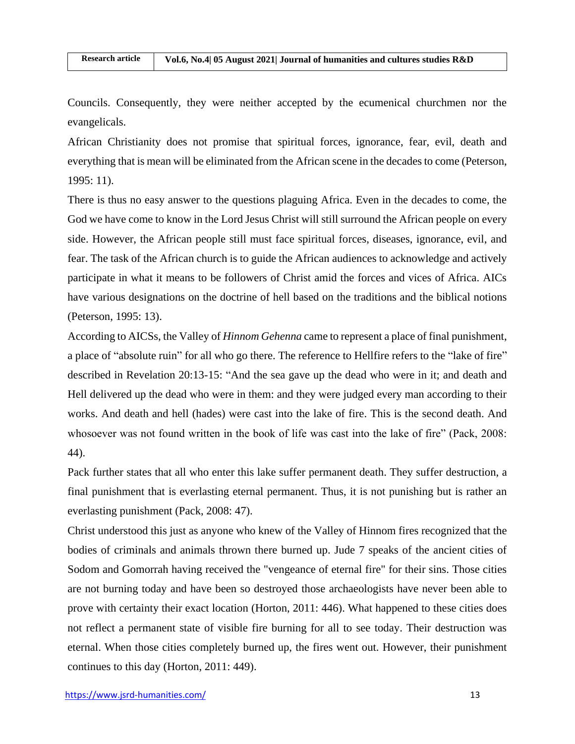Councils. Consequently, they were neither accepted by the ecumenical churchmen nor the evangelicals.

African Christianity does not promise that spiritual forces, ignorance, fear, evil, death and everything that is mean will be eliminated from the African scene in the decades to come (Peterson, 1995: 11).

There is thus no easy answer to the questions plaguing Africa. Even in the decades to come, the God we have come to know in the Lord Jesus Christ will still surround the African people on every side. However, the African people still must face spiritual forces, diseases, ignorance, evil, and fear. The task of the African church is to guide the African audiences to acknowledge and actively participate in what it means to be followers of Christ amid the forces and vices of Africa. AICs have various designations on the doctrine of hell based on the traditions and the biblical notions (Peterson, 1995: 13).

According to AICSs, the Valley of *Hinnom Gehenna* came to represent a place of final punishment, a place of "absolute ruin" for all who go there. The reference to Hellfire refers to the "lake of fire" described in Revelation 20:13-15: "And the sea gave up the dead who were in it; and death and Hell delivered up the dead who were in them: and they were judged every man according to their works. And death and hell (hades) were cast into the lake of fire. This is the second death. And whosoever was not found written in the book of life was cast into the lake of fire" (Pack, 2008: 44).

Pack further states that all who enter this lake suffer permanent death. They suffer destruction, a final punishment that is everlasting eternal permanent. Thus, it is not punishing but is rather an everlasting punishment (Pack, 2008: 47).

Christ understood this just as anyone who knew of the Valley of Hinnom fires recognized that the bodies of criminals and animals thrown there burned up. Jude 7 speaks of the ancient cities of Sodom and Gomorrah having received the "vengeance of eternal fire" for their sins. Those cities are not burning today and have been so destroyed those archaeologists have never been able to prove with certainty their exact location (Horton, 2011: 446). What happened to these cities does not reflect a permanent state of visible fire burning for all to see today. Their destruction was eternal. When those cities completely burned up, the fires went out. However, their punishment continues to this day (Horton, 2011: 449).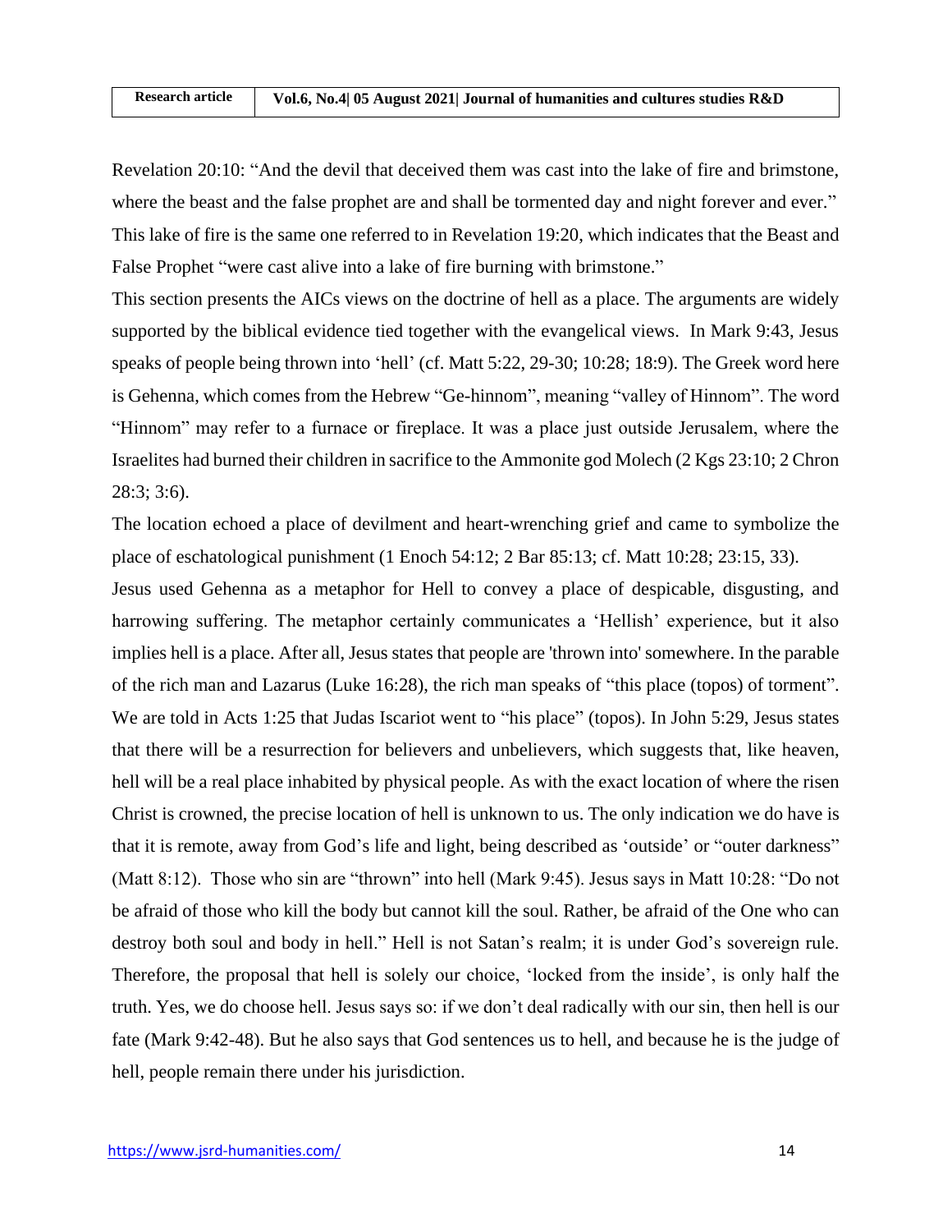Revelation 20:10: "And the devil that deceived them was cast into the lake of fire and brimstone, where the beast and the false prophet are and shall be tormented day and night forever and ever." This lake of fire is the same one referred to in Revelation 19:20, which indicates that the Beast and False Prophet "were cast alive into a lake of fire burning with brimstone."

This section presents the AICs views on the doctrine of hell as a place. The arguments are widely supported by the biblical evidence tied together with the evangelical views. In Mark 9:43, Jesus speaks of people being thrown into 'hell' (cf. Matt 5:22, 29-30; 10:28; 18:9). The Greek word here is Gehenna, which comes from the Hebrew "Ge-hinnom", meaning "valley of Hinnom". The word "Hinnom" may refer to a furnace or fireplace. It was a place just outside Jerusalem, where the Israelites had burned their children in sacrifice to the Ammonite god Molech (2 Kgs 23:10; 2 Chron 28:3; 3:6).

The location echoed a place of devilment and heart-wrenching grief and came to symbolize the place of eschatological punishment (1 Enoch 54:12; 2 Bar 85:13; cf. Matt 10:28; 23:15, 33).

Jesus used Gehenna as a metaphor for Hell to convey a place of despicable, disgusting, and harrowing suffering. The metaphor certainly communicates a 'Hellish' experience, but it also implies hell is a place. After all, Jesus states that people are 'thrown into' somewhere. In the parable of the rich man and Lazarus (Luke 16:28), the rich man speaks of "this place (topos) of torment". We are told in Acts 1:25 that Judas Iscariot went to "his place" (topos). In John 5:29, Jesus states that there will be a resurrection for believers and unbelievers, which suggests that, like heaven, hell will be a real place inhabited by physical people. As with the exact location of where the risen Christ is crowned, the precise location of hell is unknown to us. The only indication we do have is that it is remote, away from God's life and light, being described as 'outside' or "outer darkness" (Matt 8:12). Those who sin are "thrown" into hell (Mark 9:45). Jesus says in Matt 10:28: "Do not be afraid of those who kill the body but cannot kill the soul. Rather, be afraid of the One who can destroy both soul and body in hell." Hell is not Satan's realm; it is under God's sovereign rule. Therefore, the proposal that hell is solely our choice, 'locked from the inside', is only half the truth. Yes, we do choose hell. Jesus says so: if we don't deal radically with our sin, then hell is our fate (Mark 9:42-48). But he also says that God sentences us to hell, and because he is the judge of hell, people remain there under his jurisdiction.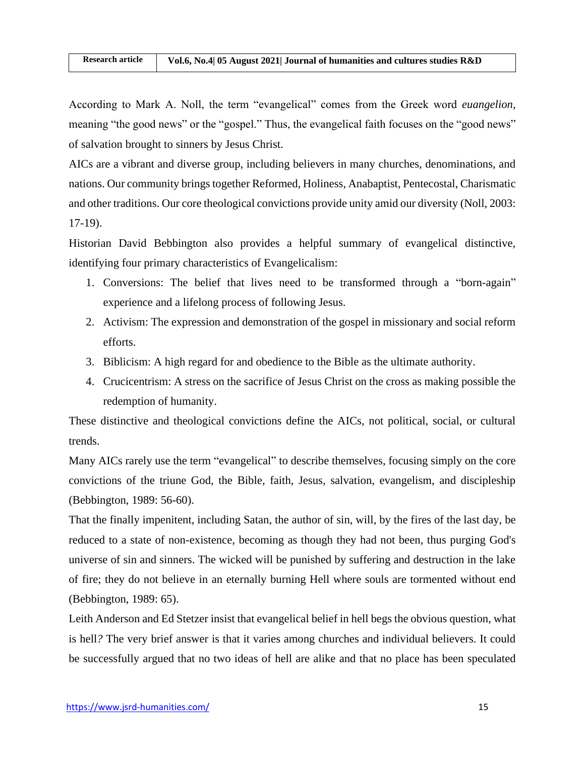According to Mark A. Noll, the term “evangelical” comes from the Greek word *euangelion*, meaning “the good news” or the “gospel.” Thus, the evangelical faith focuses on the “good news” of salvation brought to sinners by Jesus Christ.

AICs are a vibrant and diverse group, including believers in many churches, denominations, and nations. Our community brings together Reformed, Holiness, Anabaptist, Pentecostal, Charismatic and other traditions. Our core theological convictions provide unity amid our diversity (Noll, 2003: 17-19).

Historian David Bebbington also provides a helpful summary of evangelical distinctive, identifying four primary characteristics of Evangelicalism:

1. Conversions: The belief that lives need to be transformed through a “born-again” experience and a lifelong process of following Jesus.
2. Activism: The expression and demonstration of the gospel in missionary and social reform efforts.
3. Biblicism: A high regard for and obedience to the Bible as the ultimate authority.
4. Crucicentrism: A stress on the sacrifice of Jesus Christ on the cross as making possible the redemption of humanity.

These distinctive and theological convictions define the AICs, not political, social, or cultural trends.

Many AICs rarely use the term “evangelical” to describe themselves, focusing simply on the core convictions of the triune God, the Bible, faith, Jesus, salvation, evangelism, and discipleship (Bebbington, 1989: 56-60).

That the finally impenitent, including Satan, the author of sin, will, by the fires of the last day, be reduced to a state of non-existence, becoming as though they had not been, thus purging God's universe of sin and sinners. The wicked will be punished by suffering and destruction in the lake of fire; they do not believe in an eternally burning Hell where souls are tormented without end (Bebbington, 1989: 65).

Leith Anderson and Ed Stetzer insist that evangelical belief in hell begs the obvious question, what is hell*?* The very brief answer is that it varies among churches and individual believers. It could be successfully argued that no two ideas of hell are alike and that no place has been speculated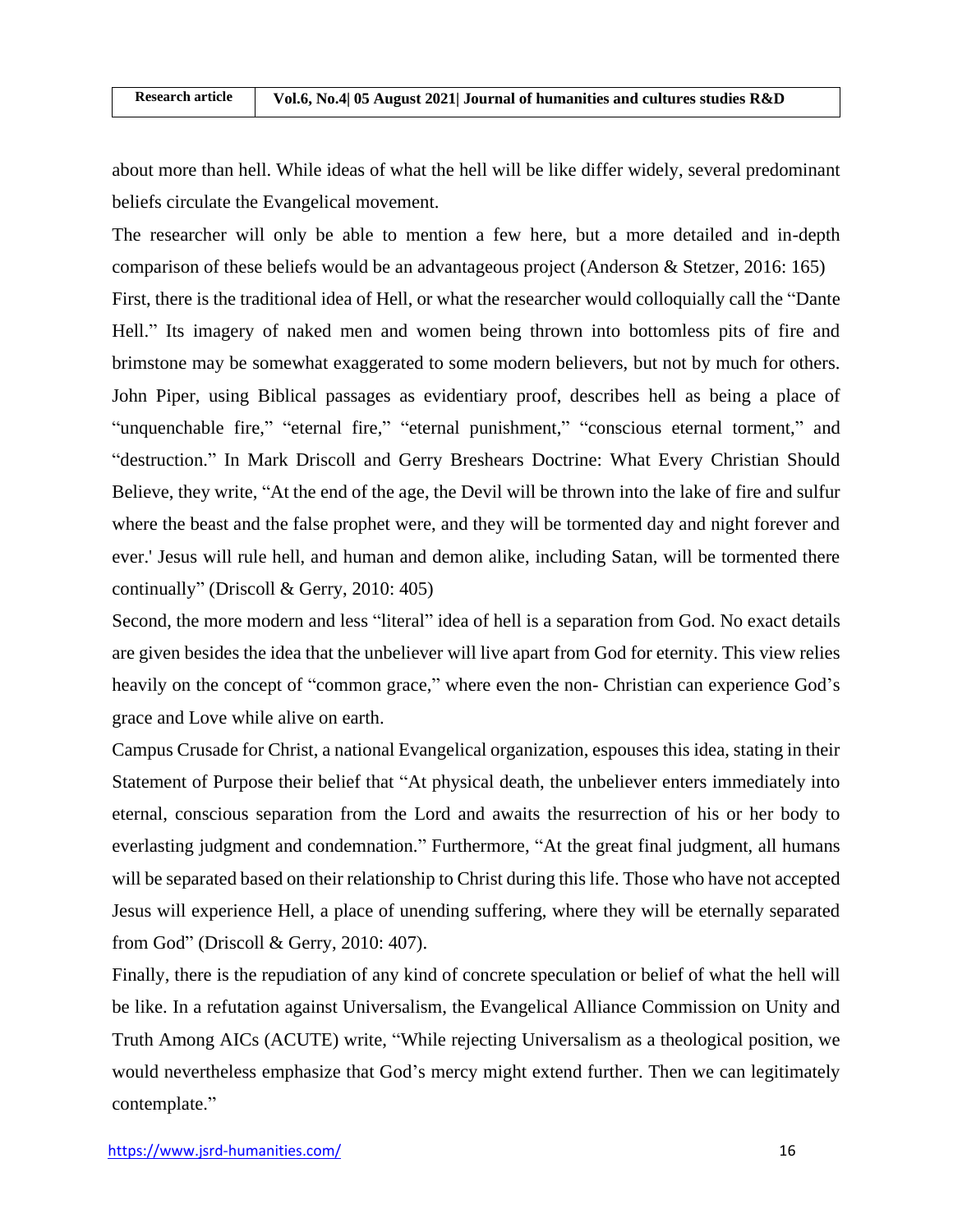about more than hell. While ideas of what the hell will be like differ widely, several predominant beliefs circulate the Evangelical movement.

The researcher will only be able to mention a few here, but a more detailed and in-depth comparison of these beliefs would be an advantageous project (Anderson & Stetzer, 2016: 165)

First, there is the traditional idea of Hell, or what the researcher would colloquially call the "Dante Hell." Its imagery of naked men and women being thrown into bottomless pits of fire and brimstone may be somewhat exaggerated to some modern believers, but not by much for others. John Piper, using Biblical passages as evidentiary proof, describes hell as being a place of "unquenchable fire," "eternal fire," "eternal punishment," "conscious eternal torment," and "destruction." In Mark Driscoll and Gerry Breshears Doctrine: What Every Christian Should Believe, they write, "At the end of the age, the Devil will be thrown into the lake of fire and sulfur where the beast and the false prophet were, and they will be tormented day and night forever and ever.' Jesus will rule hell, and human and demon alike, including Satan, will be tormented there continually" (Driscoll & Gerry, 2010: 405)

Second, the more modern and less "literal" idea of hell is a separation from God. No exact details are given besides the idea that the unbeliever will live apart from God for eternity. This view relies heavily on the concept of "common grace," where even the non- Christian can experience God's grace and Love while alive on earth.

Campus Crusade for Christ, a national Evangelical organization, espouses this idea, stating in their Statement of Purpose their belief that "At physical death, the unbeliever enters immediately into eternal, conscious separation from the Lord and awaits the resurrection of his or her body to everlasting judgment and condemnation." Furthermore, "At the great final judgment, all humans will be separated based on their relationship to Christ during this life. Those who have not accepted Jesus will experience Hell, a place of unending suffering, where they will be eternally separated from God" (Driscoll & Gerry, 2010: 407).

Finally, there is the repudiation of any kind of concrete speculation or belief of what the hell will be like. In a refutation against Universalism, the Evangelical Alliance Commission on Unity and Truth Among AICs (ACUTE) write, "While rejecting Universalism as a theological position, we would nevertheless emphasize that God's mercy might extend further. Then we can legitimately contemplate."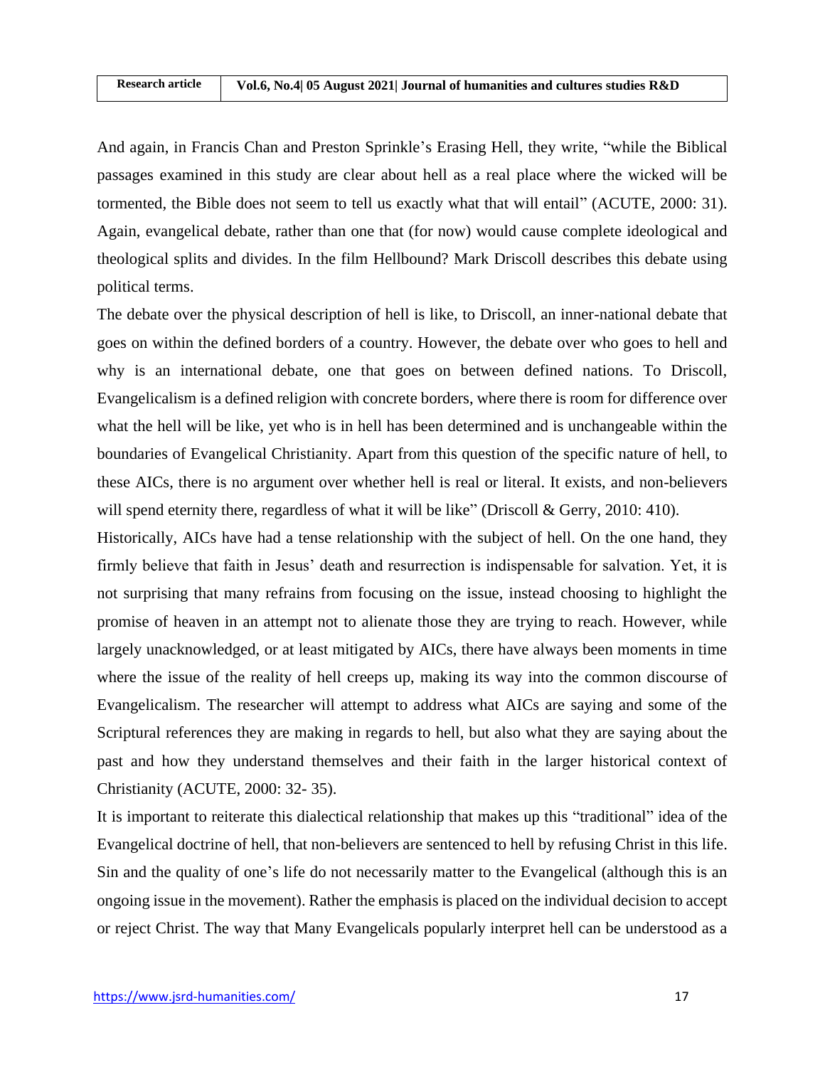And again, in Francis Chan and Preston Sprinkle's Erasing Hell, they write, "while the Biblical passages examined in this study are clear about hell as a real place where the wicked will be tormented, the Bible does not seem to tell us exactly what that will entail" (ACUTE, 2000: 31). Again, evangelical debate, rather than one that (for now) would cause complete ideological and theological splits and divides. In the film Hellbound? Mark Driscoll describes this debate using political terms.

The debate over the physical description of hell is like, to Driscoll, an inner-national debate that goes on within the defined borders of a country. However, the debate over who goes to hell and why is an international debate, one that goes on between defined nations. To Driscoll, Evangelicalism is a defined religion with concrete borders, where there is room for difference over what the hell will be like, yet who is in hell has been determined and is unchangeable within the boundaries of Evangelical Christianity. Apart from this question of the specific nature of hell, to these AICs, there is no argument over whether hell is real or literal. It exists, and non-believers will spend eternity there, regardless of what it will be like" (Driscoll & Gerry, 2010: 410).

Historically, AICs have had a tense relationship with the subject of hell. On the one hand, they firmly believe that faith in Jesus' death and resurrection is indispensable for salvation. Yet, it is not surprising that many refrains from focusing on the issue, instead choosing to highlight the promise of heaven in an attempt not to alienate those they are trying to reach. However, while largely unacknowledged, or at least mitigated by AICs, there have always been moments in time where the issue of the reality of hell creeps up, making its way into the common discourse of Evangelicalism. The researcher will attempt to address what AICs are saying and some of the Scriptural references they are making in regards to hell, but also what they are saying about the past and how they understand themselves and their faith in the larger historical context of Christianity (ACUTE, 2000: 32- 35).

It is important to reiterate this dialectical relationship that makes up this "traditional" idea of the Evangelical doctrine of hell, that non-believers are sentenced to hell by refusing Christ in this life. Sin and the quality of one's life do not necessarily matter to the Evangelical (although this is an ongoing issue in the movement). Rather the emphasis is placed on the individual decision to accept or reject Christ. The way that Many Evangelicals popularly interpret hell can be understood as a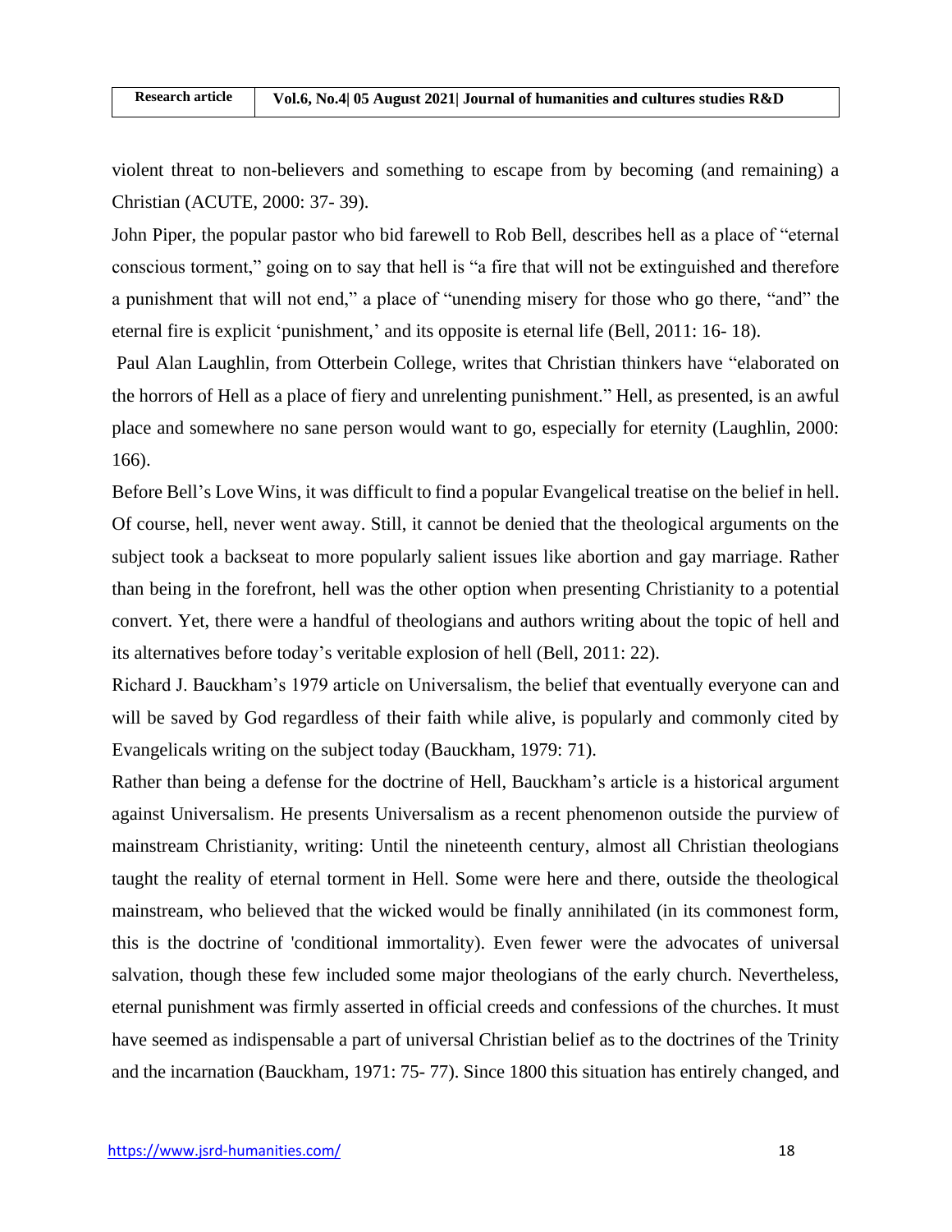violent threat to non-believers and something to escape from by becoming (and remaining) a Christian (ACUTE, 2000: 37- 39).

John Piper, the popular pastor who bid farewell to Rob Bell, describes hell as a place of "eternal conscious torment," going on to say that hell is "a fire that will not be extinguished and therefore a punishment that will not end," a place of "unending misery for those who go there, "and" the eternal fire is explicit 'punishment,' and its opposite is eternal life (Bell, 2011: 16- 18).

Paul Alan Laughlin, from Otterbein College, writes that Christian thinkers have "elaborated on the horrors of Hell as a place of fiery and unrelenting punishment." Hell, as presented, is an awful place and somewhere no sane person would want to go, especially for eternity (Laughlin, 2000: 166).

Before Bell's Love Wins, it was difficult to find a popular Evangelical treatise on the belief in hell. Of course, hell, never went away. Still, it cannot be denied that the theological arguments on the subject took a backseat to more popularly salient issues like abortion and gay marriage. Rather than being in the forefront, hell was the other option when presenting Christianity to a potential convert. Yet, there were a handful of theologians and authors writing about the topic of hell and its alternatives before today's veritable explosion of hell (Bell, 2011: 22).

Richard J. Bauckham's 1979 article on Universalism, the belief that eventually everyone can and will be saved by God regardless of their faith while alive, is popularly and commonly cited by Evangelicals writing on the subject today (Bauckham, 1979: 71).

Rather than being a defense for the doctrine of Hell, Bauckham's article is a historical argument against Universalism. He presents Universalism as a recent phenomenon outside the purview of mainstream Christianity, writing: Until the nineteenth century, almost all Christian theologians taught the reality of eternal torment in Hell. Some were here and there, outside the theological mainstream, who believed that the wicked would be finally annihilated (in its commonest form, this is the doctrine of 'conditional immortality). Even fewer were the advocates of universal salvation, though these few included some major theologians of the early church. Nevertheless, eternal punishment was firmly asserted in official creeds and confessions of the churches. It must have seemed as indispensable a part of universal Christian belief as to the doctrines of the Trinity and the incarnation (Bauckham, 1971: 75- 77). Since 1800 this situation has entirely changed, and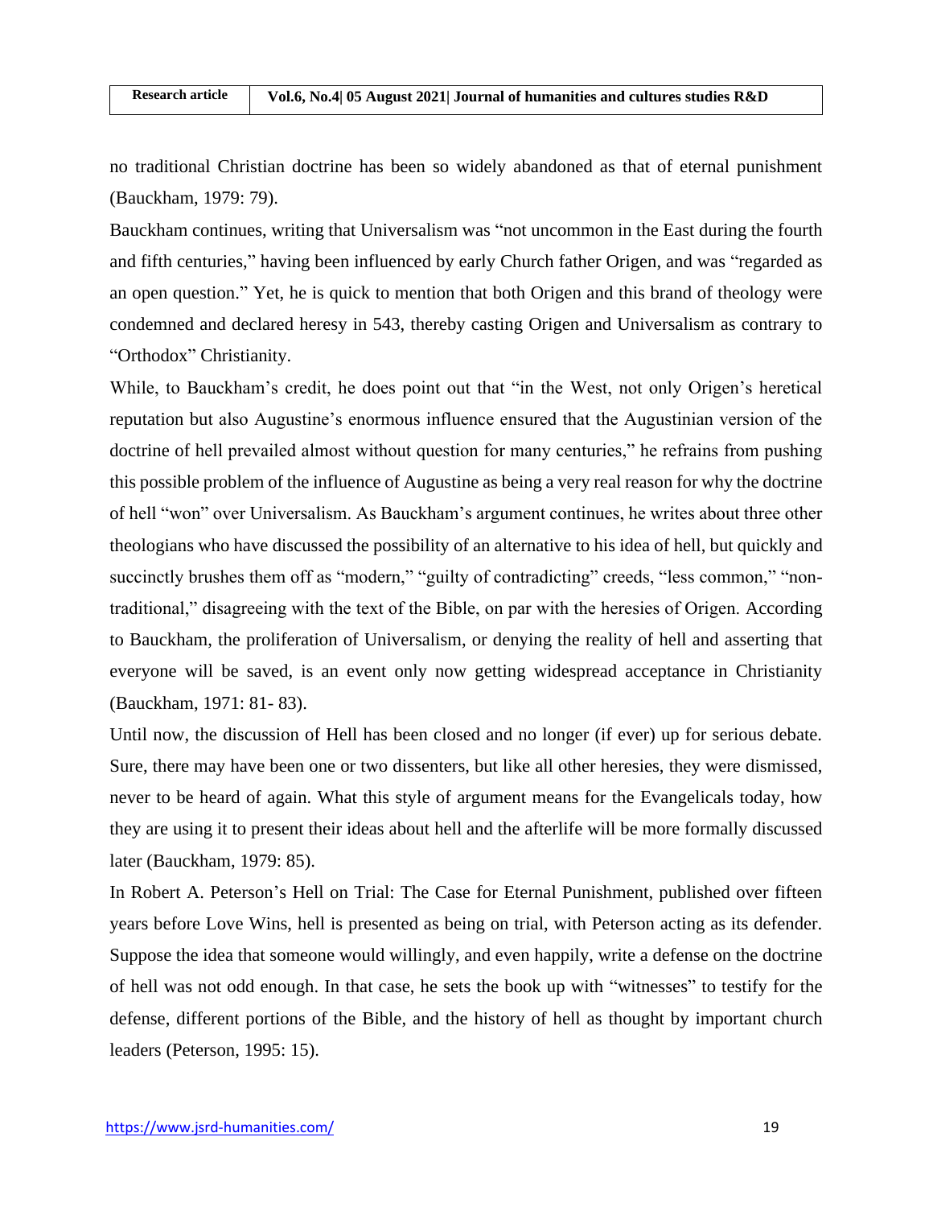no traditional Christian doctrine has been so widely abandoned as that of eternal punishment (Bauckham, 1979: 79).

Bauckham continues, writing that Universalism was "not uncommon in the East during the fourth and fifth centuries," having been influenced by early Church father Origen, and was "regarded as an open question." Yet, he is quick to mention that both Origen and this brand of theology were condemned and declared heresy in 543, thereby casting Origen and Universalism as contrary to "Orthodox" Christianity.

While, to Bauckham's credit, he does point out that "in the West, not only Origen's heretical reputation but also Augustine's enormous influence ensured that the Augustinian version of the doctrine of hell prevailed almost without question for many centuries," he refrains from pushing this possible problem of the influence of Augustine as being a very real reason for why the doctrine of hell "won" over Universalism. As Bauckham's argument continues, he writes about three other theologians who have discussed the possibility of an alternative to his idea of hell, but quickly and succinctly brushes them off as "modern," "guilty of contradicting" creeds, "less common," "non-traditional," disagreeing with the text of the Bible, on par with the heresies of Origen. According to Bauckham, the proliferation of Universalism, or denying the reality of hell and asserting that everyone will be saved, is an event only now getting widespread acceptance in Christianity (Bauckham, 1971: 81- 83).

Until now, the discussion of Hell has been closed and no longer (if ever) up for serious debate. Sure, there may have been one or two dissenters, but like all other heresies, they were dismissed, never to be heard of again. What this style of argument means for the Evangelicals today, how they are using it to present their ideas about hell and the afterlife will be more formally discussed later (Bauckham, 1979: 85).

In Robert A. Peterson's Hell on Trial: The Case for Eternal Punishment, published over fifteen years before Love Wins, hell is presented as being on trial, with Peterson acting as its defender. Suppose the idea that someone would willingly, and even happily, write a defense on the doctrine of hell was not odd enough. In that case, he sets the book up with "witnesses" to testify for the defense, different portions of the Bible, and the history of hell as thought by important church leaders (Peterson, 1995: 15).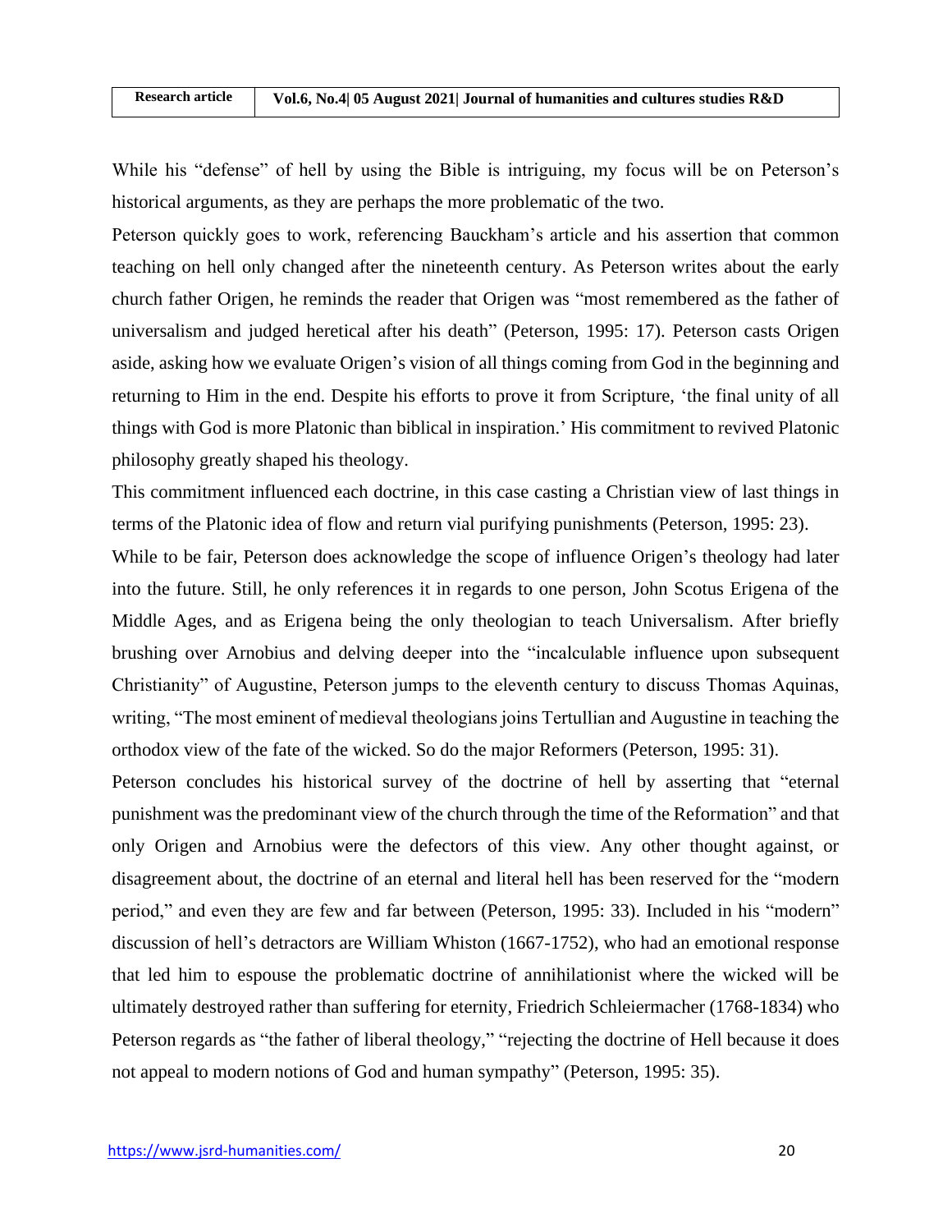While his "defense" of hell by using the Bible is intriguing, my focus will be on Peterson's historical arguments, as they are perhaps the more problematic of the two.

Peterson quickly goes to work, referencing Bauckham's article and his assertion that common teaching on hell only changed after the nineteenth century. As Peterson writes about the early church father Origen, he reminds the reader that Origen was "most remembered as the father of universalism and judged heretical after his death" (Peterson, 1995: 17). Peterson casts Origen aside, asking how we evaluate Origen's vision of all things coming from God in the beginning and returning to Him in the end. Despite his efforts to prove it from Scripture, 'the final unity of all things with God is more Platonic than biblical in inspiration.' His commitment to revived Platonic philosophy greatly shaped his theology.

This commitment influenced each doctrine, in this case casting a Christian view of last things in terms of the Platonic idea of flow and return vial purifying punishments (Peterson, 1995: 23).

While to be fair, Peterson does acknowledge the scope of influence Origen's theology had later into the future. Still, he only references it in regards to one person, John Scotus Erigena of the Middle Ages, and as Erigena being the only theologian to teach Universalism. After briefly brushing over Arnobius and delving deeper into the "incalculable influence upon subsequent Christianity" of Augustine, Peterson jumps to the eleventh century to discuss Thomas Aquinas, writing, "The most eminent of medieval theologians joins Tertullian and Augustine in teaching the orthodox view of the fate of the wicked. So do the major Reformers (Peterson, 1995: 31).

Peterson concludes his historical survey of the doctrine of hell by asserting that "eternal punishment was the predominant view of the church through the time of the Reformation" and that only Origen and Arnobius were the defectors of this view. Any other thought against, or disagreement about, the doctrine of an eternal and literal hell has been reserved for the "modern period," and even they are few and far between (Peterson, 1995: 33). Included in his "modern" discussion of hell's detractors are William Whiston (1667-1752), who had an emotional response that led him to espouse the problematic doctrine of annihilationist where the wicked will be ultimately destroyed rather than suffering for eternity, Friedrich Schleiermacher (1768-1834) who Peterson regards as "the father of liberal theology," "rejecting the doctrine of Hell because it does not appeal to modern notions of God and human sympathy" (Peterson, 1995: 35).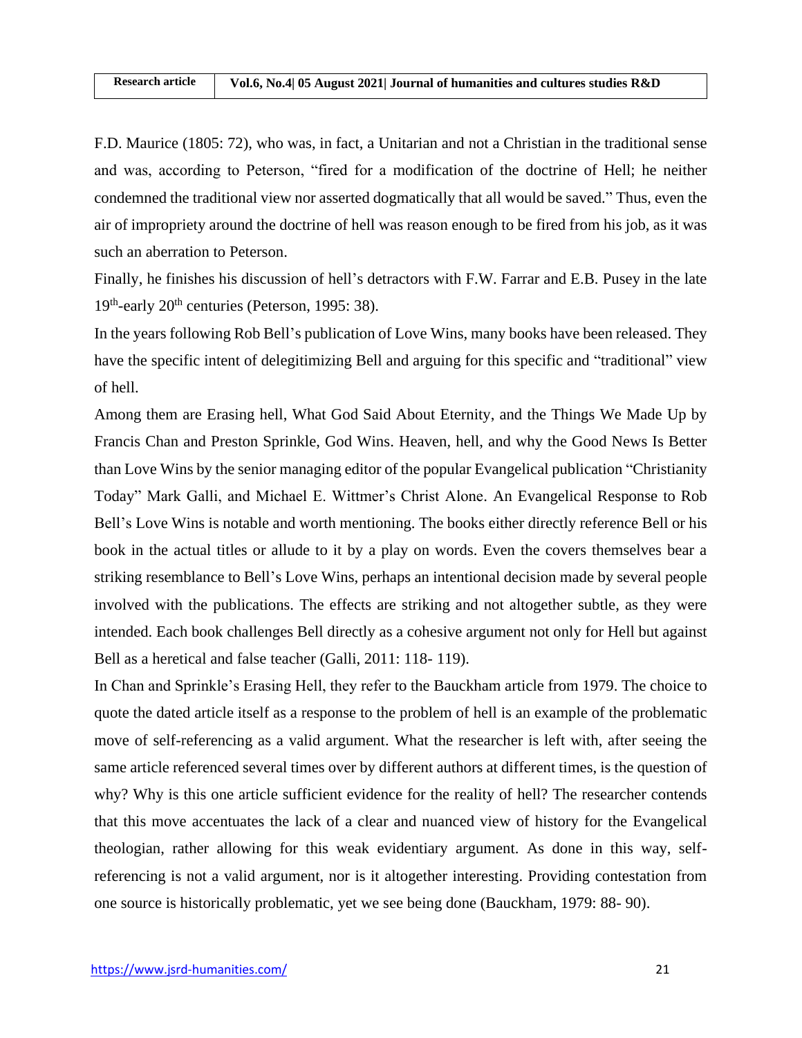F.D. Maurice (1805: 72), who was, in fact, a Unitarian and not a Christian in the traditional sense and was, according to Peterson, "fired for a modification of the doctrine of Hell; he neither condemned the traditional view nor asserted dogmatically that all would be saved." Thus, even the air of impropriety around the doctrine of hell was reason enough to be fired from his job, as it was such an aberration to Peterson.

Finally, he finishes his discussion of hell's detractors with F.W. Farrar and E.B. Pusey in the late 19th-early 20th centuries (Peterson, 1995: 38).

In the years following Rob Bell's publication of Love Wins, many books have been released. They have the specific intent of delegitimizing Bell and arguing for this specific and "traditional" view of hell.

Among them are Erasing hell, What God Said About Eternity, and the Things We Made Up by Francis Chan and Preston Sprinkle, God Wins. Heaven, hell, and why the Good News Is Better than Love Wins by the senior managing editor of the popular Evangelical publication "Christianity Today" Mark Galli, and Michael E. Wittmer's Christ Alone. An Evangelical Response to Rob Bell's Love Wins is notable and worth mentioning. The books either directly reference Bell or his book in the actual titles or allude to it by a play on words. Even the covers themselves bear a striking resemblance to Bell's Love Wins, perhaps an intentional decision made by several people involved with the publications. The effects are striking and not altogether subtle, as they were intended. Each book challenges Bell directly as a cohesive argument not only for Hell but against Bell as a heretical and false teacher (Galli, 2011: 118- 119).

In Chan and Sprinkle's Erasing Hell, they refer to the Bauckham article from 1979. The choice to quote the dated article itself as a response to the problem of hell is an example of the problematic move of self-referencing as a valid argument. What the researcher is left with, after seeing the same article referenced several times over by different authors at different times, is the question of why? Why is this one article sufficient evidence for the reality of hell? The researcher contends that this move accentuates the lack of a clear and nuanced view of history for the Evangelical theologian, rather allowing for this weak evidentiary argument. As done in this way, self-referencing is not a valid argument, nor is it altogether interesting. Providing contestation from one source is historically problematic, yet we see being done (Bauckham, 1979: 88- 90).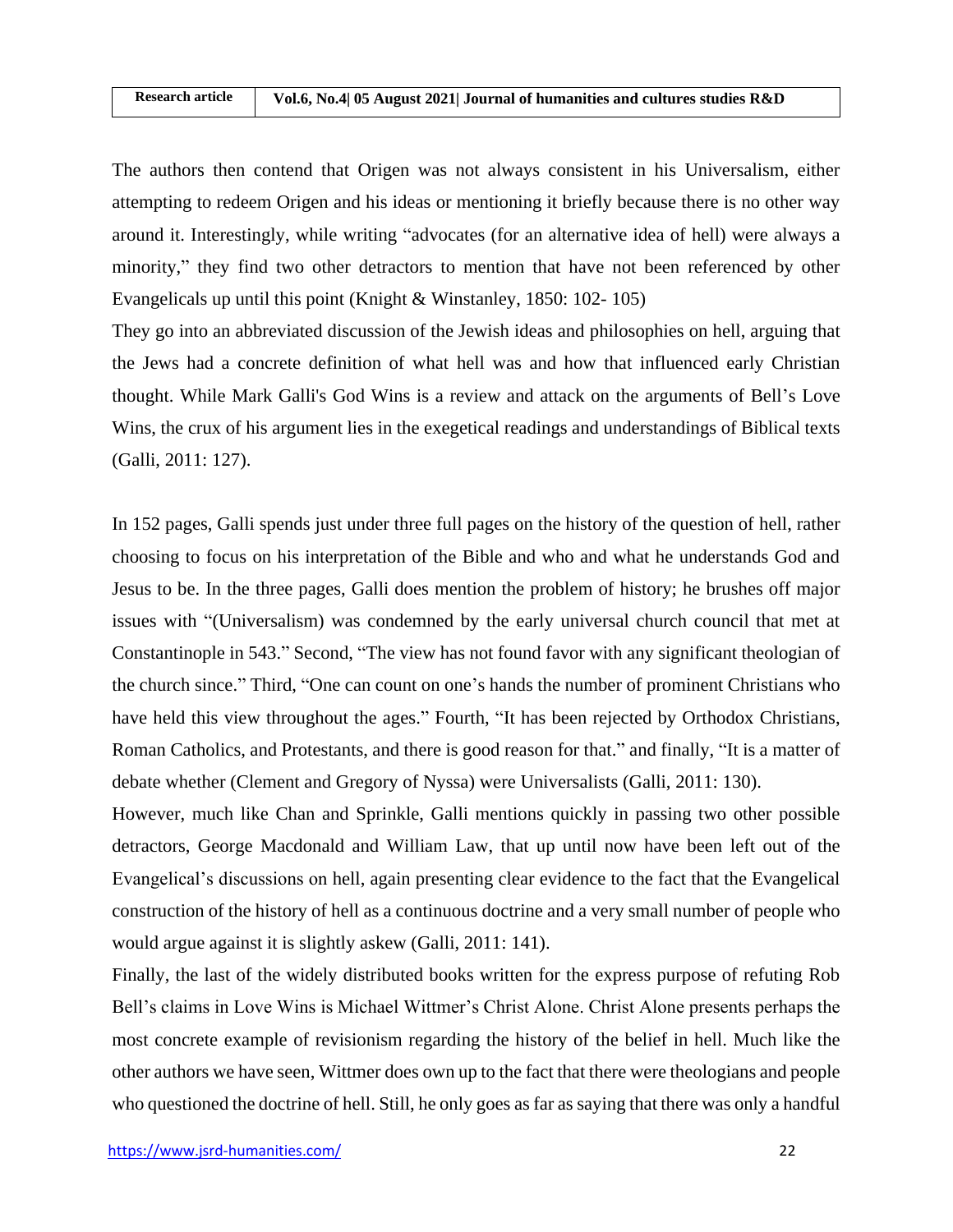The authors then contend that Origen was not always consistent in his Universalism, either attempting to redeem Origen and his ideas or mentioning it briefly because there is no other way around it. Interestingly, while writing "advocates (for an alternative idea of hell) were always a minority," they find two other detractors to mention that have not been referenced by other Evangelicals up until this point (Knight & Winstanley, 1850: 102- 105)

They go into an abbreviated discussion of the Jewish ideas and philosophies on hell, arguing that the Jews had a concrete definition of what hell was and how that influenced early Christian thought. While Mark Galli's God Wins is a review and attack on the arguments of Bell's Love Wins, the crux of his argument lies in the exegetical readings and understandings of Biblical texts (Galli, 2011: 127).

In 152 pages, Galli spends just under three full pages on the history of the question of hell, rather choosing to focus on his interpretation of the Bible and who and what he understands God and Jesus to be. In the three pages, Galli does mention the problem of history; he brushes off major issues with "(Universalism) was condemned by the early universal church council that met at Constantinople in 543." Second, "The view has not found favor with any significant theologian of the church since." Third, "One can count on one's hands the number of prominent Christians who have held this view throughout the ages." Fourth, "It has been rejected by Orthodox Christians, Roman Catholics, and Protestants, and there is good reason for that." and finally, "It is a matter of debate whether (Clement and Gregory of Nyssa) were Universalists (Galli, 2011: 130).

However, much like Chan and Sprinkle, Galli mentions quickly in passing two other possible detractors, George Macdonald and William Law, that up until now have been left out of the Evangelical's discussions on hell, again presenting clear evidence to the fact that the Evangelical construction of the history of hell as a continuous doctrine and a very small number of people who would argue against it is slightly askew (Galli, 2011: 141).

Finally, the last of the widely distributed books written for the express purpose of refuting Rob Bell's claims in Love Wins is Michael Wittmer's Christ Alone. Christ Alone presents perhaps the most concrete example of revisionism regarding the history of the belief in hell. Much like the other authors we have seen, Wittmer does own up to the fact that there were theologians and people who questioned the doctrine of hell. Still, he only goes as far as saying that there was only a handful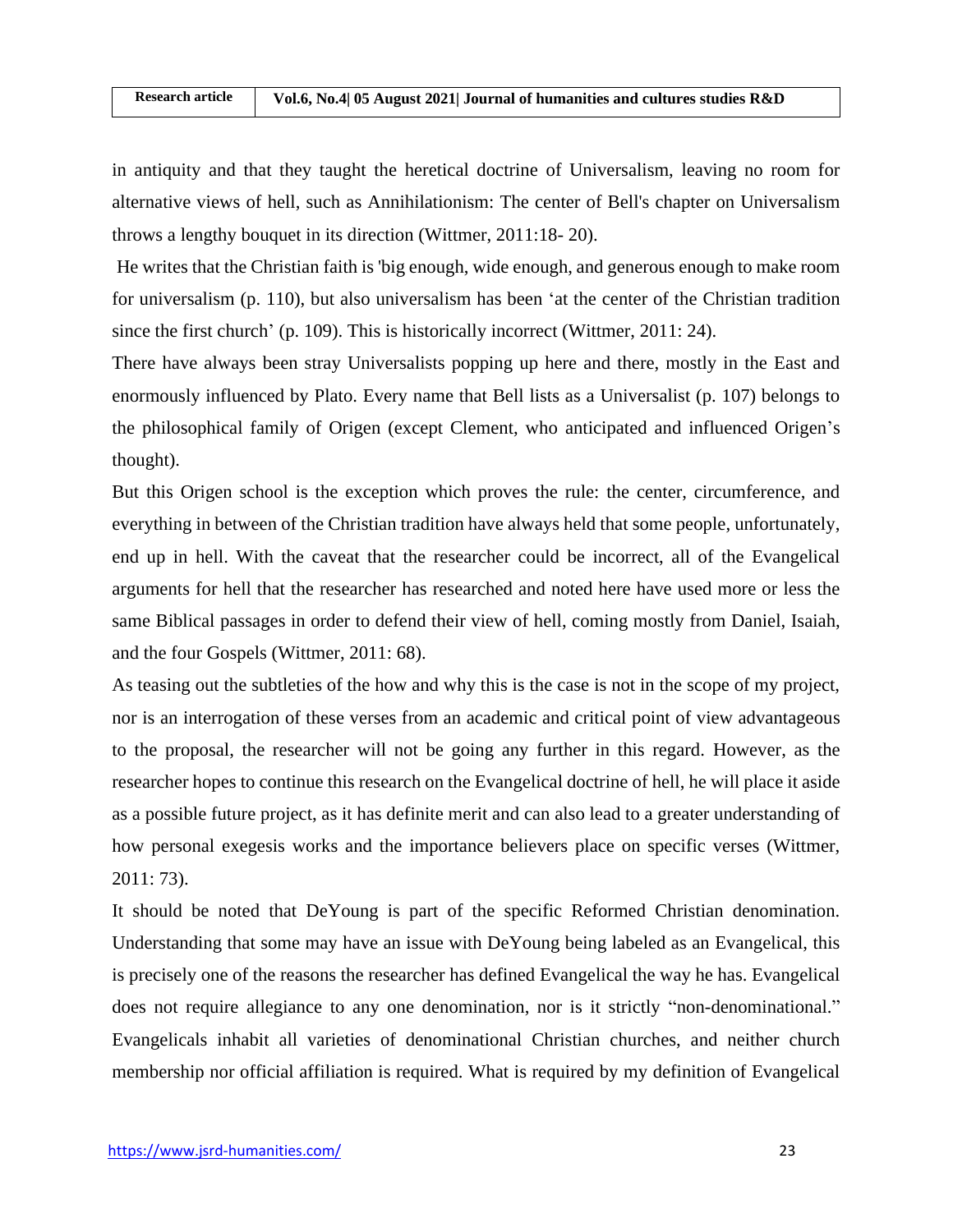in antiquity and that they taught the heretical doctrine of Universalism, leaving no room for alternative views of hell, such as Annihilationism: The center of Bell's chapter on Universalism throws a lengthy bouquet in its direction (Wittmer, 2011:18- 20).

He writes that the Christian faith is 'big enough, wide enough, and generous enough to make room for universalism (p. 110), but also universalism has been 'at the center of the Christian tradition since the first church' (p. 109). This is historically incorrect (Wittmer, 2011: 24).

There have always been stray Universalists popping up here and there, mostly in the East and enormously influenced by Plato. Every name that Bell lists as a Universalist (p. 107) belongs to the philosophical family of Origen (except Clement, who anticipated and influenced Origen's thought).

But this Origen school is the exception which proves the rule: the center, circumference, and everything in between of the Christian tradition have always held that some people, unfortunately, end up in hell. With the caveat that the researcher could be incorrect, all of the Evangelical arguments for hell that the researcher has researched and noted here have used more or less the same Biblical passages in order to defend their view of hell, coming mostly from Daniel, Isaiah, and the four Gospels (Wittmer, 2011: 68).

As teasing out the subtleties of the how and why this is the case is not in the scope of my project, nor is an interrogation of these verses from an academic and critical point of view advantageous to the proposal, the researcher will not be going any further in this regard. However, as the researcher hopes to continue this research on the Evangelical doctrine of hell, he will place it aside as a possible future project, as it has definite merit and can also lead to a greater understanding of how personal exegesis works and the importance believers place on specific verses (Wittmer, 2011: 73).

It should be noted that DeYoung is part of the specific Reformed Christian denomination. Understanding that some may have an issue with DeYoung being labeled as an Evangelical, this is precisely one of the reasons the researcher has defined Evangelical the way he has. Evangelical does not require allegiance to any one denomination, nor is it strictly "non-denominational." Evangelicals inhabit all varieties of denominational Christian churches, and neither church membership nor official affiliation is required. What is required by my definition of Evangelical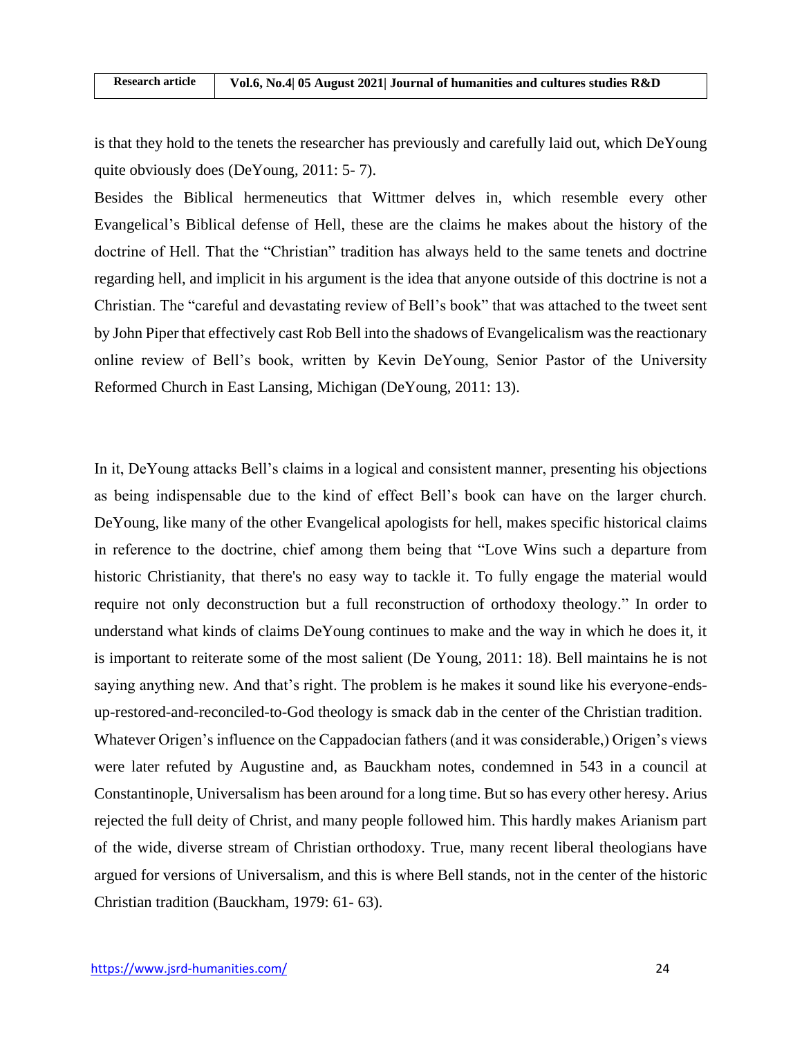is that they hold to the tenets the researcher has previously and carefully laid out, which DeYoung quite obviously does (DeYoung, 2011: 5- 7).

Besides the Biblical hermeneutics that Wittmer delves in, which resemble every other Evangelical's Biblical defense of Hell, these are the claims he makes about the history of the doctrine of Hell. That the "Christian" tradition has always held to the same tenets and doctrine regarding hell, and implicit in his argument is the idea that anyone outside of this doctrine is not a Christian. The "careful and devastating review of Bell's book" that was attached to the tweet sent by John Piper that effectively cast Rob Bell into the shadows of Evangelicalism was the reactionary online review of Bell's book, written by Kevin DeYoung, Senior Pastor of the University Reformed Church in East Lansing, Michigan (DeYoung, 2011: 13).

In it, DeYoung attacks Bell's claims in a logical and consistent manner, presenting his objections as being indispensable due to the kind of effect Bell's book can have on the larger church. DeYoung, like many of the other Evangelical apologists for hell, makes specific historical claims in reference to the doctrine, chief among them being that "Love Wins such a departure from historic Christianity, that there's no easy way to tackle it. To fully engage the material would require not only deconstruction but a full reconstruction of orthodoxy theology." In order to understand what kinds of claims DeYoung continues to make and the way in which he does it, it is important to reiterate some of the most salient (De Young, 2011: 18). Bell maintains he is not saying anything new. And that's right. The problem is he makes it sound like his everyone-ends-up-restored-and-reconciled-to-God theology is smack dab in the center of the Christian tradition. Whatever Origen's influence on the Cappadocian fathers (and it was considerable,) Origen's views were later refuted by Augustine and, as Bauckham notes, condemned in 543 in a council at Constantinople, Universalism has been around for a long time. But so has every other heresy. Arius rejected the full deity of Christ, and many people followed him. This hardly makes Arianism part of the wide, diverse stream of Christian orthodoxy. True, many recent liberal theologians have argued for versions of Universalism, and this is where Bell stands, not in the center of the historic Christian tradition (Bauckham, 1979: 61- 63).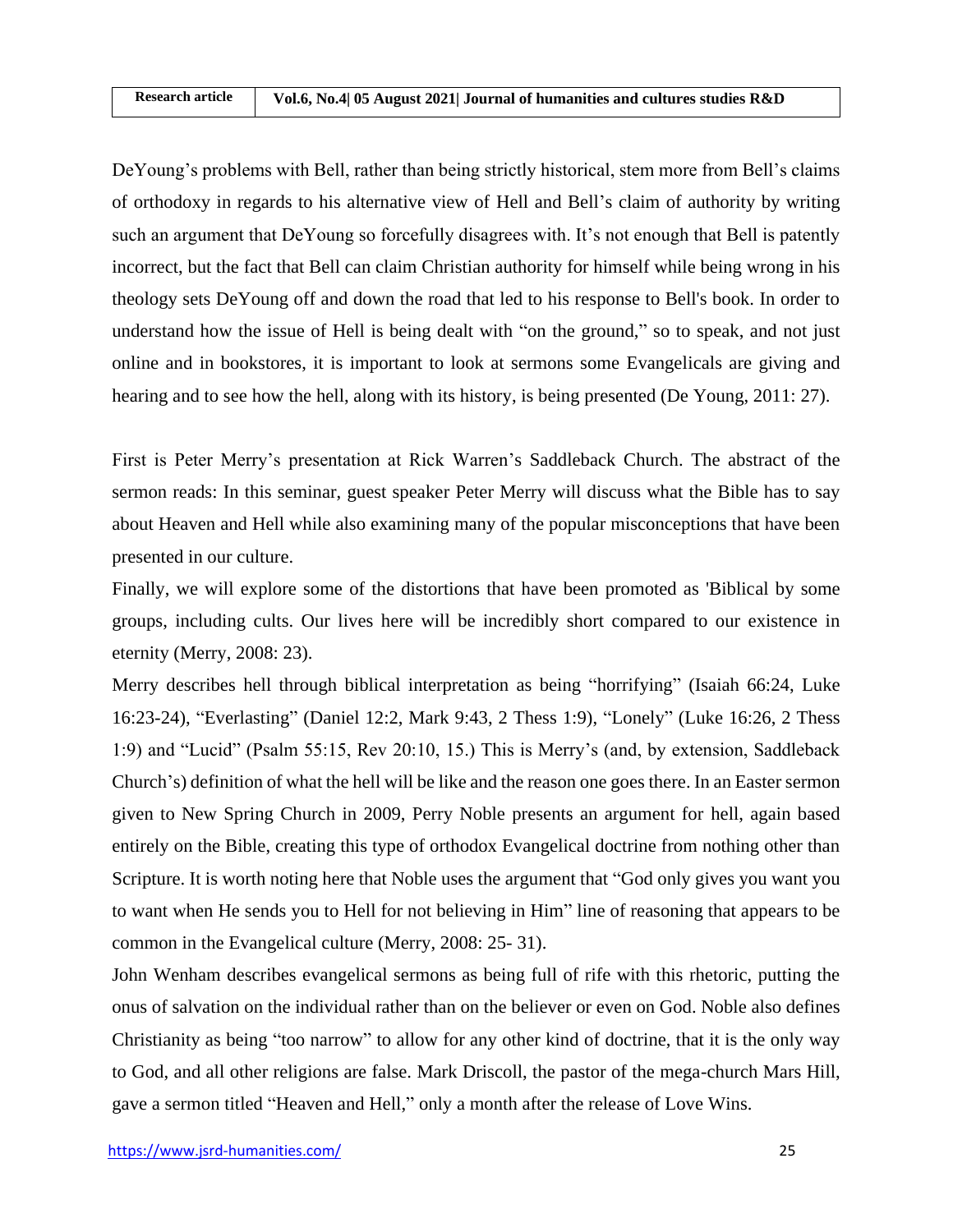DeYoung's problems with Bell, rather than being strictly historical, stem more from Bell's claims of orthodoxy in regards to his alternative view of Hell and Bell's claim of authority by writing such an argument that DeYoung so forcefully disagrees with. It's not enough that Bell is patently incorrect, but the fact that Bell can claim Christian authority for himself while being wrong in his theology sets DeYoung off and down the road that led to his response to Bell's book. In order to understand how the issue of Hell is being dealt with "on the ground," so to speak, and not just online and in bookstores, it is important to look at sermons some Evangelicals are giving and hearing and to see how the hell, along with its history, is being presented (De Young, 2011: 27).

First is Peter Merry's presentation at Rick Warren's Saddleback Church. The abstract of the sermon reads: In this seminar, guest speaker Peter Merry will discuss what the Bible has to say about Heaven and Hell while also examining many of the popular misconceptions that have been presented in our culture.

Finally, we will explore some of the distortions that have been promoted as 'Biblical by some groups, including cults. Our lives here will be incredibly short compared to our existence in eternity (Merry, 2008: 23).

Merry describes hell through biblical interpretation as being "horrifying" (Isaiah 66:24, Luke 16:23-24), "Everlasting" (Daniel 12:2, Mark 9:43, 2 Thess 1:9), "Lonely" (Luke 16:26, 2 Thess 1:9) and "Lucid" (Psalm 55:15, Rev 20:10, 15.) This is Merry's (and, by extension, Saddleback Church's) definition of what the hell will be like and the reason one goes there. In an Easter sermon given to New Spring Church in 2009, Perry Noble presents an argument for hell, again based entirely on the Bible, creating this type of orthodox Evangelical doctrine from nothing other than Scripture. It is worth noting here that Noble uses the argument that "God only gives you want you to want when He sends you to Hell for not believing in Him" line of reasoning that appears to be common in the Evangelical culture (Merry, 2008: 25- 31).

John Wenham describes evangelical sermons as being full of rife with this rhetoric, putting the onus of salvation on the individual rather than on the believer or even on God. Noble also defines Christianity as being "too narrow" to allow for any other kind of doctrine, that it is the only way to God, and all other religions are false. Mark Driscoll, the pastor of the mega-church Mars Hill, gave a sermon titled "Heaven and Hell," only a month after the release of Love Wins.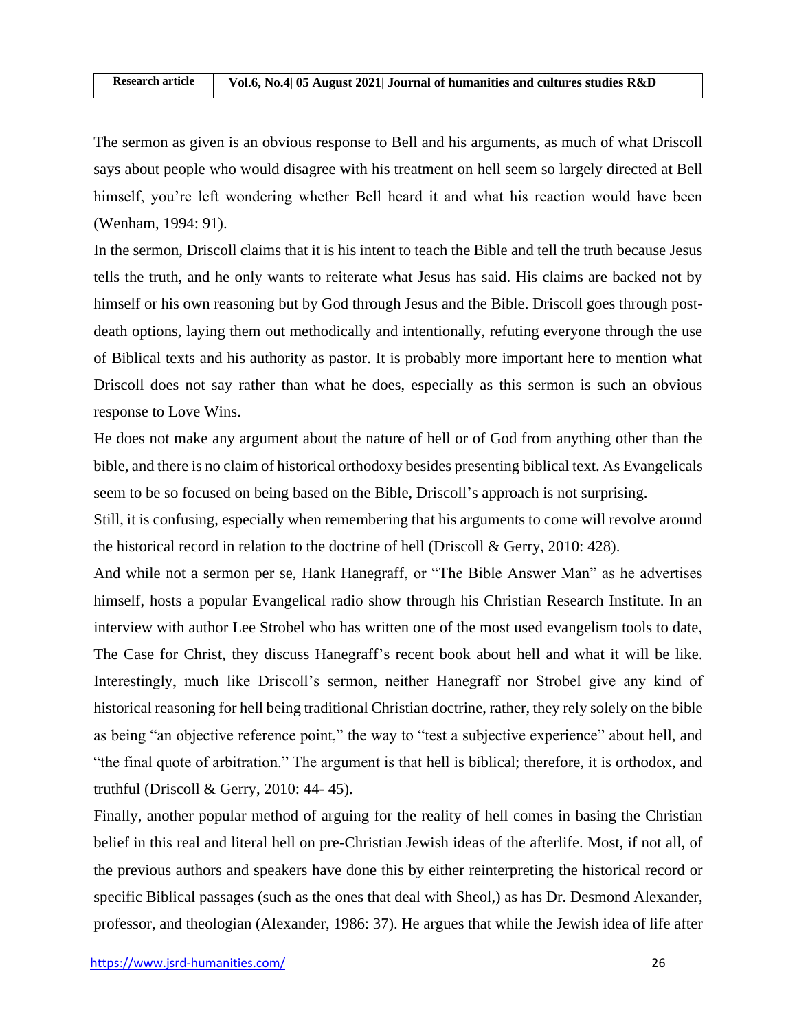The sermon as given is an obvious response to Bell and his arguments, as much of what Driscoll says about people who would disagree with his treatment on hell seem so largely directed at Bell himself, you're left wondering whether Bell heard it and what his reaction would have been (Wenham, 1994: 91).

In the sermon, Driscoll claims that it is his intent to teach the Bible and tell the truth because Jesus tells the truth, and he only wants to reiterate what Jesus has said. His claims are backed not by himself or his own reasoning but by God through Jesus and the Bible. Driscoll goes through post-death options, laying them out methodically and intentionally, refuting everyone through the use of Biblical texts and his authority as pastor. It is probably more important here to mention what Driscoll does not say rather than what he does, especially as this sermon is such an obvious response to Love Wins.

He does not make any argument about the nature of hell or of God from anything other than the bible, and there is no claim of historical orthodoxy besides presenting biblical text. As Evangelicals seem to be so focused on being based on the Bible, Driscoll's approach is not surprising.

Still, it is confusing, especially when remembering that his arguments to come will revolve around the historical record in relation to the doctrine of hell (Driscoll & Gerry, 2010: 428).

And while not a sermon per se, Hank Hanegraff, or "The Bible Answer Man" as he advertises himself, hosts a popular Evangelical radio show through his Christian Research Institute. In an interview with author Lee Strobel who has written one of the most used evangelism tools to date, The Case for Christ, they discuss Hanegraff's recent book about hell and what it will be like. Interestingly, much like Driscoll's sermon, neither Hanegraff nor Strobel give any kind of historical reasoning for hell being traditional Christian doctrine, rather, they rely solely on the bible as being "an objective reference point," the way to "test a subjective experience" about hell, and "the final quote of arbitration." The argument is that hell is biblical; therefore, it is orthodox, and truthful (Driscoll & Gerry, 2010: 44- 45).

Finally, another popular method of arguing for the reality of hell comes in basing the Christian belief in this real and literal hell on pre-Christian Jewish ideas of the afterlife. Most, if not all, of the previous authors and speakers have done this by either reinterpreting the historical record or specific Biblical passages (such as the ones that deal with Sheol,) as has Dr. Desmond Alexander, professor, and theologian (Alexander, 1986: 37). He argues that while the Jewish idea of life after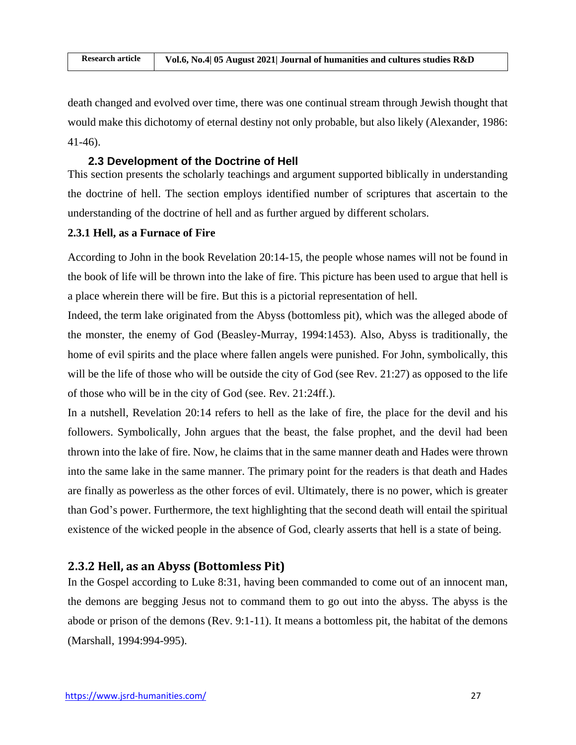death changed and evolved over time, there was one continual stream through Jewish thought that would make this dichotomy of eternal destiny not only probable, but also likely (Alexander, 1986: 41-46).

### 2.3 Development of the Doctrine of Hell

This section presents the scholarly teachings and argument supported biblically in understanding the doctrine of hell. The section employs identified number of scriptures that ascertain to the understanding of the doctrine of hell and as further argued by different scholars.

#### 2.3.1 Hell, as a Furnace of Fire

According to John in the book Revelation 20:14-15, the people whose names will not be found in the book of life will be thrown into the lake of fire. This picture has been used to argue that hell is a place wherein there will be fire. But this is a pictorial representation of hell.

Indeed, the term lake originated from the Abyss (bottomless pit), which was the alleged abode of the monster, the enemy of God (Beasley-Murray, 1994:1453). Also, Abyss is traditionally, the home of evil spirits and the place where fallen angels were punished. For John, symbolically, this will be the life of those who will be outside the city of God (see Rev. 21:27) as opposed to the life of those who will be in the city of God (see. Rev. 21:24ff.).

In a nutshell, Revelation 20:14 refers to hell as the lake of fire, the place for the devil and his followers. Symbolically, John argues that the beast, the false prophet, and the devil had been thrown into the lake of fire. Now, he claims that in the same manner death and Hades were thrown into the same lake in the same manner. The primary point for the readers is that death and Hades are finally as powerless as the other forces of evil. Ultimately, there is no power, which is greater than God's power. Furthermore, the text highlighting that the second death will entail the spiritual existence of the wicked people in the absence of God, clearly asserts that hell is a state of being.

#### 2.3.2 Hell, as an Abyss (Bottomless Pit)

In the Gospel according to Luke 8:31, having been commanded to come out of an innocent man, the demons are begging Jesus not to command them to go out into the abyss. The abyss is the abode or prison of the demons (Rev. 9:1-11). It means a bottomless pit, the habitat of the demons (Marshall, 1994:994-995).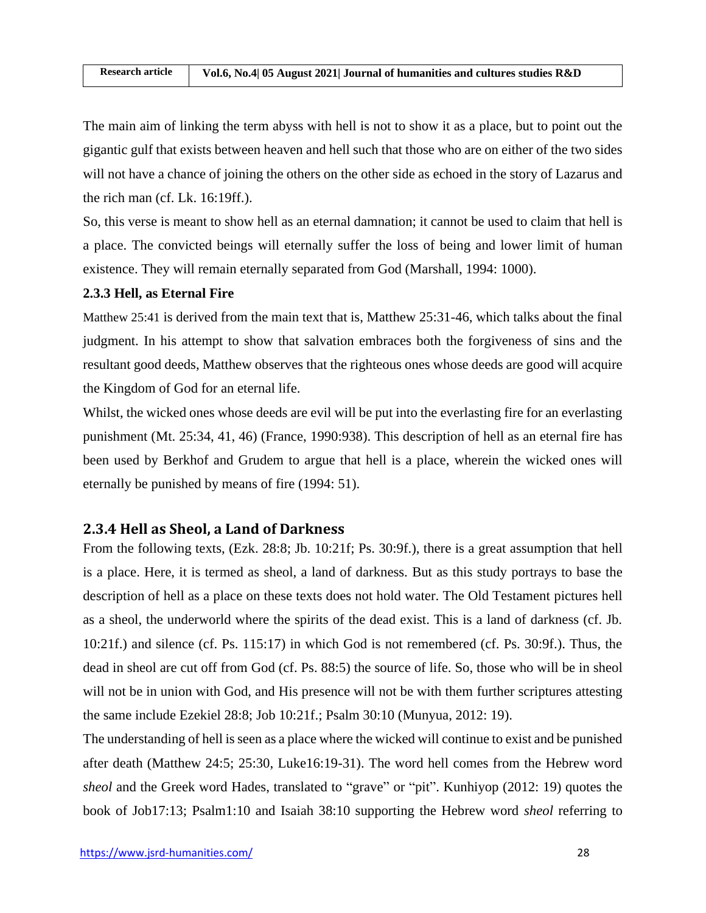The main aim of linking the term abyss with hell is not to show it as a place, but to point out the gigantic gulf that exists between heaven and hell such that those who are on either of the two sides will not have a chance of joining the others on the other side as echoed in the story of Lazarus and the rich man (cf. Lk. 16:19ff.).

So, this verse is meant to show hell as an eternal damnation; it cannot be used to claim that hell is a place. The convicted beings will eternally suffer the loss of being and lower limit of human existence. They will remain eternally separated from God (Marshall, 1994: 1000).

### 2.3.3 Hell, as Eternal Fire

Matthew 25:41 is derived from the main text that is, Matthew 25:31-46, which talks about the final judgment. In his attempt to show that salvation embraces both the forgiveness of sins and the resultant good deeds, Matthew observes that the righteous ones whose deeds are good will acquire the Kingdom of God for an eternal life.

Whilst, the wicked ones whose deeds are evil will be put into the everlasting fire for an everlasting punishment (Mt. 25:34, 41, 46) (France, 1990:938). This description of hell as an eternal fire has been used by Berkhof and Grudem to argue that hell is a place, wherein the wicked ones will eternally be punished by means of fire (1994: 51).

### 2.3.4 Hell as *Sheol*, a Land of Darkness

From the following texts, (Ezk. 28:8; Jb. 10:21f; Ps. 30:9f.), there is a great assumption that hell is a place. Here, it is termed as sheol, a land of darkness. But as this study portrays to base the description of hell as a place on these texts does not hold water. The Old Testament pictures hell as a sheol, the underworld where the spirits of the dead exist. This is a land of darkness (cf. Jb. 10:21f.) and silence (cf. Ps. 115:17) in which God is not remembered (cf. Ps. 30:9f.). Thus, the dead in sheol are cut off from God (cf. Ps. 88:5) the source of life. So, those who will be in sheol will not be in union with God, and His presence will not be with them further scriptures attesting the same include Ezekiel 28:8; Job 10:21f.; Psalm 30:10 (Munyua, 2012: 19).

The understanding of hell is seen as a place where the wicked will continue to exist and be punished after death (Matthew 24:5; 25:30, Luke16:19-31). The word hell comes from the Hebrew word *sheol* and the Greek word Hades, translated to "grave" or "pit". Kunhiyop (2012: 19) quotes the book of Job17:13; Psalm1:10 and Isaiah 38:10 supporting the Hebrew word *sheol* referring to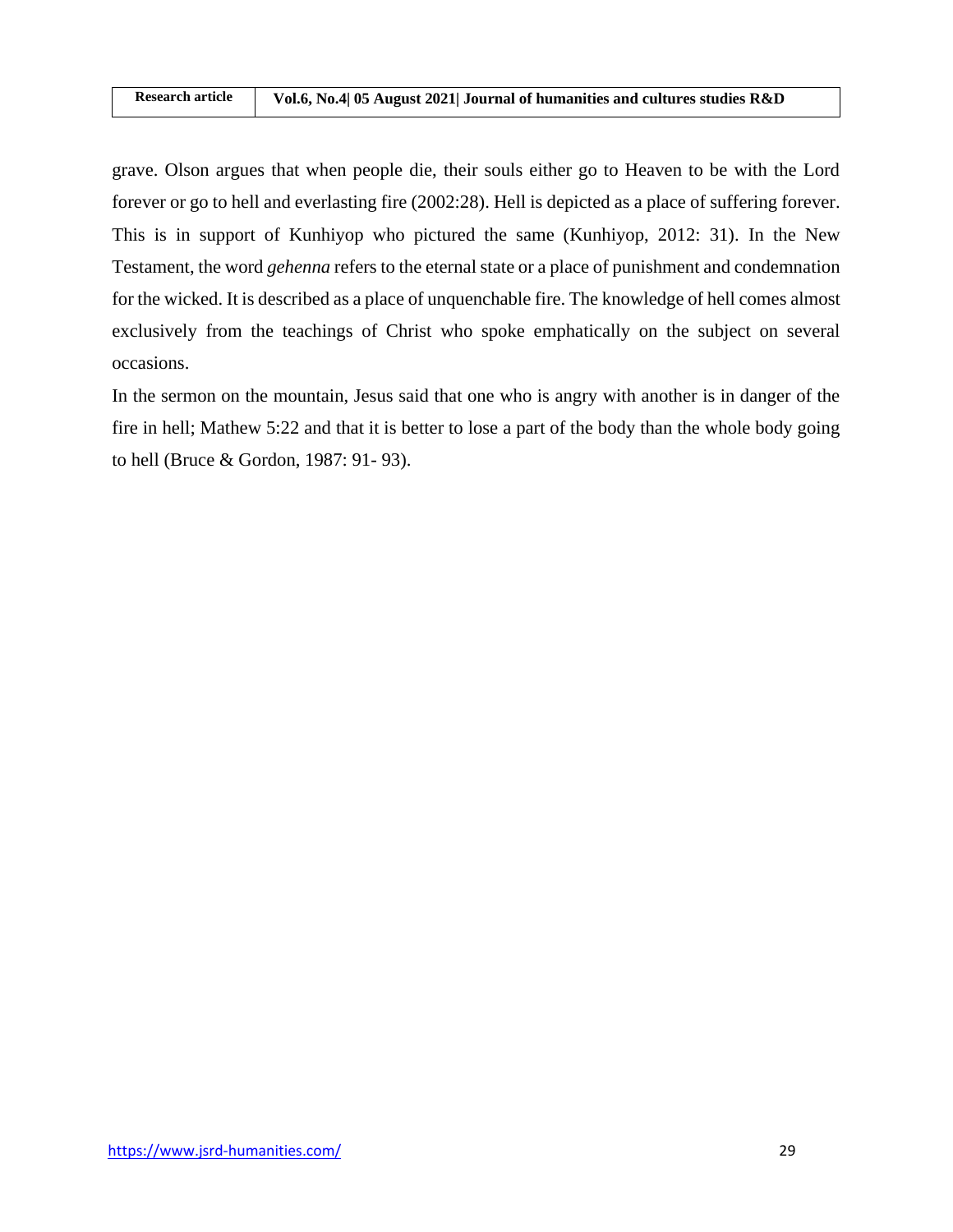grave. Olson argues that when people die, their souls either go to Heaven to be with the Lord forever or go to hell and everlasting fire (2002:28). Hell is depicted as a place of suffering forever. This is in support of Kunhiyop who pictured the same (Kunhiyop, 2012: 31). In the New Testament, the word *gehenna* refers to the eternal state or a place of punishment and condemnation for the wicked. It is described as a place of unquenchable fire. The knowledge of hell comes almost exclusively from the teachings of Christ who spoke emphatically on the subject on several occasions.

In the sermon on the mountain, Jesus said that one who is angry with another is in danger of the fire in hell; Mathew 5:22 and that it is better to lose a part of the body than the whole body going to hell (Bruce & Gordon, 1987: 91- 93).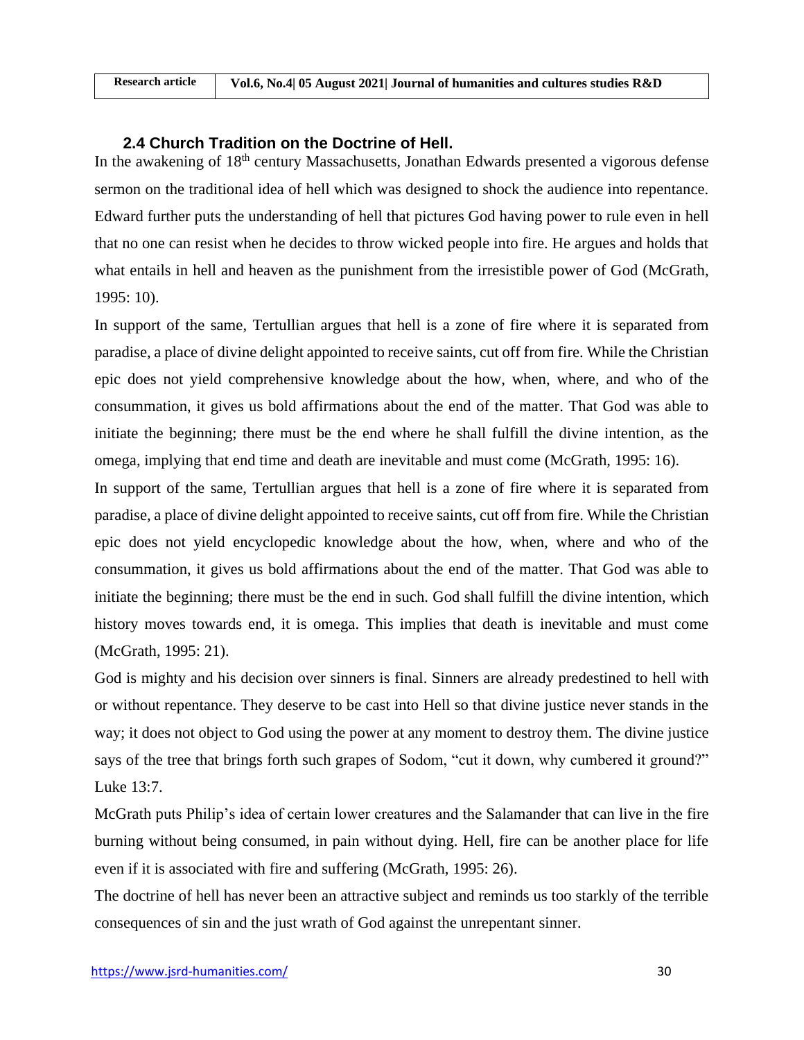### 2.4 Church Tradition on the Doctrine of Hell.

In the awakening of 18th century Massachusetts, Jonathan Edwards presented a vigorous defense sermon on the traditional idea of hell which was designed to shock the audience into repentance. Edward further puts the understanding of hell that pictures God having power to rule even in hell that no one can resist when he decides to throw wicked people into fire. He argues and holds that what entails in hell and heaven as the punishment from the irresistible power of God (McGrath, 1995: 10).

In support of the same, Tertullian argues that hell is a zone of fire where it is separated from paradise, a place of divine delight appointed to receive saints, cut off from fire. While the Christian epic does not yield comprehensive knowledge about the how, when, where, and who of the consummation, it gives us bold affirmations about the end of the matter. That God was able to initiate the beginning; there must be the end where he shall fulfill the divine intention, as the omega, implying that end time and death are inevitable and must come (McGrath, 1995: 16).

In support of the same, Tertullian argues that hell is a zone of fire where it is separated from paradise, a place of divine delight appointed to receive saints, cut off from fire. While the Christian epic does not yield encyclopedic knowledge about the how, when, where and who of the consummation, it gives us bold affirmations about the end of the matter. That God was able to initiate the beginning; there must be the end in such. God shall fulfill the divine intention, which history moves towards end, it is omega. This implies that death is inevitable and must come (McGrath, 1995: 21).

God is mighty and his decision over sinners is final. Sinners are already predestined to hell with or without repentance. They deserve to be cast into Hell so that divine justice never stands in the way; it does not object to God using the power at any moment to destroy them. The divine justice says of the tree that brings forth such grapes of Sodom, "cut it down, why cumbered it ground?" Luke 13:7.

McGrath puts Philip's idea of certain lower creatures and the Salamander that can live in the fire burning without being consumed, in pain without dying. Hell, fire can be another place for life even if it is associated with fire and suffering (McGrath, 1995: 26).

The doctrine of hell has never been an attractive subject and reminds us too starkly of the terrible consequences of sin and the just wrath of God against the unrepentant sinner.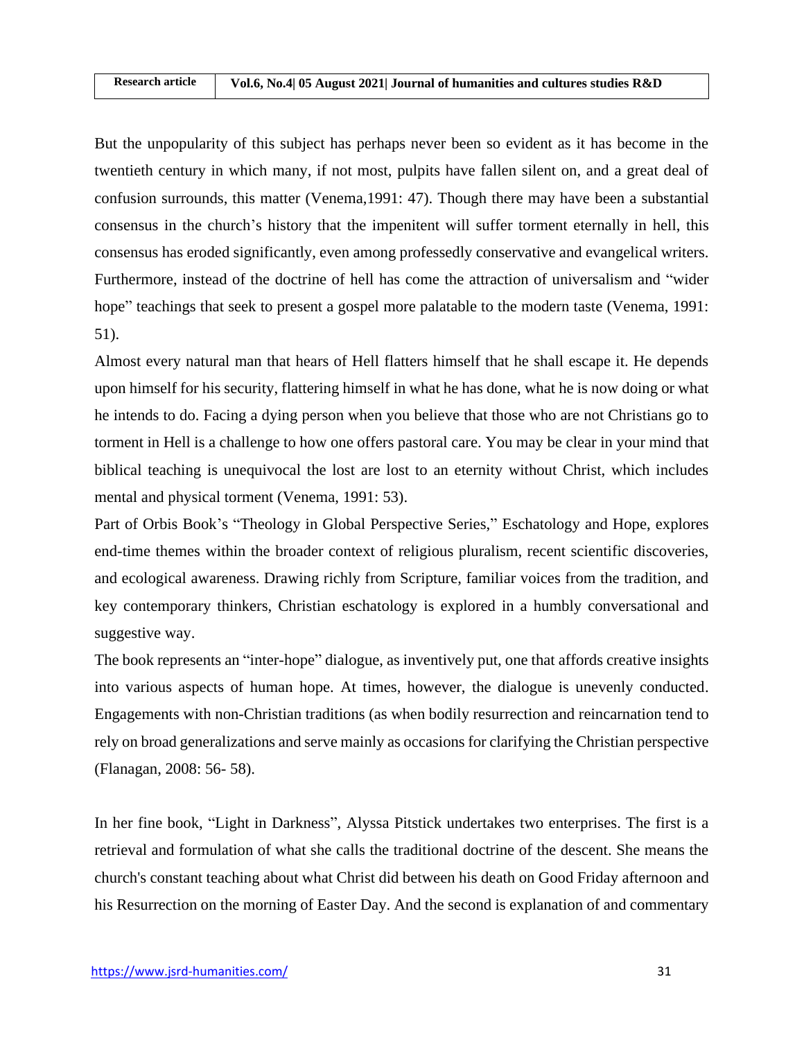But the unpopularity of this subject has perhaps never been so evident as it has become in the twentieth century in which many, if not most, pulpits have fallen silent on, and a great deal of confusion surrounds, this matter (Venema,1991: 47). Though there may have been a substantial consensus in the church's history that the impenitent will suffer torment eternally in hell, this consensus has eroded significantly, even among professedly conservative and evangelical writers. Furthermore, instead of the doctrine of hell has come the attraction of universalism and "wider hope" teachings that seek to present a gospel more palatable to the modern taste (Venema, 1991: 51).

Almost every natural man that hears of Hell flatters himself that he shall escape it. He depends upon himself for his security, flattering himself in what he has done, what he is now doing or what he intends to do. Facing a dying person when you believe that those who are not Christians go to torment in Hell is a challenge to how one offers pastoral care. You may be clear in your mind that biblical teaching is unequivocal the lost are lost to an eternity without Christ, which includes mental and physical torment (Venema, 1991: 53).

Part of Orbis Book's "Theology in Global Perspective Series," Eschatology and Hope, explores end-time themes within the broader context of religious pluralism, recent scientific discoveries, and ecological awareness. Drawing richly from Scripture, familiar voices from the tradition, and key contemporary thinkers, Christian eschatology is explored in a humbly conversational and suggestive way.

The book represents an "inter-hope" dialogue, as inventively put, one that affords creative insights into various aspects of human hope. At times, however, the dialogue is unevenly conducted. Engagements with non-Christian traditions (as when bodily resurrection and reincarnation tend to rely on broad generalizations and serve mainly as occasions for clarifying the Christian perspective (Flanagan, 2008: 56- 58).

In her fine book, "Light in Darkness", Alyssa Pitstick undertakes two enterprises. The first is a retrieval and formulation of what she calls the traditional doctrine of the descent. She means the church's constant teaching about what Christ did between his death on Good Friday afternoon and his Resurrection on the morning of Easter Day. And the second is explanation of and commentary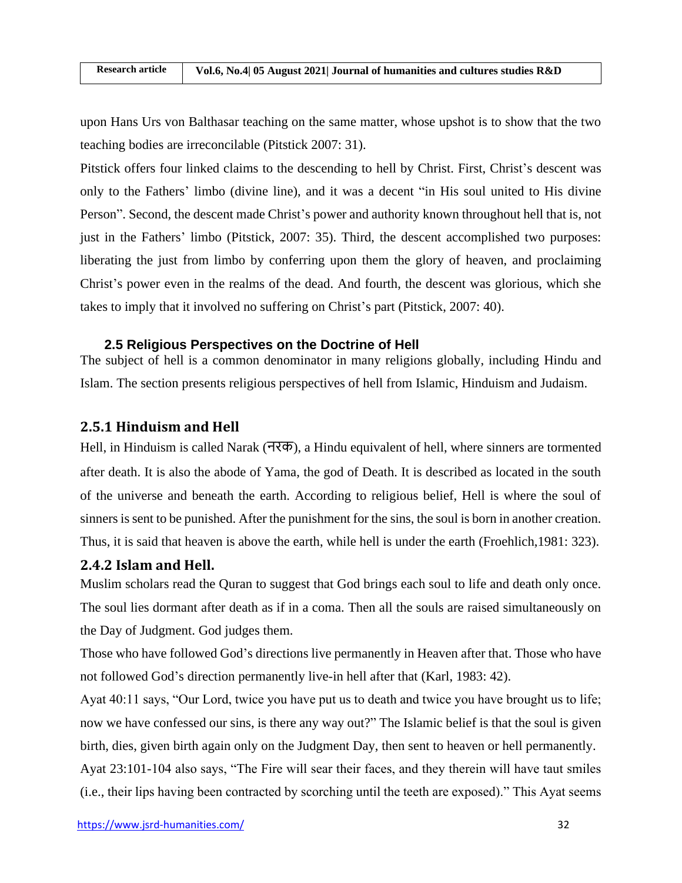upon Hans Urs von Balthasar teaching on the same matter, whose upshot is to show that the two teaching bodies are irreconcilable (Pitstick 2007: 31).

Pitstick offers four linked claims to the descending to hell by Christ. First, Christ's descent was only to the Fathers' limbo (divine line), and it was a decent "in His soul united to His divine Person". Second, the descent made Christ's power and authority known throughout hell that is, not just in the Fathers' limbo (Pitstick, 2007: 35). Third, the descent accomplished two purposes: liberating the just from limbo by conferring upon them the glory of heaven, and proclaiming Christ's power even in the realms of the dead. And fourth, the descent was glorious, which she takes to imply that it involved no suffering on Christ's part (Pitstick, 2007: 40).

### 2.5 Religious Perspectives on the Doctrine of Hell

The subject of hell is a common denominator in many religions globally, including Hindu and Islam. The section presents religious perspectives of hell from Islamic, Hinduism and Judaism.

### 2.5.1 Hinduism and Hell

Hell, in Hinduism is called Narak (नरक), a Hindu equivalent of hell, where sinners are tormented after death. It is also the abode of Yama, the god of Death. It is described as located in the south of the universe and beneath the earth. According to religious belief, Hell is where the soul of sinners is sent to be punished. After the punishment for the sins, the soul is born in another creation. Thus, it is said that heaven is above the earth, while hell is under the earth (Froehlich,1981: 323).

### 2.4.2 Islam and Hell.

Muslim scholars read the Quran to suggest that God brings each soul to life and death only once. The soul lies dormant after death as if in a coma. Then all the souls are raised simultaneously on the Day of Judgment. God judges them.

Those who have followed God's directions live permanently in Heaven after that. Those who have not followed God's direction permanently live-in hell after that (Karl, 1983: 42).

Ayat 40:11 says, "Our Lord, twice you have put us to death and twice you have brought us to life; now we have confessed our sins, is there any way out?" The Islamic belief is that the soul is given birth, dies, given birth again only on the Judgment Day, then sent to heaven or hell permanently.

Ayat 23:101-104 also says, "The Fire will sear their faces, and they therein will have taut smiles (i.e., their lips having been contracted by scorching until the teeth are exposed)." This Ayat seems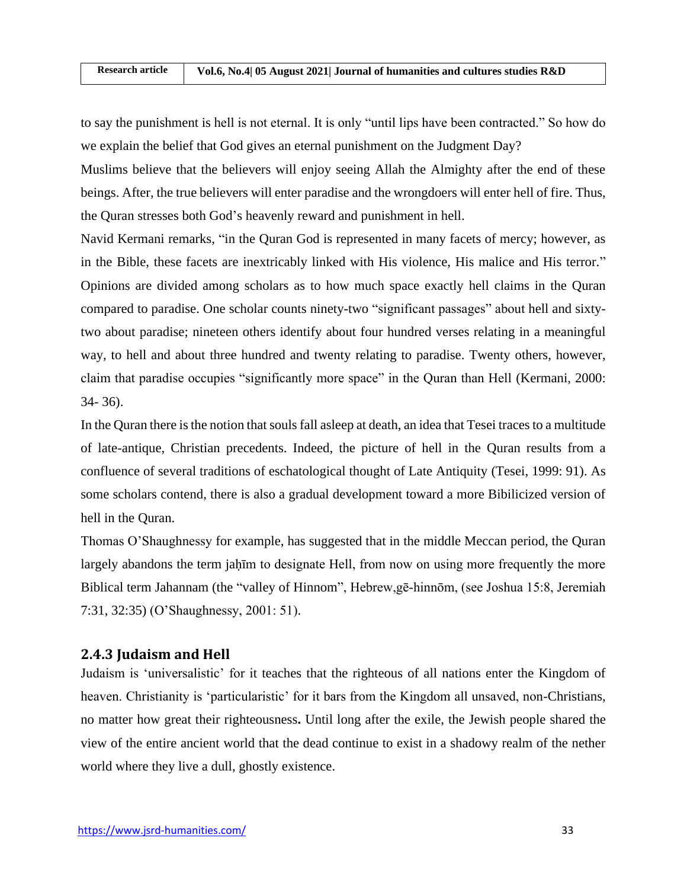to say the punishment is hell is not eternal. It is only "until lips have been contracted." So how do we explain the belief that God gives an eternal punishment on the Judgment Day?

Muslims believe that the believers will enjoy seeing Allah the Almighty after the end of these beings. After, the true believers will enter paradise and the wrongdoers will enter hell of fire. Thus, the Quran stresses both God's heavenly reward and punishment in hell.

Navid Kermani remarks, "in the Quran God is represented in many facets of mercy; however, as in the Bible, these facets are inextricably linked with His violence, His malice and His terror." Opinions are divided among scholars as to how much space exactly hell claims in the Quran compared to paradise. One scholar counts ninety-two "significant passages" about hell and sixty-two about paradise; nineteen others identify about four hundred verses relating in a meaningful way, to hell and about three hundred and twenty relating to paradise. Twenty others, however, claim that paradise occupies "significantly more space" in the Quran than Hell (Kermani, 2000: 34- 36).

In the Quran there is the notion that souls fall asleep at death, an idea that Tesei traces to a multitude of late-antique, Christian precedents. Indeed, the picture of hell in the Quran results from a confluence of several traditions of eschatological thought of Late Antiquity (Tesei, 1999: 91). As some scholars contend, there is also a gradual development toward a more Bibilicized version of hell in the Quran.

Thomas O'Shaughnessy for example, has suggested that in the middle Meccan period, the Quran largely abandons the term jaḥīm to designate Hell, from now on using more frequently the more Biblical term Jahannam (the "valley of Hinnom", Hebrew,gē-hinnōm, (see Joshua 15:8, Jeremiah 7:31, 32:35) (O'Shaughnessy, 2001: 51).

### 2.4.3 Judaism and Hell

Judaism is 'universalistic' for it teaches that the righteous of all nations enter the Kingdom of heaven. Christianity is 'particularistic' for it bars from the Kingdom all unsaved, non-Christians, no matter how great their righteousness**.** Until long after the exile, the Jewish people shared the view of the entire ancient world that the dead continue to exist in a shadowy realm of the nether world where they live a dull, ghostly existence.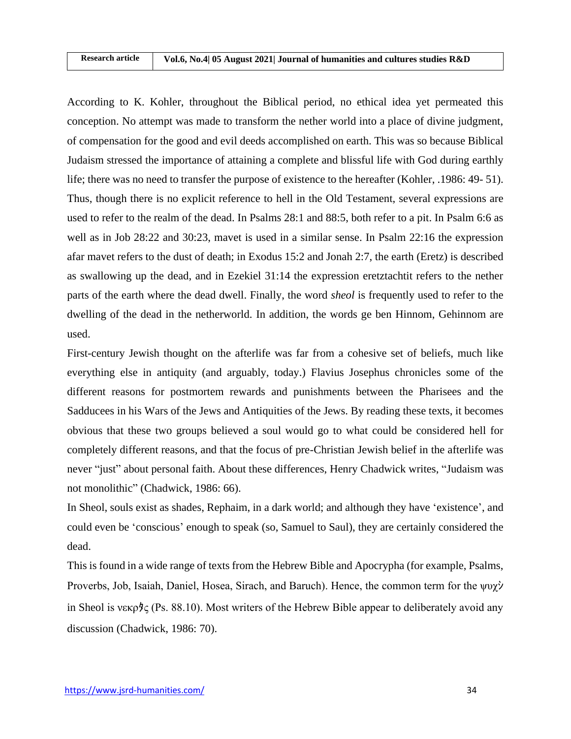According to K. Kohler, throughout the Biblical period, no ethical idea yet permeated this conception. No attempt was made to transform the nether world into a place of divine judgment, of compensation for the good and evil deeds accomplished on earth. This was so because Biblical Judaism stressed the importance of attaining a complete and blissful life with God during earthly life; there was no need to transfer the purpose of existence to the hereafter (Kohler, .1986: 49- 51). Thus, though there is no explicit reference to hell in the Old Testament, several expressions are used to refer to the realm of the dead. In Psalms 28:1 and 88:5, both refer to a pit. In Psalm 6:6 as well as in Job 28:22 and 30:23, mavet is used in a similar sense. In Psalm 22:16 the expression afar mavet refers to the dust of death; in Exodus 15:2 and Jonah 2:7, the earth (Eretz) is described as swallowing up the dead, and in Ezekiel 31:14 the expression eretztachtit refers to the nether parts of the earth where the dead dwell. Finally, the word *sheol* is frequently used to refer to the dwelling of the dead in the netherworld. In addition, the words ge ben Hinnom, Gehinnom are used.

First-century Jewish thought on the afterlife was far from a cohesive set of beliefs, much like everything else in antiquity (and arguably, today.) Flavius Josephus chronicles some of the different reasons for postmortem rewards and punishments between the Pharisees and the Sadducees in his Wars of the Jews and Antiquities of the Jews. By reading these texts, it becomes obvious that these two groups believed a soul would go to what could be considered hell for completely different reasons, and that the focus of pre-Christian Jewish belief in the afterlife was never "just" about personal faith. About these differences, Henry Chadwick writes, "Judaism was not monolithic" (Chadwick, 1986: 66).

In Sheol, souls exist as shades, Rephaim, in a dark world; and although they have 'existence', and could even be 'conscious' enough to speak (so, Samuel to Saul), they are certainly considered the dead.

This is found in a wide range of texts from the Hebrew Bible and Apocrypha (for example, Psalms, Proverbs, Job, Isaiah, Daniel, Hosea, Sirach, and Baruch). Hence, the common term for the ψυχὴ in Sheol is νεκρὸς (Ps. 88.10). Most writers of the Hebrew Bible appear to deliberately avoid any discussion (Chadwick, 1986: 70).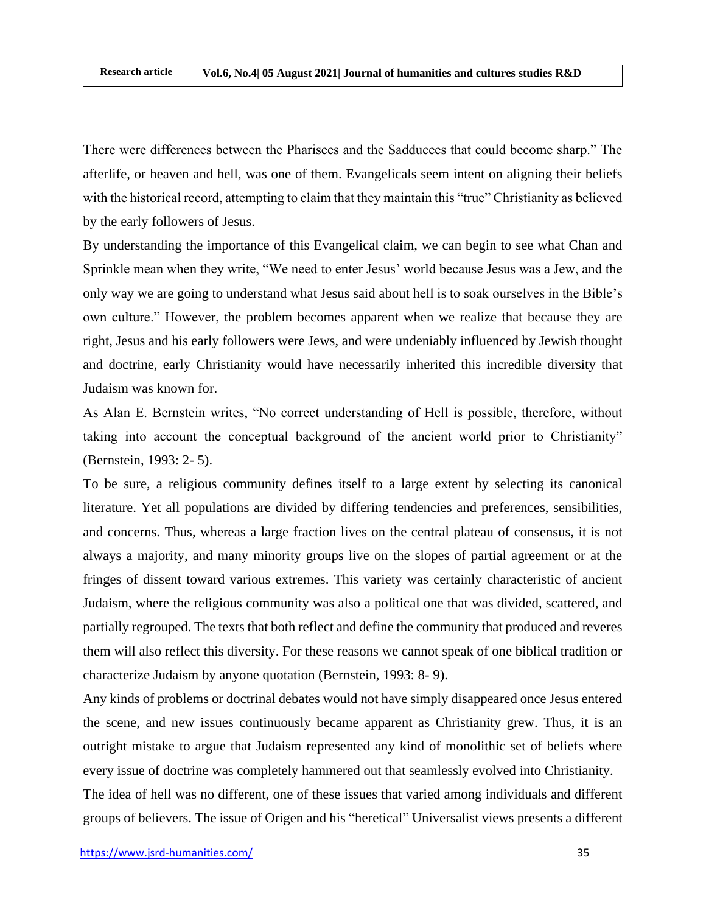There were differences between the Pharisees and the Sadducees that could become sharp." The afterlife, or heaven and hell, was one of them. Evangelicals seem intent on aligning their beliefs with the historical record, attempting to claim that they maintain this "true" Christianity as believed by the early followers of Jesus.

By understanding the importance of this Evangelical claim, we can begin to see what Chan and Sprinkle mean when they write, "We need to enter Jesus' world because Jesus was a Jew, and the only way we are going to understand what Jesus said about hell is to soak ourselves in the Bible's own culture." However, the problem becomes apparent when we realize that because they are right, Jesus and his early followers were Jews, and were undeniably influenced by Jewish thought and doctrine, early Christianity would have necessarily inherited this incredible diversity that Judaism was known for.

As Alan E. Bernstein writes, "No correct understanding of Hell is possible, therefore, without taking into account the conceptual background of the ancient world prior to Christianity" (Bernstein, 1993: 2- 5).

To be sure, a religious community defines itself to a large extent by selecting its canonical literature. Yet all populations are divided by differing tendencies and preferences, sensibilities, and concerns. Thus, whereas a large fraction lives on the central plateau of consensus, it is not always a majority, and many minority groups live on the slopes of partial agreement or at the fringes of dissent toward various extremes. This variety was certainly characteristic of ancient Judaism, where the religious community was also a political one that was divided, scattered, and partially regrouped. The texts that both reflect and define the community that produced and reveres them will also reflect this diversity. For these reasons we cannot speak of one biblical tradition or characterize Judaism by anyone quotation (Bernstein, 1993: 8- 9).

Any kinds of problems or doctrinal debates would not have simply disappeared once Jesus entered the scene, and new issues continuously became apparent as Christianity grew. Thus, it is an outright mistake to argue that Judaism represented any kind of monolithic set of beliefs where every issue of doctrine was completely hammered out that seamlessly evolved into Christianity.

The idea of hell was no different, one of these issues that varied among individuals and different groups of believers. The issue of Origen and his "heretical" Universalist views presents a different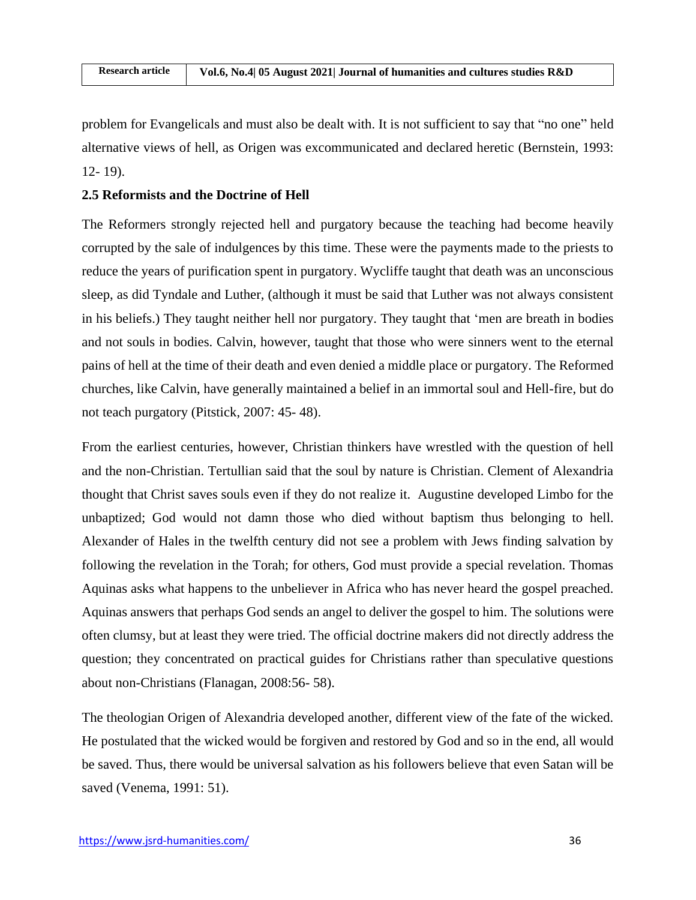problem for Evangelicals and must also be dealt with. It is not sufficient to say that "no one" held alternative views of hell, as Origen was excommunicated and declared heretic (Bernstein, 1993: 12- 19).

**2.5 Reformists and the Doctrine of Hell**

The Reformers strongly rejected hell and purgatory because the teaching had become heavily corrupted by the sale of indulgences by this time. These were the payments made to the priests to reduce the years of purification spent in purgatory. Wycliffe taught that death was an unconscious sleep, as did Tyndale and Luther, (although it must be said that Luther was not always consistent in his beliefs.) They taught neither hell nor purgatory. They taught that 'men are breath in bodies and not souls in bodies. Calvin, however, taught that those who were sinners went to the eternal pains of hell at the time of their death and even denied a middle place or purgatory. The Reformed churches, like Calvin, have generally maintained a belief in an immortal soul and Hell-fire, but do not teach purgatory (Pitstick, 2007: 45- 48).

From the earliest centuries, however, Christian thinkers have wrestled with the question of hell and the non-Christian. Tertullian said that the soul by nature is Christian. Clement of Alexandria thought that Christ saves souls even if they do not realize it. Augustine developed Limbo for the unbaptized; God would not damn those who died without baptism thus belonging to hell. Alexander of Hales in the twelfth century did not see a problem with Jews finding salvation by following the revelation in the Torah; for others, God must provide a special revelation. Thomas Aquinas asks what happens to the unbeliever in Africa who has never heard the gospel preached. Aquinas answers that perhaps God sends an angel to deliver the gospel to him. The solutions were often clumsy, but at least they were tried. The official doctrine makers did not directly address the question; they concentrated on practical guides for Christians rather than speculative questions about non-Christians (Flanagan, 2008:56- 58).

The theologian Origen of Alexandria developed another, different view of the fate of the wicked. He postulated that the wicked would be forgiven and restored by God and so in the end, all would be saved. Thus, there would be universal salvation as his followers believe that even Satan will be saved (Venema, 1991: 51).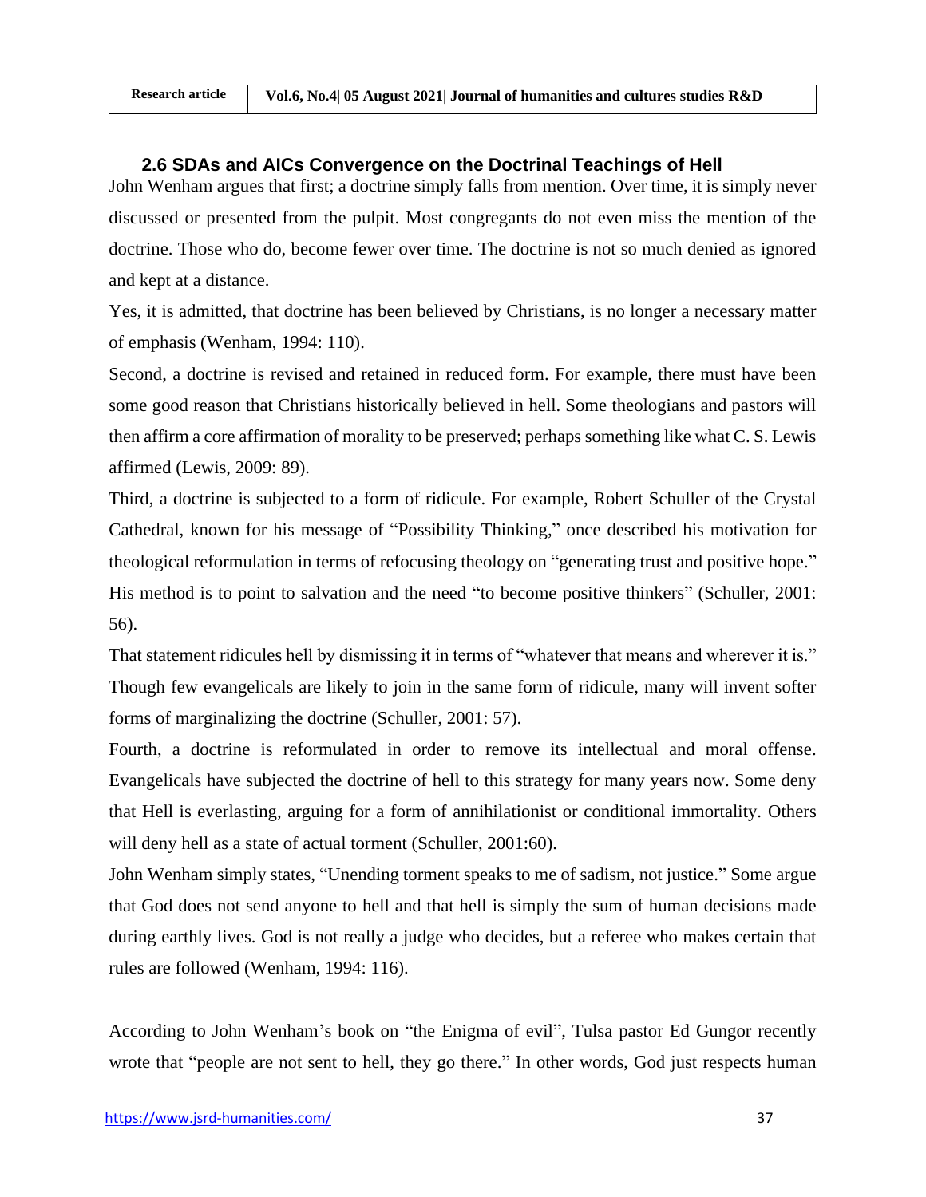### 2.6 SDAs and AICs Convergence on the Doctrinal Teachings of Hell

John Wenham argues that first; a doctrine simply falls from mention. Over time, it is simply never discussed or presented from the pulpit. Most congregants do not even miss the mention of the doctrine. Those who do, become fewer over time. The doctrine is not so much denied as ignored and kept at a distance.

Yes, it is admitted, that doctrine has been believed by Christians, is no longer a necessary matter of emphasis (Wenham, 1994: 110).

Second, a doctrine is revised and retained in reduced form. For example, there must have been some good reason that Christians historically believed in hell. Some theologians and pastors will then affirm a core affirmation of morality to be preserved; perhaps something like what C. S. Lewis affirmed (Lewis, 2009: 89).

Third, a doctrine is subjected to a form of ridicule. For example, Robert Schuller of the Crystal Cathedral, known for his message of "Possibility Thinking," once described his motivation for theological reformulation in terms of refocusing theology on "generating trust and positive hope." His method is to point to salvation and the need "to become positive thinkers" (Schuller, 2001: 56).

That statement ridicules hell by dismissing it in terms of "whatever that means and wherever it is." Though few evangelicals are likely to join in the same form of ridicule, many will invent softer forms of marginalizing the doctrine (Schuller, 2001: 57).

Fourth, a doctrine is reformulated in order to remove its intellectual and moral offense. Evangelicals have subjected the doctrine of hell to this strategy for many years now. Some deny that Hell is everlasting, arguing for a form of annihilationist or conditional immortality. Others will deny hell as a state of actual torment (Schuller, 2001:60).

John Wenham simply states, "Unending torment speaks to me of sadism, not justice." Some argue that God does not send anyone to hell and that hell is simply the sum of human decisions made during earthly lives. God is not really a judge who decides, but a referee who makes certain that rules are followed (Wenham, 1994: 116).

According to John Wenham's book on "the Enigma of evil", Tulsa pastor Ed Gungor recently wrote that "people are not sent to hell, they go there." In other words, God just respects human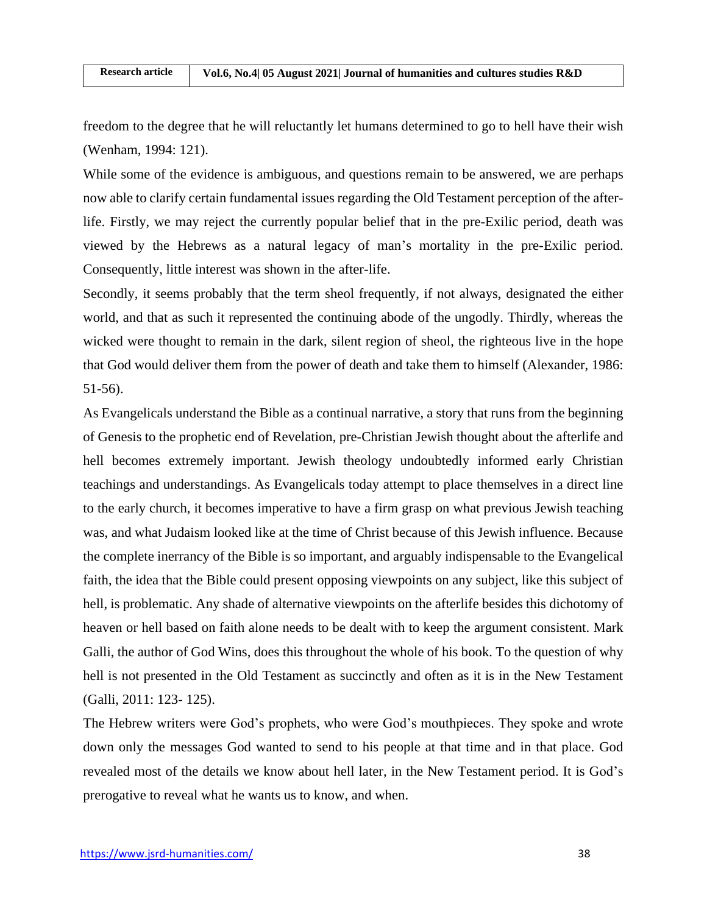freedom to the degree that he will reluctantly let humans determined to go to hell have their wish (Wenham, 1994: 121).

While some of the evidence is ambiguous, and questions remain to be answered, we are perhaps now able to clarify certain fundamental issues regarding the Old Testament perception of the after-life. Firstly, we may reject the currently popular belief that in the pre-Exilic period, death was viewed by the Hebrews as a natural legacy of man's mortality in the pre-Exilic period. Consequently, little interest was shown in the after-life.

Secondly, it seems probably that the term sheol frequently, if not always, designated the either world, and that as such it represented the continuing abode of the ungodly. Thirdly, whereas the wicked were thought to remain in the dark, silent region of sheol, the righteous live in the hope that God would deliver them from the power of death and take them to himself (Alexander, 1986: 51-56).

As Evangelicals understand the Bible as a continual narrative, a story that runs from the beginning of Genesis to the prophetic end of Revelation, pre-Christian Jewish thought about the afterlife and hell becomes extremely important. Jewish theology undoubtedly informed early Christian teachings and understandings. As Evangelicals today attempt to place themselves in a direct line to the early church, it becomes imperative to have a firm grasp on what previous Jewish teaching was, and what Judaism looked like at the time of Christ because of this Jewish influence. Because the complete inerrancy of the Bible is so important, and arguably indispensable to the Evangelical faith, the idea that the Bible could present opposing viewpoints on any subject, like this subject of hell, is problematic. Any shade of alternative viewpoints on the afterlife besides this dichotomy of heaven or hell based on faith alone needs to be dealt with to keep the argument consistent. Mark Galli, the author of God Wins, does this throughout the whole of his book. To the question of why hell is not presented in the Old Testament as succinctly and often as it is in the New Testament (Galli, 2011: 123- 125).

The Hebrew writers were God's prophets, who were God's mouthpieces. They spoke and wrote down only the messages God wanted to send to his people at that time and in that place. God revealed most of the details we know about hell later, in the New Testament period. It is God's prerogative to reveal what he wants us to know, and when.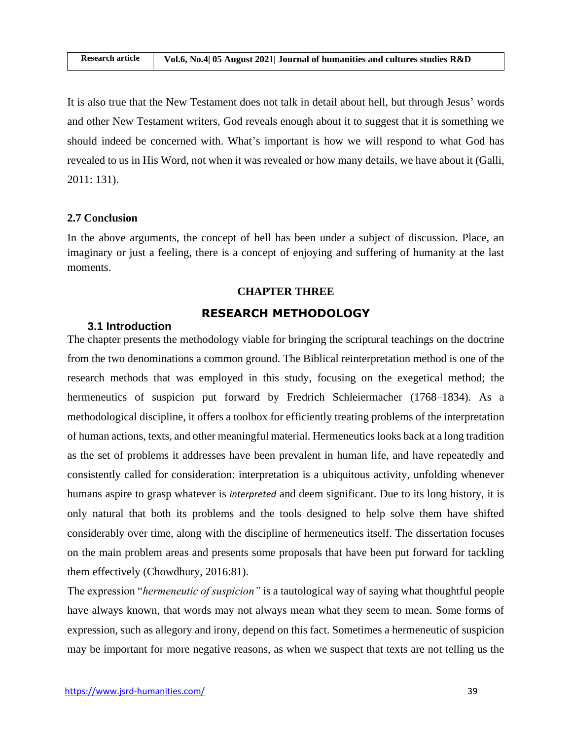It is also true that the New Testament does not talk in detail about hell, but through Jesus' words and other New Testament writers, God reveals enough about it to suggest that it is something we should indeed be concerned with. What's important is how we will respond to what God has revealed to us in His Word, not when it was revealed or how many details, we have about it (Galli, 2011: 131).

### 2.7 Conclusion

In the above arguments, the concept of hell has been under a subject of discussion. Place, an imaginary or just a feeling, there is a concept of enjoying and suffering of humanity at the last moments.

# CHAPTER THREE

# RESEARCH METHODOLOGY

### 3.1 Introduction

The chapter presents the methodology viable for bringing the scriptural teachings on the doctrine from the two denominations a common ground. The Biblical reinterpretation method is one of the research methods that was employed in this study, focusing on the exegetical method; the hermeneutics of suspicion put forward by Fredrich Schleiermacher (1768–1834). As a methodological discipline, it offers a toolbox for efficiently treating problems of the interpretation of human actions, texts, and other meaningful material. Hermeneutics looks back at a long tradition as the set of problems it addresses have been prevalent in human life, and have repeatedly and consistently called for consideration: interpretation is a ubiquitous activity, unfolding whenever humans aspire to grasp whatever is *interpreted* and deem significant. Due to its long history, it is only natural that both its problems and the tools designed to help solve them have shifted considerably over time, along with the discipline of hermeneutics itself. The dissertation focuses on the main problem areas and presents some proposals that have been put forward for tackling them effectively (Chowdhury, 2016:81).

The expression "*hermeneutic of suspicion"* is a tautological way of saying what thoughtful people have always known, that words may not always mean what they seem to mean. Some forms of expression, such as allegory and irony, depend on this fact. Sometimes a hermeneutic of suspicion may be important for more negative reasons, as when we suspect that texts are not telling us the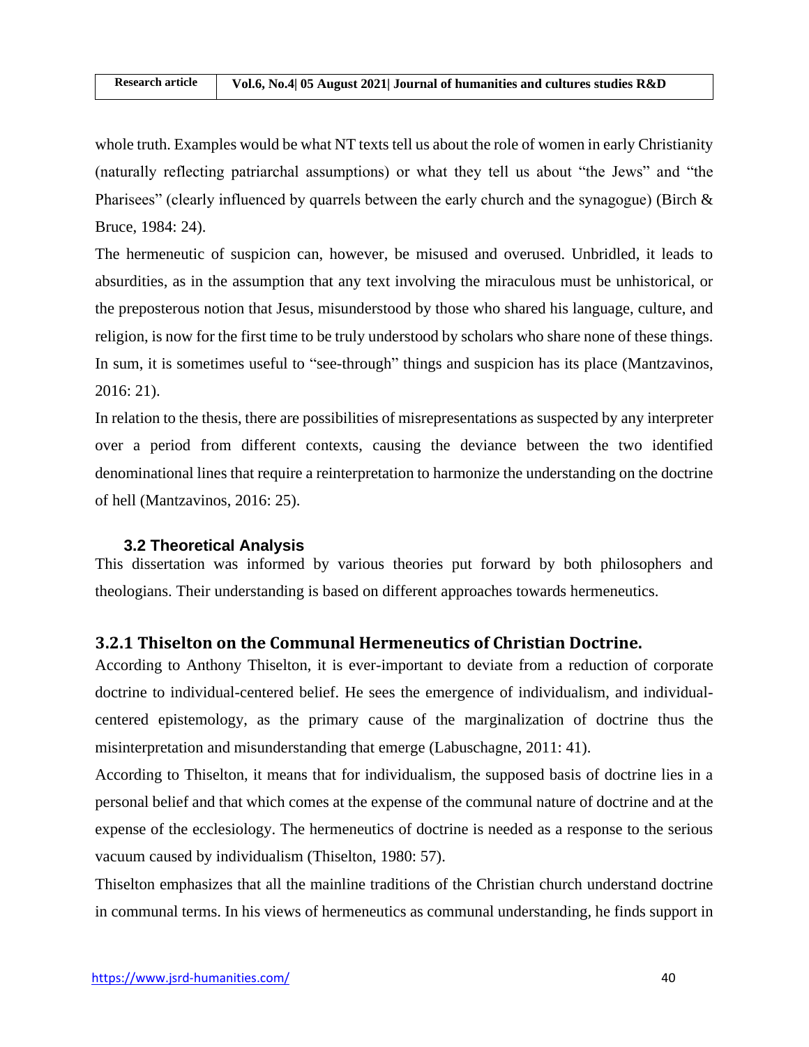whole truth. Examples would be what NT texts tell us about the role of women in early Christianity (naturally reflecting patriarchal assumptions) or what they tell us about "the Jews" and "the Pharisees" (clearly influenced by quarrels between the early church and the synagogue) (Birch & Bruce, 1984: 24).

The hermeneutic of suspicion can, however, be misused and overused. Unbridled, it leads to absurdities, as in the assumption that any text involving the miraculous must be unhistorical, or the preposterous notion that Jesus, misunderstood by those who shared his language, culture, and religion, is now for the first time to be truly understood by scholars who share none of these things. In sum, it is sometimes useful to "see-through" things and suspicion has its place (Mantzavinos, 2016: 21).

In relation to the thesis, there are possibilities of misrepresentations as suspected by any interpreter over a period from different contexts, causing the deviance between the two identified denominational lines that require a reinterpretation to harmonize the understanding on the doctrine of hell (Mantzavinos, 2016: 25).

### 3.2 Theoretical Analysis

This dissertation was informed by various theories put forward by both philosophers and theologians. Their understanding is based on different approaches towards hermeneutics.

### 3.2.1 Thiselton on the Communal Hermeneutics of Christian Doctrine.

According to Anthony Thiselton, it is ever-important to deviate from a reduction of corporate doctrine to individual-centered belief. He sees the emergence of individualism, and individual-centered epistemology, as the primary cause of the marginalization of doctrine thus the misinterpretation and misunderstanding that emerge (Labuschagne, 2011: 41).

According to Thiselton, it means that for individualism, the supposed basis of doctrine lies in a personal belief and that which comes at the expense of the communal nature of doctrine and at the expense of the ecclesiology. The hermeneutics of doctrine is needed as a response to the serious vacuum caused by individualism (Thiselton, 1980: 57).

Thiselton emphasizes that all the mainline traditions of the Christian church understand doctrine in communal terms. In his views of hermeneutics as communal understanding, he finds support in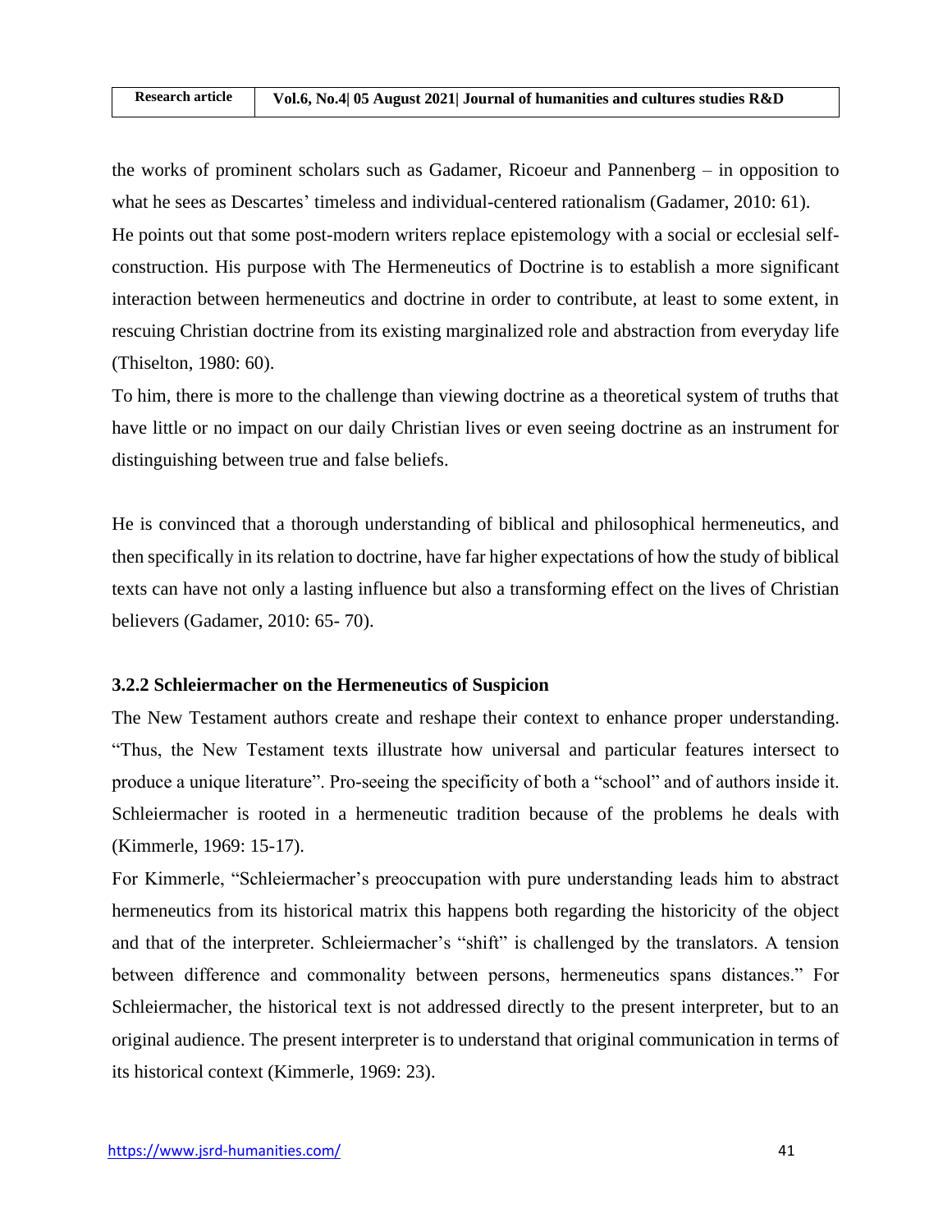the works of prominent scholars such as Gadamer, Ricoeur and Pannenberg – in opposition to what he sees as Descartes' timeless and individual-centered rationalism (Gadamer, 2010: 61).

He points out that some post-modern writers replace epistemology with a social or ecclesial self-construction. His purpose with The Hermeneutics of Doctrine is to establish a more significant interaction between hermeneutics and doctrine in order to contribute, at least to some extent, in rescuing Christian doctrine from its existing marginalized role and abstraction from everyday life (Thiselton, 1980: 60).

To him, there is more to the challenge than viewing doctrine as a theoretical system of truths that have little or no impact on our daily Christian lives or even seeing doctrine as an instrument for distinguishing between true and false beliefs.

He is convinced that a thorough understanding of biblical and philosophical hermeneutics, and then specifically in its relation to doctrine, have far higher expectations of how the study of biblical texts can have not only a lasting influence but also a transforming effect on the lives of Christian believers (Gadamer, 2010: 65- 70).

### 3.2.2 Schleiermacher on the Hermeneutics of Suspicion

The New Testament authors create and reshape their context to enhance proper understanding. "Thus, the New Testament texts illustrate how universal and particular features intersect to produce a unique literature". Pro-seeing the specificity of both a "school" and of authors inside it. Schleiermacher is rooted in a hermeneutic tradition because of the problems he deals with (Kimmerle, 1969: 15-17).

For Kimmerle, "Schleiermacher's preoccupation with pure understanding leads him to abstract hermeneutics from its historical matrix this happens both regarding the historicity of the object and that of the interpreter. Schleiermacher's "shift" is challenged by the translators. A tension between difference and commonality between persons, hermeneutics spans distances." For Schleiermacher, the historical text is not addressed directly to the present interpreter, but to an original audience. The present interpreter is to understand that original communication in terms of its historical context (Kimmerle, 1969: 23).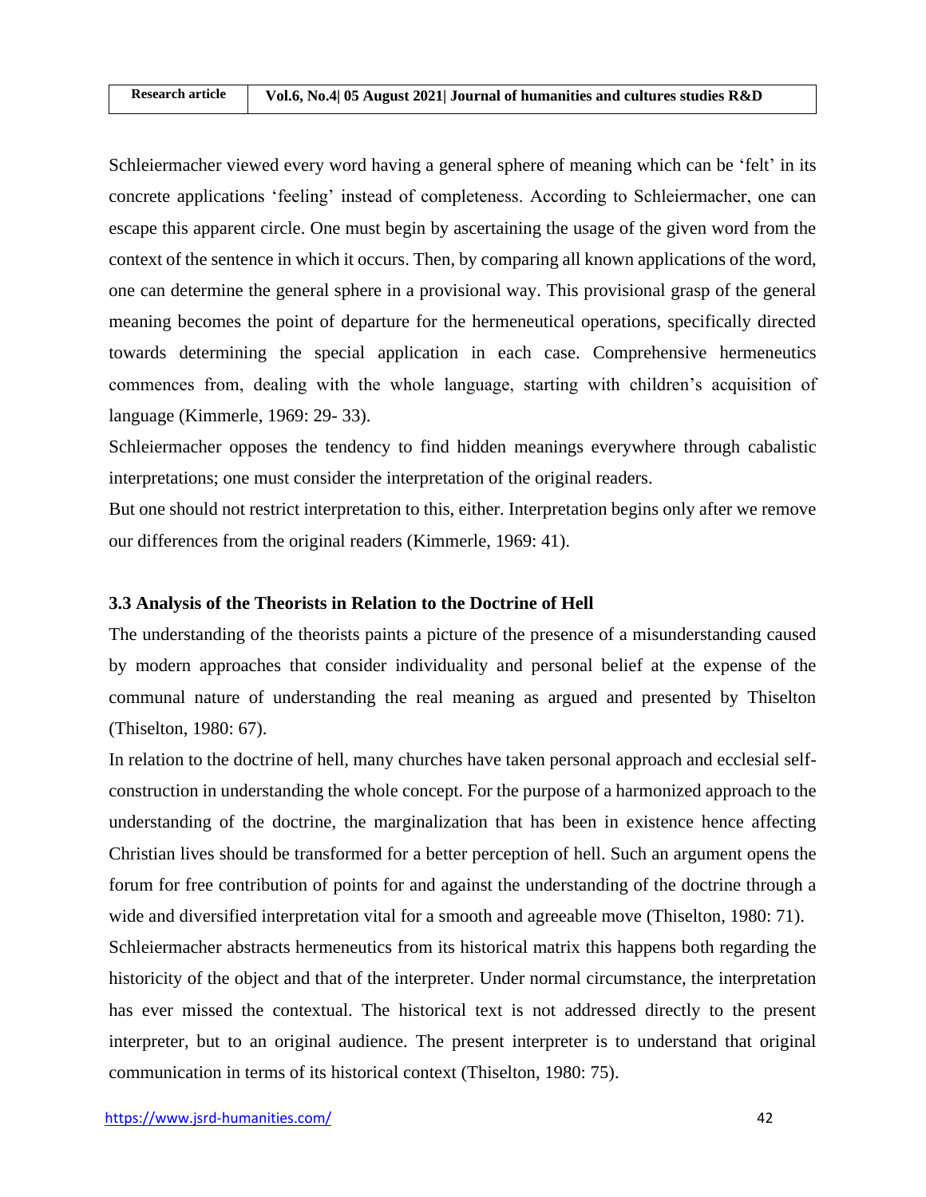Schleiermacher viewed every word having a general sphere of meaning which can be 'felt' in its concrete applications 'feeling' instead of completeness. According to Schleiermacher, one can escape this apparent circle. One must begin by ascertaining the usage of the given word from the context of the sentence in which it occurs. Then, by comparing all known applications of the word, one can determine the general sphere in a provisional way. This provisional grasp of the general meaning becomes the point of departure for the hermeneutical operations, specifically directed towards determining the special application in each case. Comprehensive hermeneutics commences from, dealing with the whole language, starting with children's acquisition of language (Kimmerle, 1969: 29- 33).

Schleiermacher opposes the tendency to find hidden meanings everywhere through cabalistic interpretations; one must consider the interpretation of the original readers.

But one should not restrict interpretation to this, either. Interpretation begins only after we remove our differences from the original readers (Kimmerle, 1969: 41).

### 3.3 Analysis of the Theorists in Relation to the Doctrine of Hell

The understanding of the theorists paints a picture of the presence of a misunderstanding caused by modern approaches that consider individuality and personal belief at the expense of the communal nature of understanding the real meaning as argued and presented by Thiselton (Thiselton, 1980: 67).

In relation to the doctrine of hell, many churches have taken personal approach and ecclesial self-construction in understanding the whole concept. For the purpose of a harmonized approach to the understanding of the doctrine, the marginalization that has been in existence hence affecting Christian lives should be transformed for a better perception of hell. Such an argument opens the forum for free contribution of points for and against the understanding of the doctrine through a wide and diversified interpretation vital for a smooth and agreeable move (Thiselton, 1980: 71).

Schleiermacher abstracts hermeneutics from its historical matrix this happens both regarding the historicity of the object and that of the interpreter. Under normal circumstance, the interpretation has ever missed the contextual. The historical text is not addressed directly to the present interpreter, but to an original audience. The present interpreter is to understand that original communication in terms of its historical context (Thiselton, 1980: 75).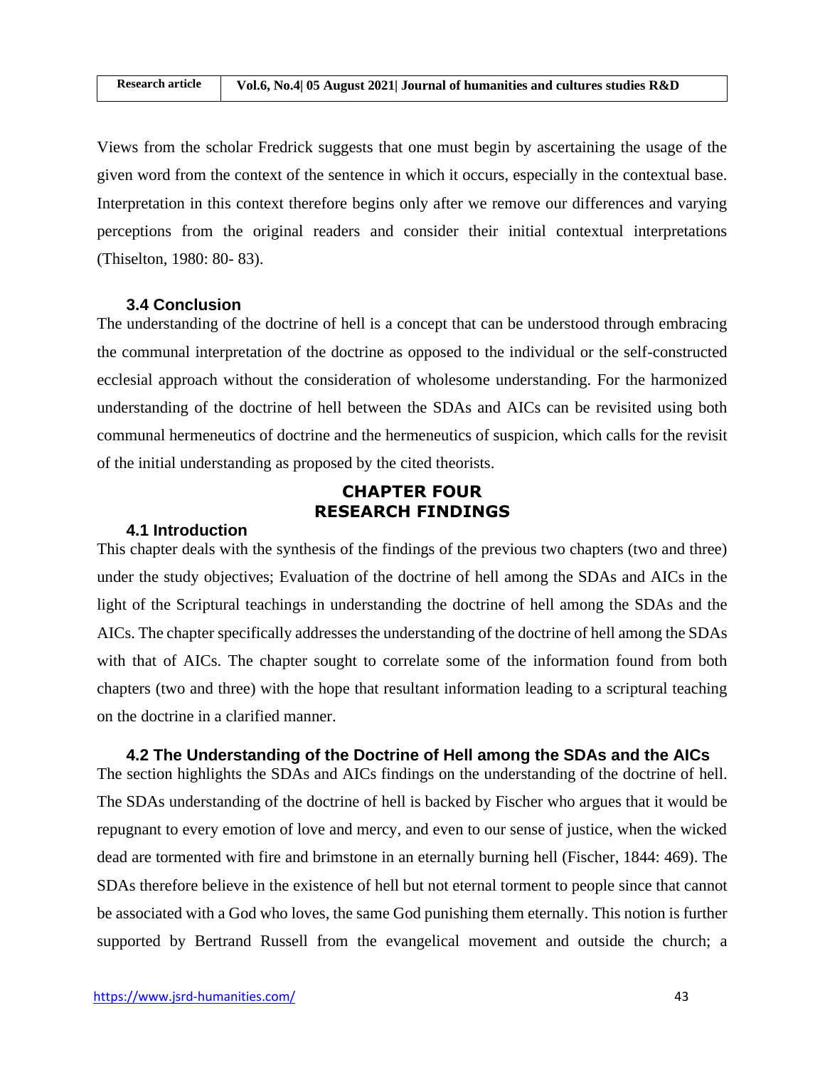Views from the scholar Fredrick suggests that one must begin by ascertaining the usage of the given word from the context of the sentence in which it occurs, especially in the contextual base. Interpretation in this context therefore begins only after we remove our differences and varying perceptions from the original readers and consider their initial contextual interpretations (Thiselton, 1980: 80- 83).

### 3.4 Conclusion

The understanding of the doctrine of hell is a concept that can be understood through embracing the communal interpretation of the doctrine as opposed to the individual or the self-constructed ecclesial approach without the consideration of wholesome understanding. For the harmonized understanding of the doctrine of hell between the SDAs and AICs can be revisited using both communal hermeneutics of doctrine and the hermeneutics of suspicion, which calls for the revisit of the initial understanding as proposed by the cited theorists.

## CHAPTER FOUR
## RESEARCH FINDINGS

### 4.1 Introduction

This chapter deals with the synthesis of the findings of the previous two chapters (two and three) under the study objectives; Evaluation of the doctrine of hell among the SDAs and AICs in the light of the Scriptural teachings in understanding the doctrine of hell among the SDAs and the AICs. The chapter specifically addresses the understanding of the doctrine of hell among the SDAs with that of AICs. The chapter sought to correlate some of the information found from both chapters (two and three) with the hope that resultant information leading to a scriptural teaching on the doctrine in a clarified manner.

### 4.2 The Understanding of the Doctrine of Hell among the SDAs and the AICs

The section highlights the SDAs and AICs findings on the understanding of the doctrine of hell. The SDAs understanding of the doctrine of hell is backed by Fischer who argues that it would be repugnant to every emotion of love and mercy, and even to our sense of justice, when the wicked dead are tormented with fire and brimstone in an eternally burning hell (Fischer, 1844: 469). The SDAs therefore believe in the existence of hell but not eternal torment to people since that cannot be associated with a God who loves, the same God punishing them eternally. This notion is further supported by Bertrand Russell from the evangelical movement and outside the church; a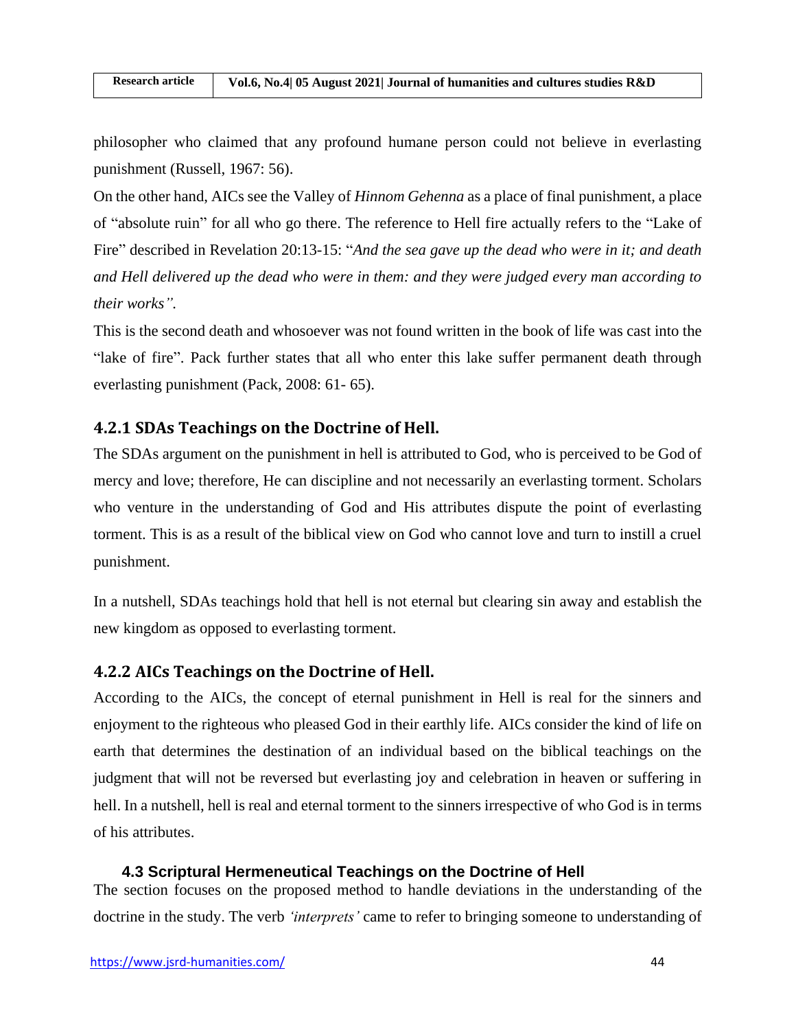philosopher who claimed that any profound humane person could not believe in everlasting punishment (Russell, 1967: 56).

On the other hand, AICs see the Valley of *Hinnom Gehenna* as a place of final punishment, a place of "absolute ruin" for all who go there. The reference to Hell fire actually refers to the "Lake of Fire" described in Revelation 20:13-15: "*And the sea gave up the dead who were in it; and death and Hell delivered up the dead who were in them: and they were judged every man according to their works".*

This is the second death and whosoever was not found written in the book of life was cast into the "lake of fire". Pack further states that all who enter this lake suffer permanent death through everlasting punishment (Pack, 2008: 61- 65).

### 4.2.1 SDAs Teachings on the Doctrine of Hell.

The SDAs argument on the punishment in hell is attributed to God, who is perceived to be God of mercy and love; therefore, He can discipline and not necessarily an everlasting torment. Scholars who venture in the understanding of God and His attributes dispute the point of everlasting torment. This is as a result of the biblical view on God who cannot love and turn to instill a cruel punishment.

In a nutshell, SDAs teachings hold that hell is not eternal but clearing sin away and establish the new kingdom as opposed to everlasting torment.

### 4.2.2 AICs Teachings on the Doctrine of Hell.

According to the AICs, the concept of eternal punishment in Hell is real for the sinners and enjoyment to the righteous who pleased God in their earthly life. AICs consider the kind of life on earth that determines the destination of an individual based on the biblical teachings on the judgment that will not be reversed but everlasting joy and celebration in heaven or suffering in hell. In a nutshell, hell is real and eternal torment to the sinners irrespective of who God is in terms of his attributes.

## 4.3 Scriptural Hermeneutical Teachings on the Doctrine of Hell

The section focuses on the proposed method to handle deviations in the understanding of the doctrine in the study. The verb *'interprets'* came to refer to bringing someone to understanding of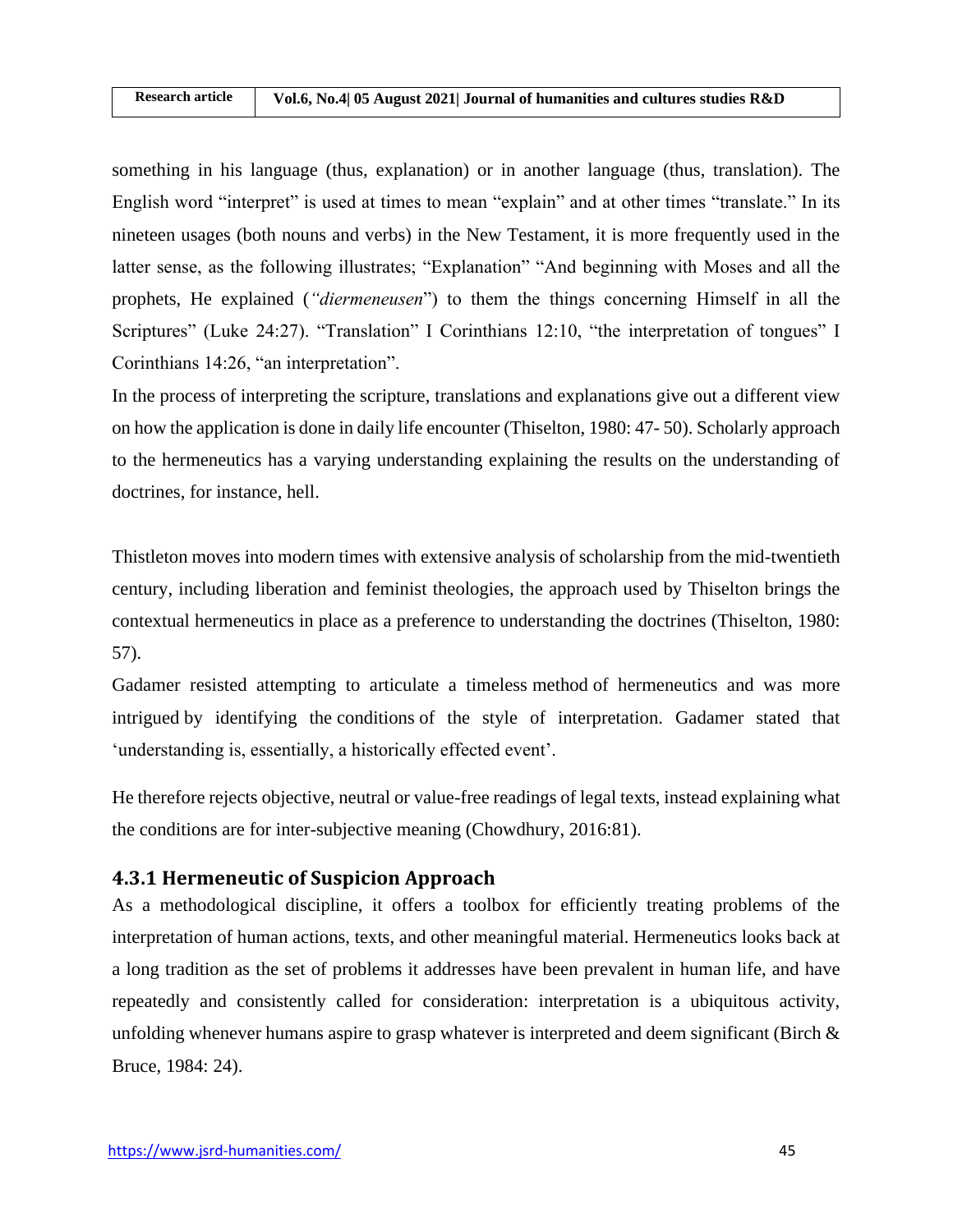something in his language (thus, explanation) or in another language (thus, translation). The English word "interpret" is used at times to mean "explain" and at other times "translate." In its nineteen usages (both nouns and verbs) in the New Testament, it is more frequently used in the latter sense, as the following illustrates; "Explanation" "And beginning with Moses and all the prophets, He explained (*"diermeneusen*") to them the things concerning Himself in all the Scriptures" (Luke 24:27). "Translation" I Corinthians 12:10, "the interpretation of tongues" I Corinthians 14:26, "an interpretation".

In the process of interpreting the scripture, translations and explanations give out a different view on how the application is done in daily life encounter (Thiselton, 1980: 47- 50). Scholarly approach to the hermeneutics has a varying understanding explaining the results on the understanding of doctrines, for instance, hell.

Thistleton moves into modern times with extensive analysis of scholarship from the mid-twentieth century, including liberation and feminist theologies, the approach used by Thiselton brings the contextual hermeneutics in place as a preference to understanding the doctrines (Thiselton, 1980: 57).

Gadamer resisted attempting to articulate a timeless method of hermeneutics and was more intrigued by identifying the conditions of the style of interpretation. Gadamer stated that 'understanding is, essentially, a historically effected event'.

He therefore rejects objective, neutral or value-free readings of legal texts, instead explaining what the conditions are for inter-subjective meaning (Chowdhury, 2016:81).

### 4.3.1 Hermeneutic of Suspicion Approach

As a methodological discipline, it offers a toolbox for efficiently treating problems of the interpretation of human actions, texts, and other meaningful material. Hermeneutics looks back at a long tradition as the set of problems it addresses have been prevalent in human life, and have repeatedly and consistently called for consideration: interpretation is a ubiquitous activity, unfolding whenever humans aspire to grasp whatever is interpreted and deem significant (Birch & Bruce, 1984: 24).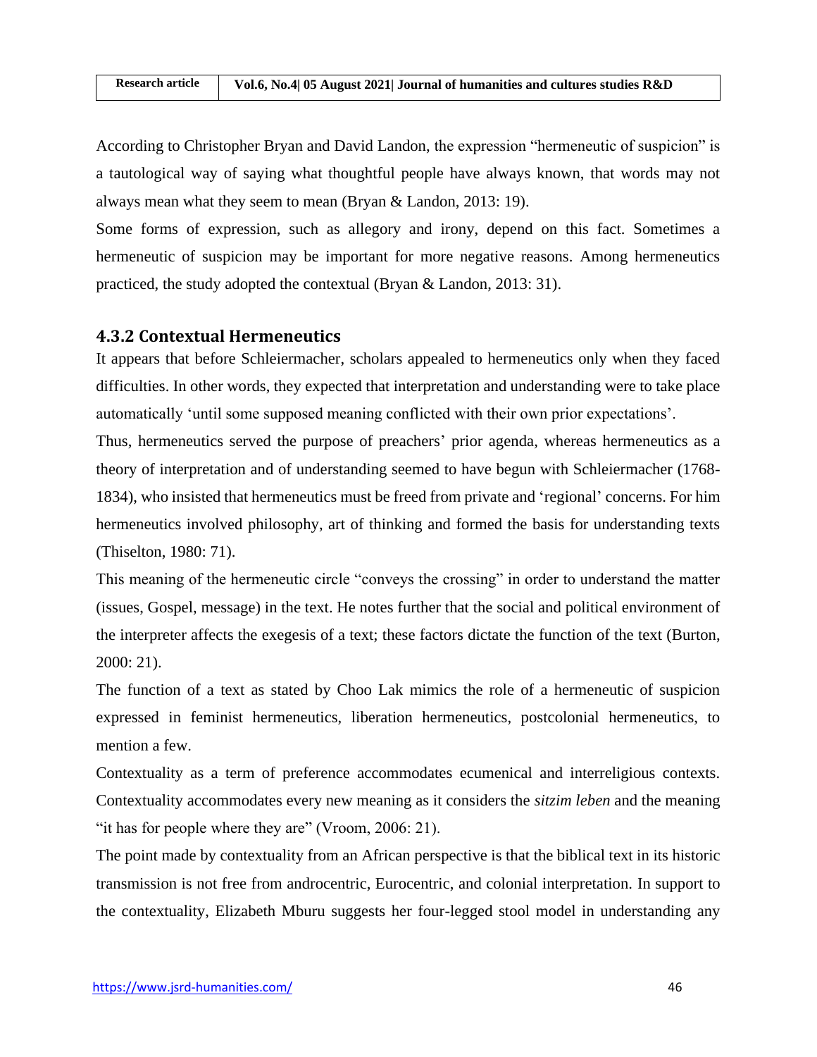According to Christopher Bryan and David Landon, the expression "hermeneutic of suspicion" is a tautological way of saying what thoughtful people have always known, that words may not always mean what they seem to mean (Bryan & Landon, 2013: 19).

Some forms of expression, such as allegory and irony, depend on this fact. Sometimes a hermeneutic of suspicion may be important for more negative reasons. Among hermeneutics practiced, the study adopted the contextual (Bryan & Landon, 2013: 31).

### 4.3.2 Contextual Hermeneutics

It appears that before Schleiermacher, scholars appealed to hermeneutics only when they faced difficulties. In other words, they expected that interpretation and understanding were to take place automatically 'until some supposed meaning conflicted with their own prior expectations'.

Thus, hermeneutics served the purpose of preachers' prior agenda, whereas hermeneutics as a theory of interpretation and of understanding seemed to have begun with Schleiermacher (1768-1834), who insisted that hermeneutics must be freed from private and 'regional' concerns. For him hermeneutics involved philosophy, art of thinking and formed the basis for understanding texts (Thiselton, 1980: 71).

This meaning of the hermeneutic circle "conveys the crossing" in order to understand the matter (issues, Gospel, message) in the text. He notes further that the social and political environment of the interpreter affects the exegesis of a text; these factors dictate the function of the text (Burton, 2000: 21).

The function of a text as stated by Choo Lak mimics the role of a hermeneutic of suspicion expressed in feminist hermeneutics, liberation hermeneutics, postcolonial hermeneutics, to mention a few.

Contextuality as a term of preference accommodates ecumenical and interreligious contexts. Contextuality accommodates every new meaning as it considers the *sitzim leben* and the meaning "it has for people where they are" (Vroom, 2006: 21).

The point made by contextuality from an African perspective is that the biblical text in its historic transmission is not free from androcentric, Eurocentric, and colonial interpretation. In support to the contextuality, Elizabeth Mburu suggests her four-legged stool model in understanding any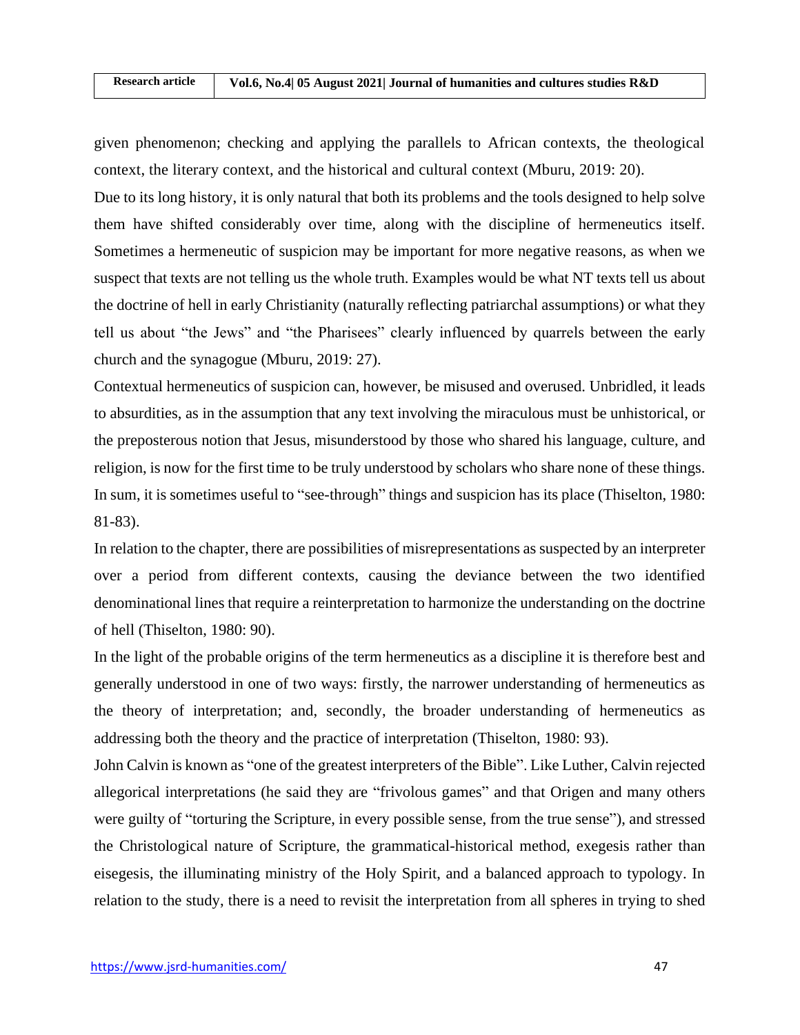given phenomenon; checking and applying the parallels to African contexts, the theological context, the literary context, and the historical and cultural context (Mburu, 2019: 20).

Due to its long history, it is only natural that both its problems and the tools designed to help solve them have shifted considerably over time, along with the discipline of hermeneutics itself. Sometimes a hermeneutic of suspicion may be important for more negative reasons, as when we suspect that texts are not telling us the whole truth. Examples would be what NT texts tell us about the doctrine of hell in early Christianity (naturally reflecting patriarchal assumptions) or what they tell us about "the Jews" and "the Pharisees" clearly influenced by quarrels between the early church and the synagogue (Mburu, 2019: 27).

Contextual hermeneutics of suspicion can, however, be misused and overused. Unbridled, it leads to absurdities, as in the assumption that any text involving the miraculous must be unhistorical, or the preposterous notion that Jesus, misunderstood by those who shared his language, culture, and religion, is now for the first time to be truly understood by scholars who share none of these things. In sum, it is sometimes useful to "see-through" things and suspicion has its place (Thiselton, 1980: 81-83).

In relation to the chapter, there are possibilities of misrepresentations as suspected by an interpreter over a period from different contexts, causing the deviance between the two identified denominational lines that require a reinterpretation to harmonize the understanding on the doctrine of hell (Thiselton, 1980: 90).

In the light of the probable origins of the term hermeneutics as a discipline it is therefore best and generally understood in one of two ways: firstly, the narrower understanding of hermeneutics as the theory of interpretation; and, secondly, the broader understanding of hermeneutics as addressing both the theory and the practice of interpretation (Thiselton, 1980: 93).

John Calvin is known as "one of the greatest interpreters of the Bible". Like Luther, Calvin rejected allegorical interpretations (he said they are "frivolous games" and that Origen and many others were guilty of "torturing the Scripture, in every possible sense, from the true sense"), and stressed the Christological nature of Scripture, the grammatical-historical method, exegesis rather than eisegesis, the illuminating ministry of the Holy Spirit, and a balanced approach to typology. In relation to the study, there is a need to revisit the interpretation from all spheres in trying to shed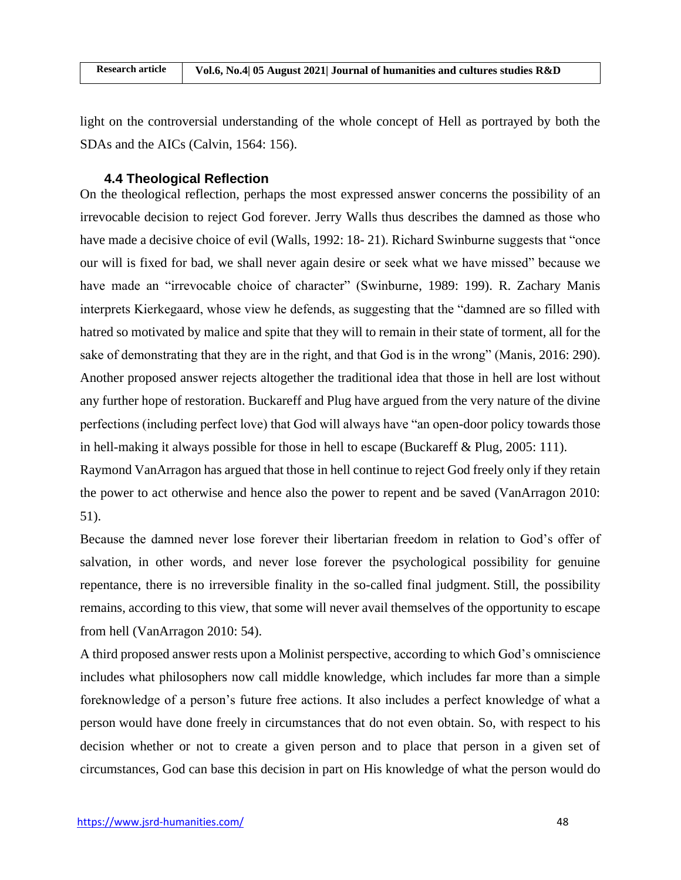light on the controversial understanding of the whole concept of Hell as portrayed by both the SDAs and the AICs (Calvin, 1564: 156).

### 4.4 Theological Reflection

On the theological reflection, perhaps the most expressed answer concerns the possibility of an irrevocable decision to reject God forever. Jerry Walls thus describes the damned as those who have made a decisive choice of evil (Walls, 1992: 18- 21). Richard Swinburne suggests that "once our will is fixed for bad, we shall never again desire or seek what we have missed" because we have made an "irrevocable choice of character" (Swinburne, 1989: 199). R. Zachary Manis interprets Kierkegaard, whose view he defends, as suggesting that the "damned are so filled with hatred so motivated by malice and spite that they will to remain in their state of torment, all for the sake of demonstrating that they are in the right, and that God is in the wrong" (Manis, 2016: 290). Another proposed answer rejects altogether the traditional idea that those in hell are lost without any further hope of restoration. Buckareff and Plug have argued from the very nature of the divine perfections (including perfect love) that God will always have "an open-door policy towards those in hell-making it always possible for those in hell to escape (Buckareff & Plug, 2005: 111).

Raymond VanArragon has argued that those in hell continue to reject God freely only if they retain the power to act otherwise and hence also the power to repent and be saved (VanArragon 2010: 51).

Because the damned never lose forever their libertarian freedom in relation to God's offer of salvation, in other words, and never lose forever the psychological possibility for genuine repentance, there is no irreversible finality in the so-called final judgment. Still, the possibility remains, according to this view, that some will never avail themselves of the opportunity to escape from hell (VanArragon 2010: 54).

A third proposed answer rests upon a Molinist perspective, according to which God's omniscience includes what philosophers now call middle knowledge, which includes far more than a simple foreknowledge of a person's future free actions. It also includes a perfect knowledge of what a person would have done freely in circumstances that do not even obtain. So, with respect to his decision whether or not to create a given person and to place that person in a given set of circumstances, God can base this decision in part on His knowledge of what the person would do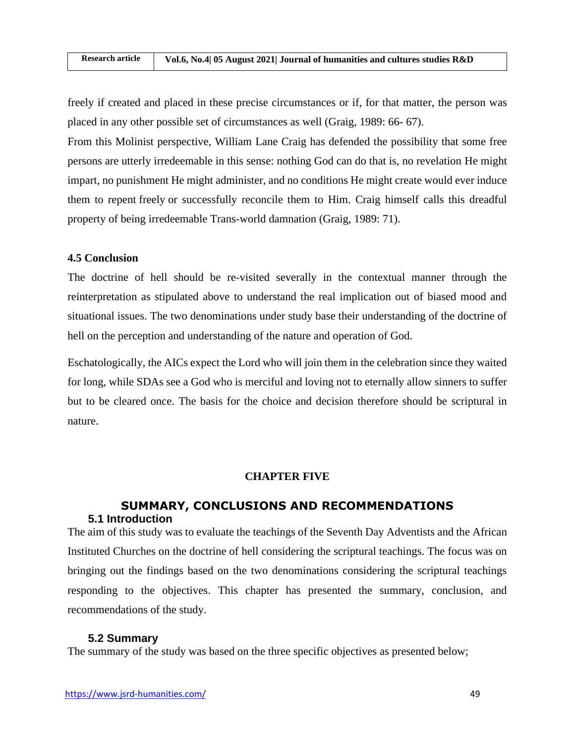freely if created and placed in these precise circumstances or if, for that matter, the person was placed in any other possible set of circumstances as well (Graig, 1989: 66- 67).

From this Molinist perspective, William Lane Craig has defended the possibility that some free persons are utterly irredeemable in this sense: nothing God can do that is, no revelation He might impart, no punishment He might administer, and no conditions He might create would ever induce them to repent freely or successfully reconcile them to Him. Craig himself calls this dreadful property of being irredeemable Trans-world damnation (Graig, 1989: 71).

### 4.5 Conclusion

The doctrine of hell should be re-visited severally in the contextual manner through the reinterpretation as stipulated above to understand the real implication out of biased mood and situational issues. The two denominations under study base their understanding of the doctrine of hell on the perception and understanding of the nature and operation of God.

Eschatologically, the AICs expect the Lord who will join them in the celebration since they waited for long, while SDAs see a God who is merciful and loving not to eternally allow sinners to suffer but to be cleared once. The basis for the choice and decision therefore should be scriptural in nature.

# CHAPTER FIVE

## SUMMARY, CONCLUSIONS AND RECOMMENDATIONS

### 5.1 Introduction

The aim of this study was to evaluate the teachings of the Seventh Day Adventists and the African Instituted Churches on the doctrine of hell considering the scriptural teachings. The focus was on bringing out the findings based on the two denominations considering the scriptural teachings responding to the objectives. This chapter has presented the summary, conclusion, and recommendations of the study.

### 5.2 Summary

The summary of the study was based on the three specific objectives as presented below;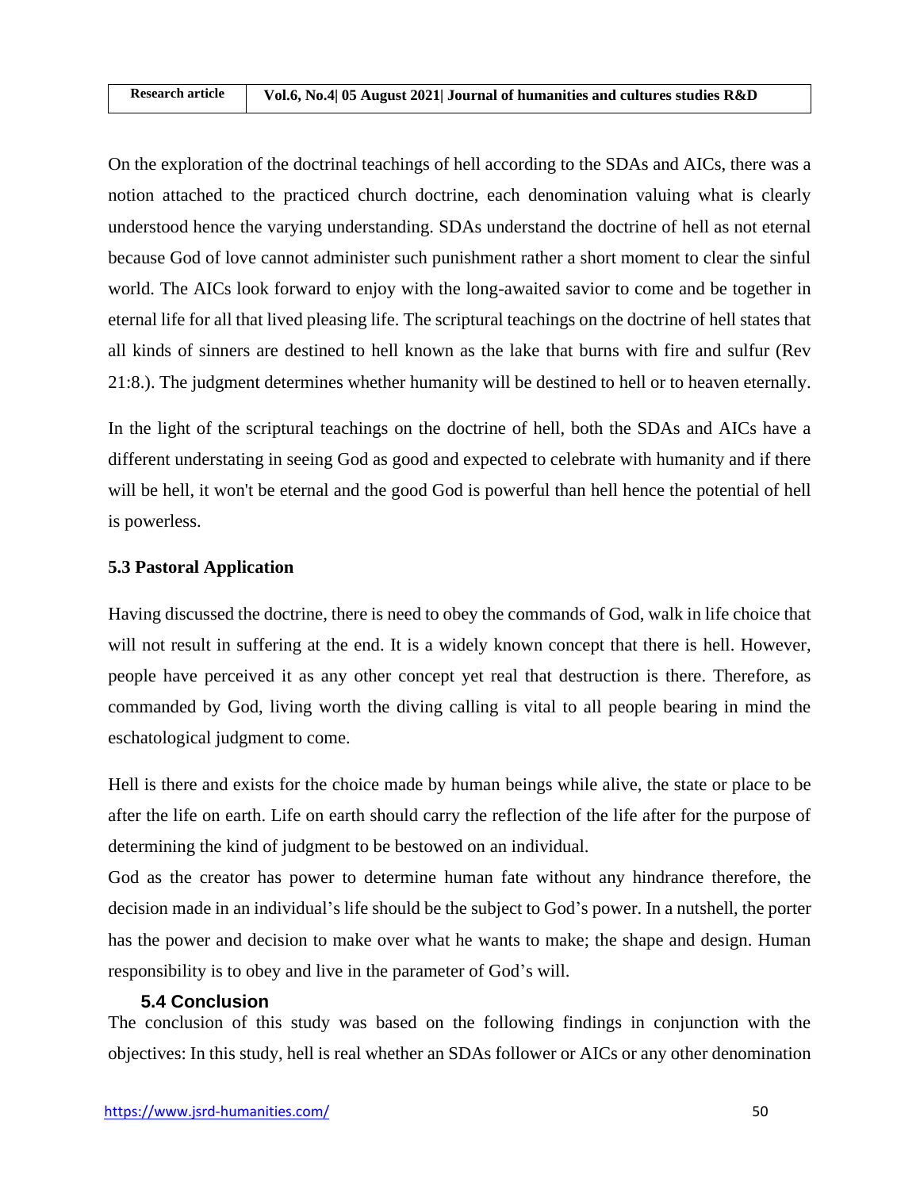On the exploration of the doctrinal teachings of hell according to the SDAs and AICs, there was a notion attached to the practiced church doctrine, each denomination valuing what is clearly understood hence the varying understanding. SDAs understand the doctrine of hell as not eternal because God of love cannot administer such punishment rather a short moment to clear the sinful world. The AICs look forward to enjoy with the long-awaited savior to come and be together in eternal life for all that lived pleasing life. The scriptural teachings on the doctrine of hell states that all kinds of sinners are destined to hell known as the lake that burns with fire and sulfur (Rev 21:8.). The judgment determines whether humanity will be destined to hell or to heaven eternally.

In the light of the scriptural teachings on the doctrine of hell, both the SDAs and AICs have a different understating in seeing God as good and expected to celebrate with humanity and if there will be hell, it won't be eternal and the good God is powerful than hell hence the potential of hell is powerless.

### 5.3 Pastoral Application

Having discussed the doctrine, there is need to obey the commands of God, walk in life choice that will not result in suffering at the end. It is a widely known concept that there is hell. However, people have perceived it as any other concept yet real that destruction is there. Therefore, as commanded by God, living worth the diving calling is vital to all people bearing in mind the eschatological judgment to come.

Hell is there and exists for the choice made by human beings while alive, the state or place to be after the life on earth. Life on earth should carry the reflection of the life after for the purpose of determining the kind of judgment to be bestowed on an individual.

God as the creator has power to determine human fate without any hindrance therefore, the decision made in an individual's life should be the subject to God's power. In a nutshell, the porter has the power and decision to make over what he wants to make; the shape and design. Human responsibility is to obey and live in the parameter of God's will.

### 5.4 Conclusion

The conclusion of this study was based on the following findings in conjunction with the objectives: In this study, hell is real whether an SDAs follower or AICs or any other denomination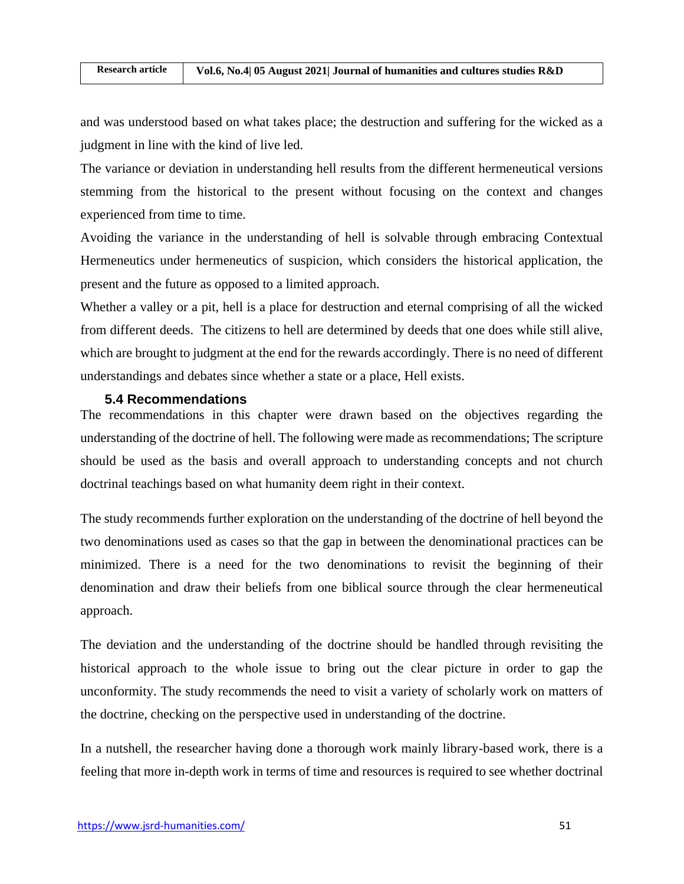and was understood based on what takes place; the destruction and suffering for the wicked as a judgment in line with the kind of live led.

The variance or deviation in understanding hell results from the different hermeneutical versions stemming from the historical to the present without focusing on the context and changes experienced from time to time.

Avoiding the variance in the understanding of hell is solvable through embracing Contextual Hermeneutics under hermeneutics of suspicion, which considers the historical application, the present and the future as opposed to a limited approach.

Whether a valley or a pit, hell is a place for destruction and eternal comprising of all the wicked from different deeds. The citizens to hell are determined by deeds that one does while still alive, which are brought to judgment at the end for the rewards accordingly. There is no need of different understandings and debates since whether a state or a place, Hell exists.

### 5.4 Recommendations

The recommendations in this chapter were drawn based on the objectives regarding the understanding of the doctrine of hell. The following were made as recommendations; The scripture should be used as the basis and overall approach to understanding concepts and not church doctrinal teachings based on what humanity deem right in their context.

The study recommends further exploration on the understanding of the doctrine of hell beyond the two denominations used as cases so that the gap in between the denominational practices can be minimized. There is a need for the two denominations to revisit the beginning of their denomination and draw their beliefs from one biblical source through the clear hermeneutical approach.

The deviation and the understanding of the doctrine should be handled through revisiting the historical approach to the whole issue to bring out the clear picture in order to gap the unconformity. The study recommends the need to visit a variety of scholarly work on matters of the doctrine, checking on the perspective used in understanding of the doctrine.

In a nutshell, the researcher having done a thorough work mainly library-based work, there is a feeling that more in-depth work in terms of time and resources is required to see whether doctrinal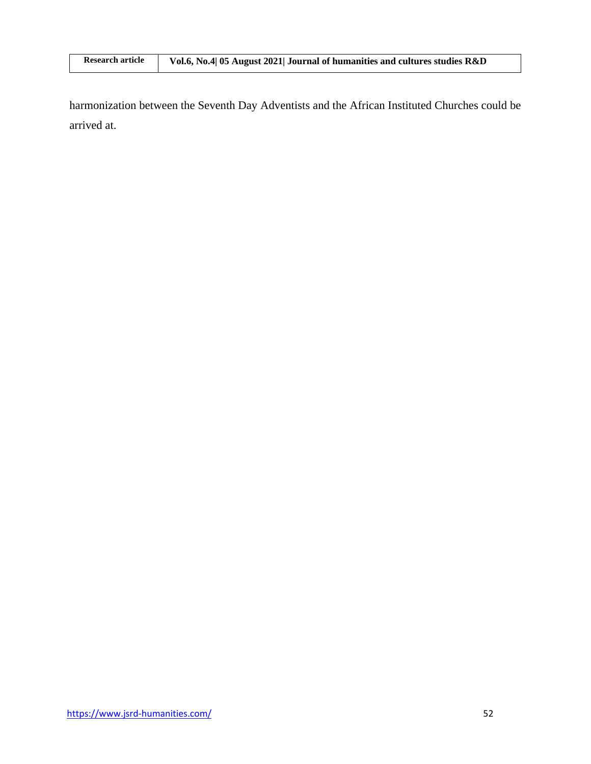harmonization between the Seventh Day Adventists and the African Instituted Churches could be arrived at.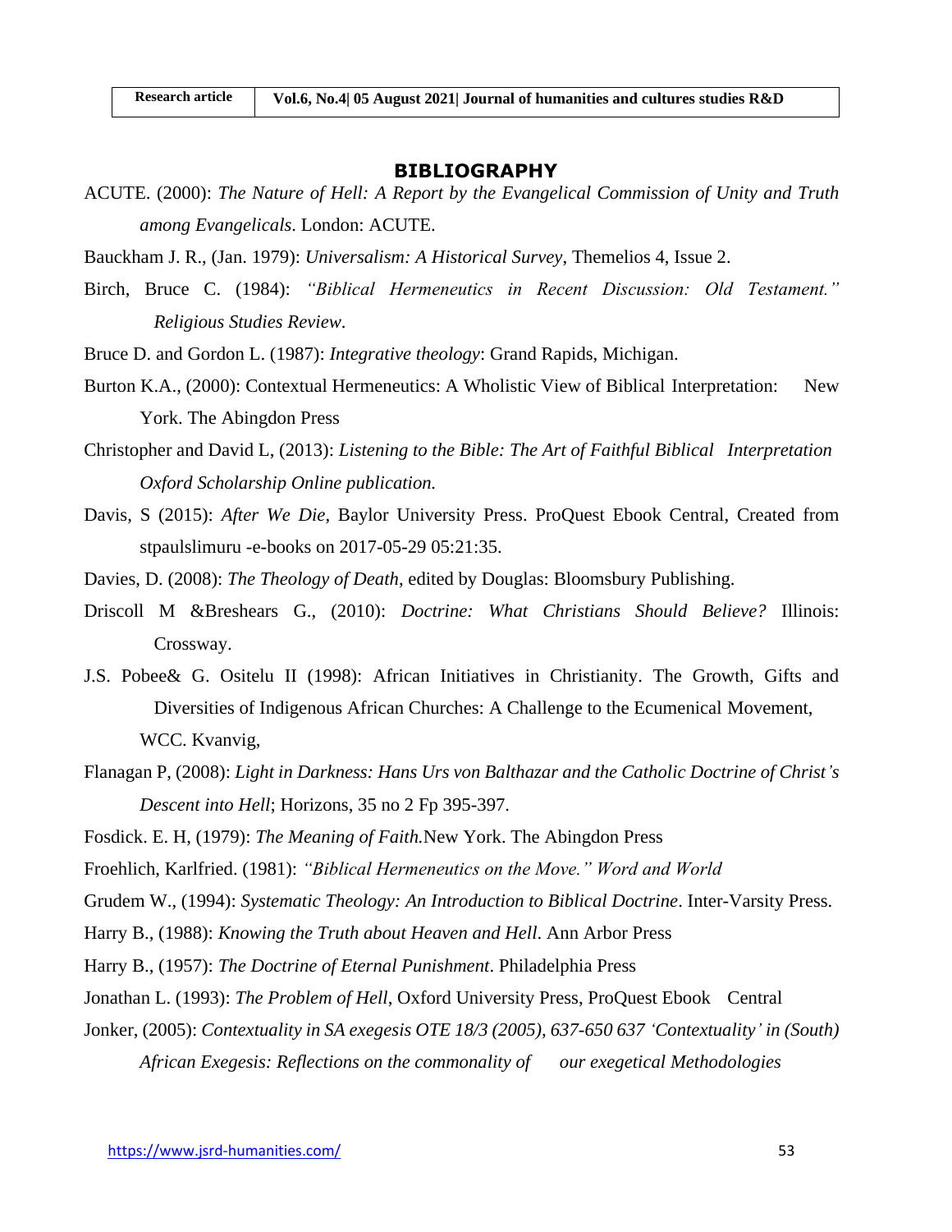## BIBLIOGRAPHY

ACUTE. (2000): *The Nature of Hell: A Report by the Evangelical Commission of Unity and Truth among Evangelicals*. London: ACUTE.

Bauckham J. R., (Jan. 1979): *Universalism: A Historical Survey*, Themelios 4, Issue 2.

Birch, Bruce C. (1984): *"Biblical Hermeneutics in Recent Discussion: Old Testament." Religious Studies Review*.

Bruce D. and Gordon L. (1987): *Integrative theology*: Grand Rapids, Michigan.

Burton K.A., (2000): Contextual Hermeneutics: A Wholistic View of Biblical Interpretation: New York. The Abingdon Press

Christopher and David L, (2013): *Listening to the Bible: The Art of Faithful Biblical Interpretation Oxford Scholarship Online publication.*

Davis, S (2015): *After We Die*, Baylor University Press. ProQuest Ebook Central, Created from stpaulslimuru -e-books on 2017-05-29 05:21:35.

Davies, D. (2008): *The Theology of Death*, edited by Douglas: Bloomsbury Publishing.

Driscoll M &Breshears G., (2010): *Doctrine: What Christians Should Believe?* Illinois: Crossway.

J.S. Pobee& G. Ositelu II (1998): African Initiatives in Christianity. The Growth, Gifts and Diversities of Indigenous African Churches: A Challenge to the Ecumenical Movement, WCC. Kvanvig,

Flanagan P, (2008): *Light in Darkness: Hans Urs von Balthazar and the Catholic Doctrine of Christ's Descent into Hell*; Horizons, 35 no 2 Fp 395-397.

Fosdick. E. H, (1979): *The Meaning of Faith.*New York. The Abingdon Press

Froehlich, Karlfried. (1981): *"Biblical Hermeneutics on the Move." Word and World*

Grudem W., (1994): *Systematic Theology: An Introduction to Biblical Doctrine*. Inter-Varsity Press.

Harry B., (1988): *Knowing the Truth about Heaven and Hell*. Ann Arbor Press

Harry B., (1957): *The Doctrine of Eternal Punishment*. Philadelphia Press

Jonathan L. (1993): *The Problem of Hell*, Oxford University Press, ProQuest Ebook Central

Jonker, (2005): *Contextuality in SA exegesis OTE 18/3 (2005), 637-650 637 'Contextuality' in (South) African Exegesis: Reflections on the commonality of our exegetical Methodologies*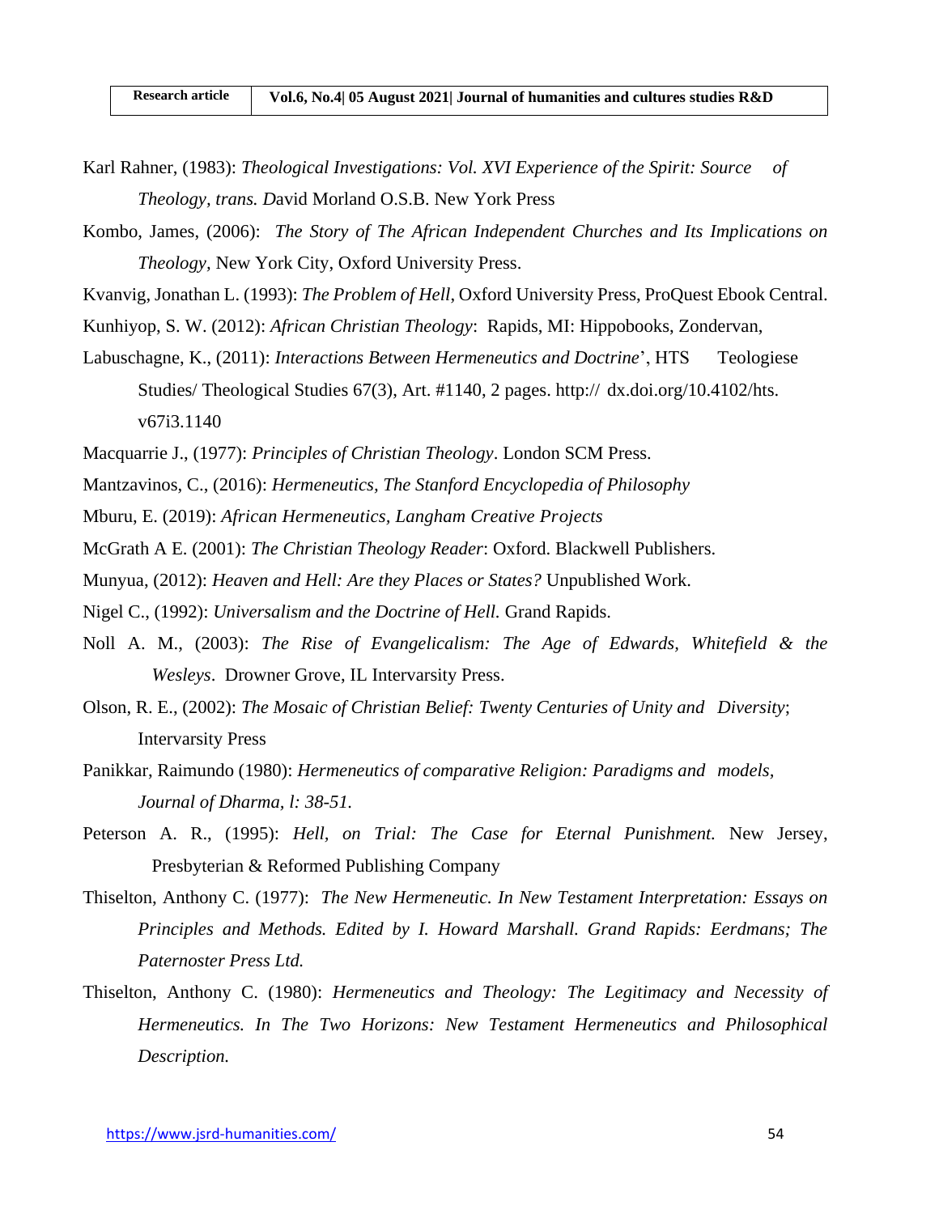Karl Rahner, (1983): *Theological Investigations: Vol. XVI Experience of the Spirit: Source of Theology, trans. D*avid Morland O.S.B. New York Press

Kombo, James, (2006): *The Story of The African Independent Churches and Its Implications on Theology*, New York City, Oxford University Press.

Kvanvig, Jonathan L. (1993): *The Problem of Hell*, Oxford University Press, ProQuest Ebook Central.

Kunhiyop, S. W. (2012): *African Christian Theology*: Rapids, MI: Hippobooks, Zondervan,

Labuschagne, K., (2011): *Interactions Between Hermeneutics and Doctrine*', HTS Teologiese Studies/ Theological Studies 67(3), Art. #1140, 2 pages. http:// dx.doi.org/10.4102/hts. v67i3.1140

Macquarrie J., (1977): *Principles of Christian Theology*. London SCM Press.

Mantzavinos, C., (2016): *Hermeneutics, The Stanford Encyclopedia of Philosophy*

Mburu, E. (2019): *African Hermeneutics, Langham Creative Projects*

McGrath A E. (2001): *The Christian Theology Reader*: Oxford. Blackwell Publishers.

Munyua, (2012): *Heaven and Hell: Are they Places or States?* Unpublished Work.

Nigel C., (1992): *Universalism and the Doctrine of Hell.* Grand Rapids.

Noll A. M., (2003): *The Rise of Evangelicalism: The Age of Edwards, Whitefield & the Wesleys*. Drowner Grove, IL Intervarsity Press.

Olson, R. E., (2002): *The Mosaic of Christian Belief: Twenty Centuries of Unity and Diversity*; Intervarsity Press

Panikkar, Raimundo (1980): *Hermeneutics of comparative Religion: Paradigms and models, Journal of Dharma, l: 38-51.*

Peterson A. R., (1995): *Hell, on Trial: The Case for Eternal Punishment.* New Jersey, Presbyterian & Reformed Publishing Company

Thiselton, Anthony C. (1977): *The New Hermeneutic. In New Testament Interpretation: Essays on Principles and Methods. Edited by I. Howard Marshall. Grand Rapids: Eerdmans; The Paternoster Press Ltd.*

Thiselton, Anthony C. (1980): *Hermeneutics and Theology: The Legitimacy and Necessity of Hermeneutics. In The Two Horizons: New Testament Hermeneutics and Philosophical Description.*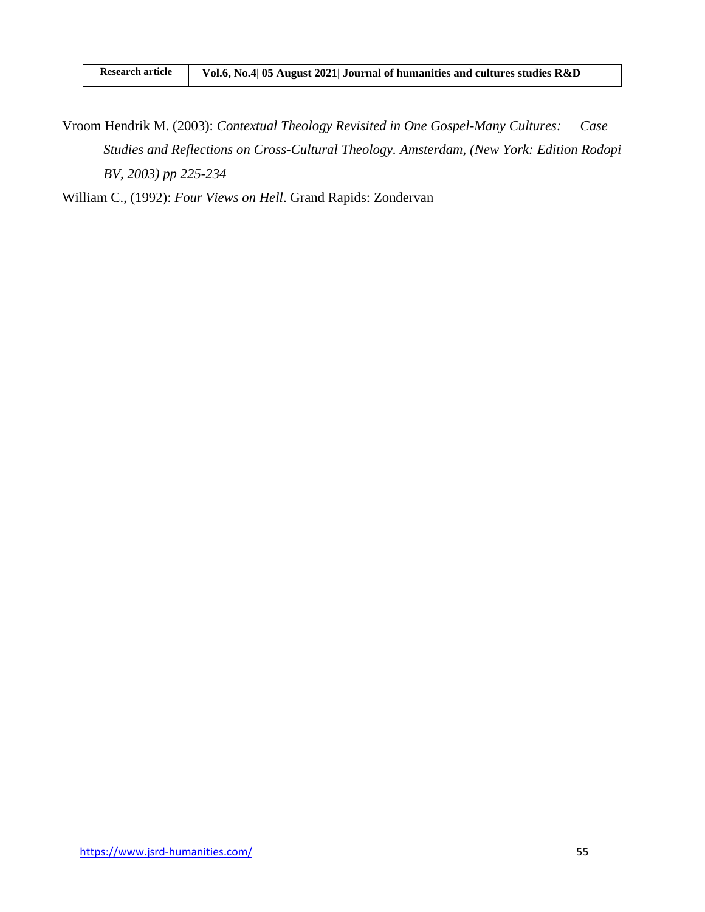Vroom Hendrik M. (2003): *Contextual Theology Revisited in One Gospel-Many Cultures: Case Studies and Reflections on Cross-Cultural Theology. Amsterdam, (New York: Edition Rodopi BV, 2003) pp 225-234*

William C., (1992): *Four Views on Hell*. Grand Rapids: Zondervan